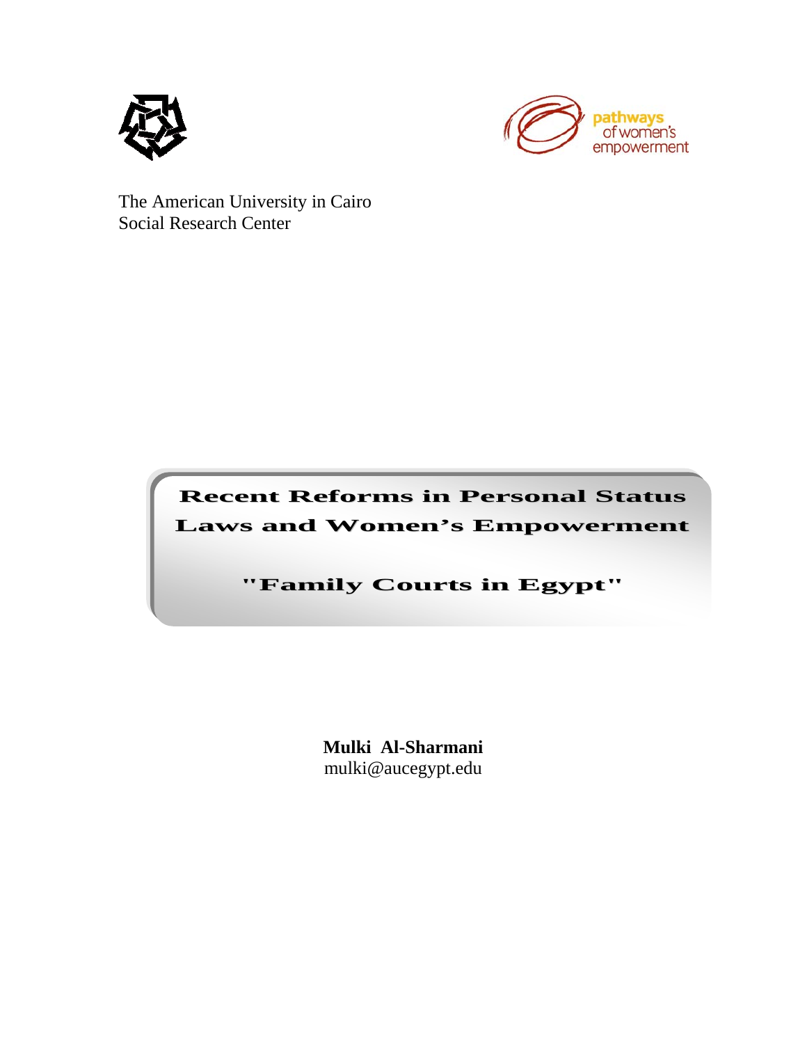pathways of women's empowerment

The American University in Cairo
Social Research Center

# Recent Reforms in Personal Status Laws and Women's Empowerment

## "Family Courts in Egypt"

**Mulki Al-Sharmani**
mulki@aucegypt.edu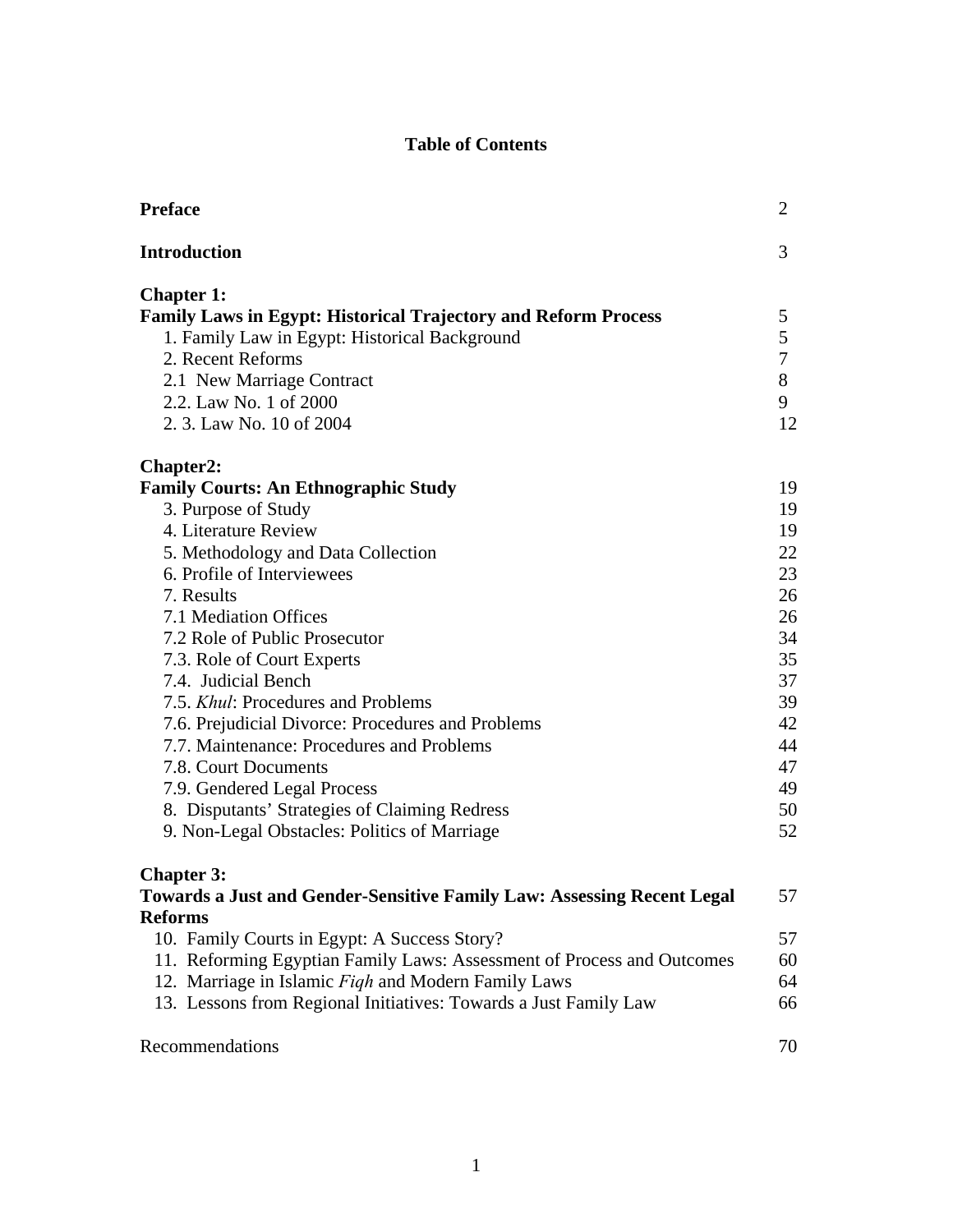# Table of Contents

| | |
|---|---|
| **Preface** | 2 |
| **Introduction** | 3 |
| **Chapter 1:** | |
| **Family Laws in Egypt: Historical Trajectory and Reform Process** | 5 |
| 1. Family Law in Egypt: Historical Background | 5 |
| 2. Recent Reforms | 7 |
| 2.1 New Marriage Contract | 8 |
| 2.2. Law No. 1 of 2000 | 9 |
| 2. 3. Law No. 10 of 2004 | 12 |
| **Chapter2:** | |
| **Family Courts: An Ethnographic Study** | 19 |
| 3. Purpose of Study | 19 |
| 4. Literature Review | 19 |
| 5. Methodology and Data Collection | 22 |
| 6. Profile of Interviewees | 23 |
| 7. Results | 26 |
| 7.1 Mediation Offices | 26 |
| 7.2 Role of Public Prosecutor | 34 |
| 7.3. Role of Court Experts | 35 |
| 7.4. Judicial Bench | 37 |
| 7.5. *Khul*: Procedures and Problems | 39 |
| 7.6. Prejudicial Divorce: Procedures and Problems | 42 |
| 7.7. Maintenance: Procedures and Problems | 44 |
| 7.8. Court Documents | 47 |
| 7.9. Gendered Legal Process | 49 |
| 8. Disputants' Strategies of Claiming Redress | 50 |
| 9. Non-Legal Obstacles: Politics of Marriage | 52 |
| **Chapter 3:** | |
| **Towards a Just and Gender-Sensitive Family Law: Assessing Recent Legal Reforms** | 57 |
| 10. Family Courts in Egypt: A Success Story? | 57 |
| 11. Reforming Egyptian Family Laws: Assessment of Process and Outcomes | 60 |
| 12. Marriage in Islamic *Fiqh* and Modern Family Laws | 64 |
| 13. Lessons from Regional Initiatives: Towards a Just Family Law | 66 |
| Recommendations | 70 |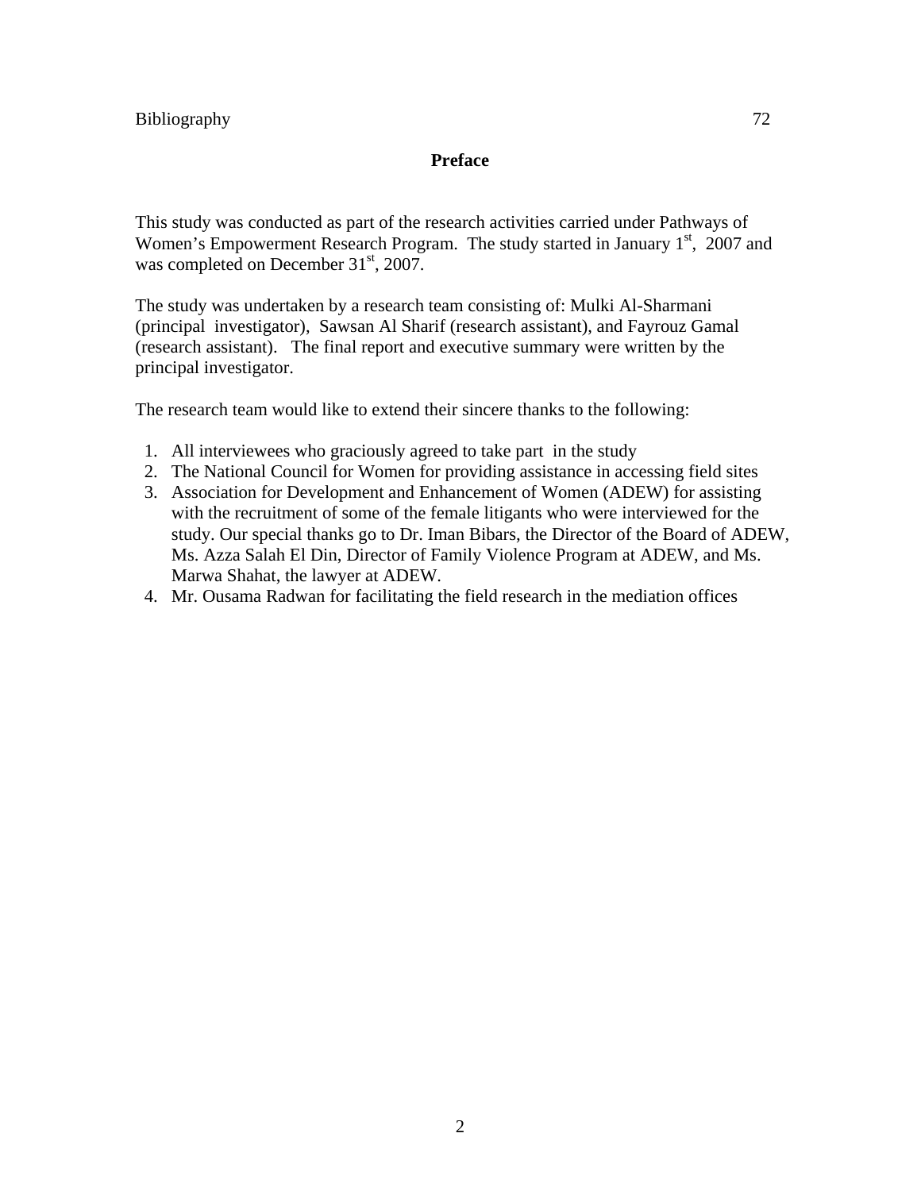Bibliography 72

## Preface

This study was conducted as part of the research activities carried under Pathways of Women's Empowerment Research Program. The study started in January 1st, 2007 and was completed on December 31st, 2007.

The study was undertaken by a research team consisting of: Mulki Al-Sharmani (principal investigator), Sawsan Al Sharif (research assistant), and Fayrouz Gamal (research assistant). The final report and executive summary were written by the principal investigator.

The research team would like to extend their sincere thanks to the following:

1. All interviewees who graciously agreed to take part in the study
2. The National Council for Women for providing assistance in accessing field sites
3. Association for Development and Enhancement of Women (ADEW) for assisting with the recruitment of some of the female litigants who were interviewed for the study. Our special thanks go to Dr. Iman Bibars, the Director of the Board of ADEW, Ms. Azza Salah El Din, Director of Family Violence Program at ADEW, and Ms. Marwa Shahat, the lawyer at ADEW.
4. Mr. Ousama Radwan for facilitating the field research in the mediation offices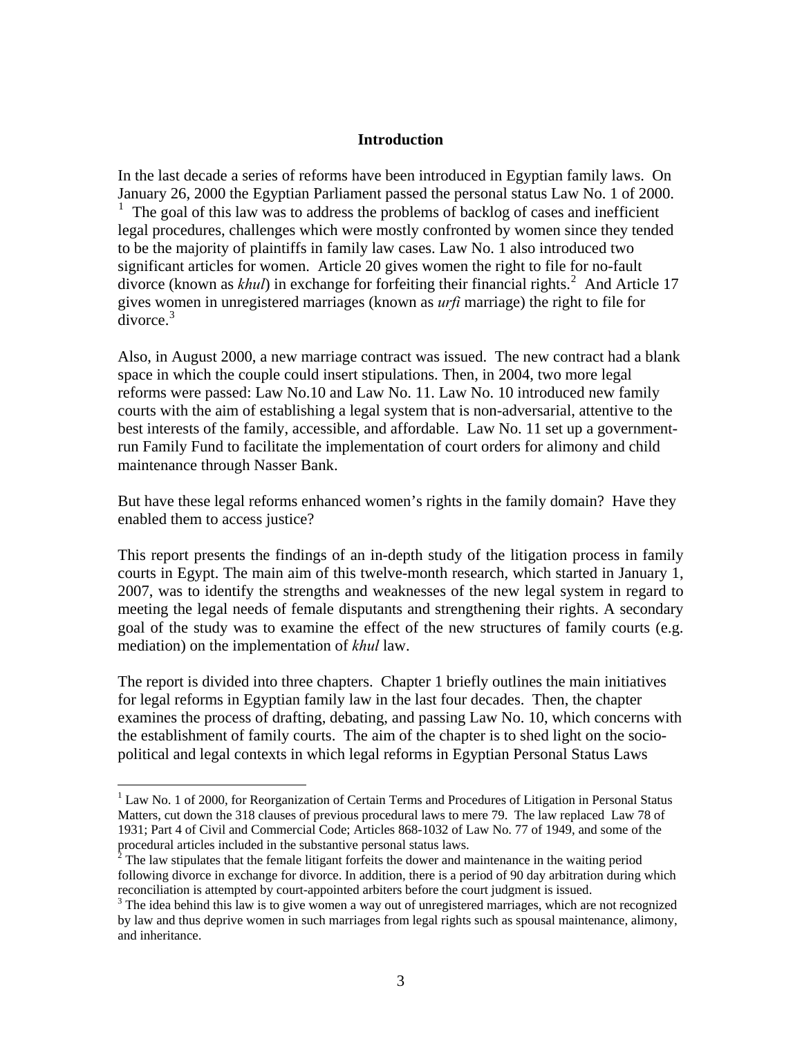## Introduction

In the last decade a series of reforms have been introduced in Egyptian family laws. On January 26, 2000 the Egyptian Parliament passed the personal status Law No. 1 of 2000. [1] The goal of this law was to address the problems of backlog of cases and inefficient legal procedures, challenges which were mostly confronted by women since they tended to be the majority of plaintiffs in family law cases. Law No. 1 also introduced two significant articles for women. Article 20 gives women the right to file for no-fault divorce (known as *khul*) in exchange for forfeiting their financial rights.[2] And Article 17 gives women in unregistered marriages (known as *urfi* marriage) the right to file for divorce.[3]

Also, in August 2000, a new marriage contract was issued. The new contract had a blank space in which the couple could insert stipulations. Then, in 2004, two more legal reforms were passed: Law No.10 and Law No. 11. Law No. 10 introduced new family courts with the aim of establishing a legal system that is non-adversarial, attentive to the best interests of the family, accessible, and affordable. Law No. 11 set up a government-run Family Fund to facilitate the implementation of court orders for alimony and child maintenance through Nasser Bank.

But have these legal reforms enhanced women's rights in the family domain? Have they enabled them to access justice?

This report presents the findings of an in-depth study of the litigation process in family courts in Egypt. The main aim of this twelve-month research, which started in January 1, 2007, was to identify the strengths and weaknesses of the new legal system in regard to meeting the legal needs of female disputants and strengthening their rights. A secondary goal of the study was to examine the effect of the new structures of family courts (e.g. mediation) on the implementation of *khul* law.

The report is divided into three chapters. Chapter 1 briefly outlines the main initiatives for legal reforms in Egyptian family law in the last four decades. Then, the chapter examines the process of drafting, debating, and passing Law No. 10, which concerns with the establishment of family courts. The aim of the chapter is to shed light on the socio-political and legal contexts in which legal reforms in Egyptian Personal Status Laws

---

[1] Law No. 1 of 2000, for Reorganization of Certain Terms and Procedures of Litigation in Personal Status Matters, cut down the 318 clauses of previous procedural laws to mere 79. The law replaced Law 78 of 1931; Part 4 of Civil and Commercial Code; Articles 868-1032 of Law No. 77 of 1949, and some of the procedural articles included in the substantive personal status laws.

[2] The law stipulates that the female litigant forfeits the dower and maintenance in the waiting period following divorce in exchange for divorce. In addition, there is a period of 90 day arbitration during which reconciliation is attempted by court-appointed arbiters before the court judgment is issued.

[3] The idea behind this law is to give women a way out of unregistered marriages, which are not recognized by law and thus deprive women in such marriages from legal rights such as spousal maintenance, alimony, and inheritance.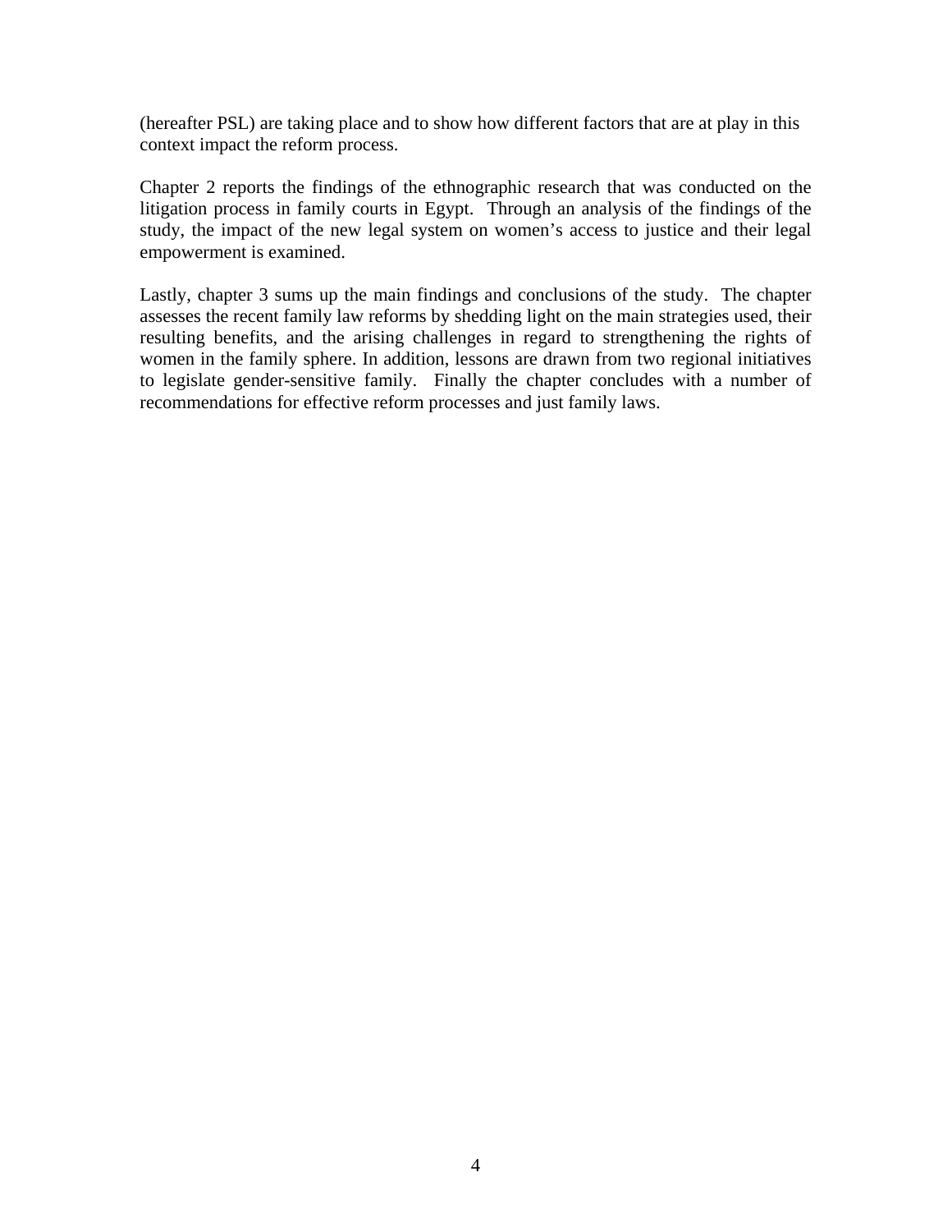(hereafter PSL) are taking place and to show how different factors that are at play in this context impact the reform process.

Chapter 2 reports the findings of the ethnographic research that was conducted on the litigation process in family courts in Egypt. Through an analysis of the findings of the study, the impact of the new legal system on women's access to justice and their legal empowerment is examined.

Lastly, chapter 3 sums up the main findings and conclusions of the study. The chapter assesses the recent family law reforms by shedding light on the main strategies used, their resulting benefits, and the arising challenges in regard to strengthening the rights of women in the family sphere. In addition, lessons are drawn from two regional initiatives to legislate gender-sensitive family. Finally the chapter concludes with a number of recommendations for effective reform processes and just family laws.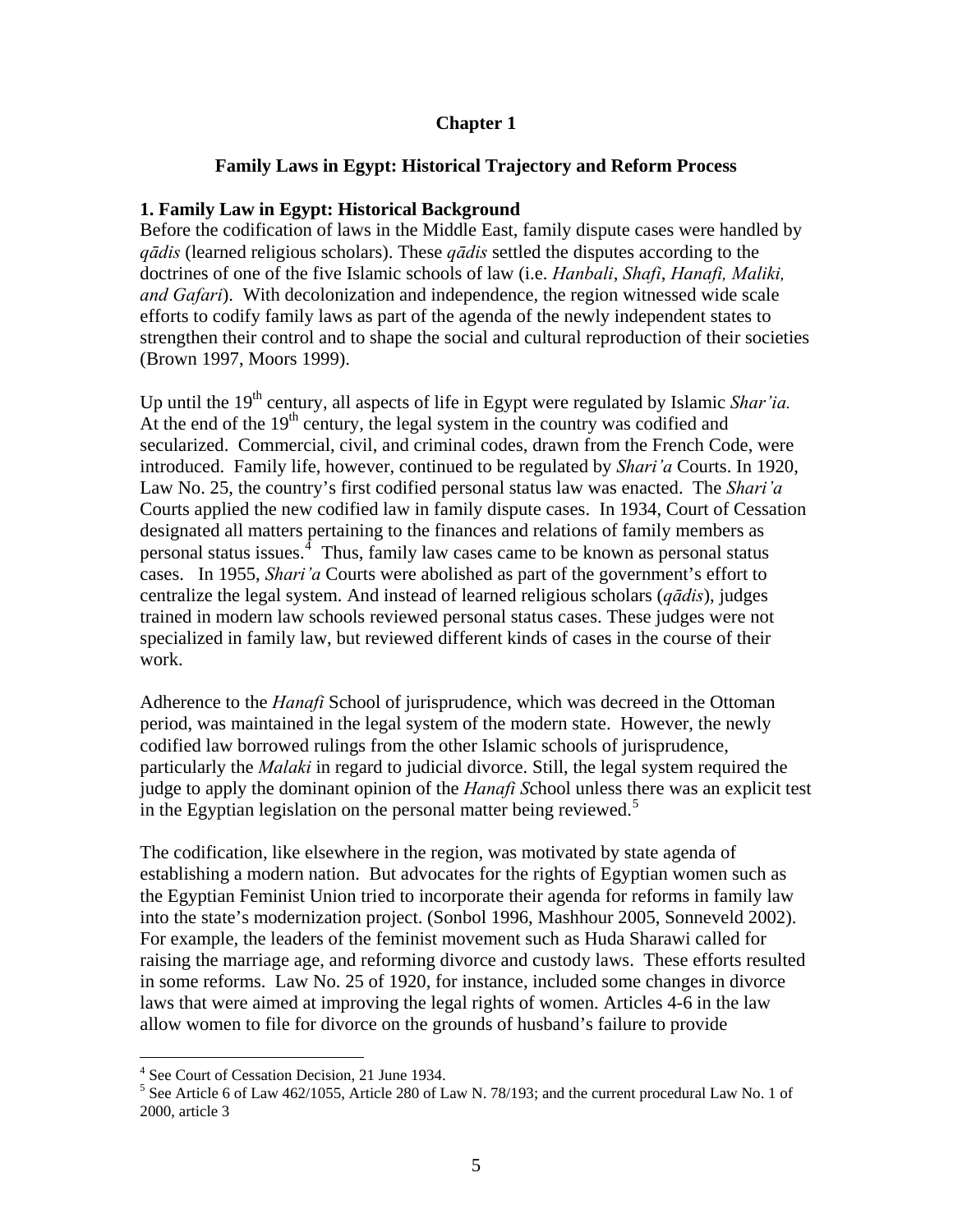# Chapter 1

## Family Laws in Egypt: Historical Trajectory and Reform Process

### 1. Family Law in Egypt: Historical Background

Before the codification of laws in the Middle East, family dispute cases were handled by *qādis* (learned religious scholars). These *qādis* settled the disputes according to the doctrines of one of the five Islamic schools of law (i.e. *Hanbali*, *Shafi*, *Hanafi, Maliki, and Gafari*). With decolonization and independence, the region witnessed wide scale efforts to codify family laws as part of the agenda of the newly independent states to strengthen their control and to shape the social and cultural reproduction of their societies (Brown 1997, Moors 1999).

Up until the 19th century, all aspects of life in Egypt were regulated by Islamic *Shar'ia.* At the end of the 19th century, the legal system in the country was codified and secularized. Commercial, civil, and criminal codes, drawn from the French Code, were introduced. Family life, however, continued to be regulated by *Shari'a* Courts. In 1920, Law No. 25, the country's first codified personal status law was enacted. The *Shari'a* Courts applied the new codified law in family dispute cases. In 1934, Court of Cessation designated all matters pertaining to the finances and relations of family members as personal status issues.[4] Thus, family law cases came to be known as personal status cases. In 1955, *Shari'a* Courts were abolished as part of the government's effort to centralize the legal system. And instead of learned religious scholars (*qādis*), judges trained in modern law schools reviewed personal status cases. These judges were not specialized in family law, but reviewed different kinds of cases in the course of their work.

Adherence to the *Hanafi* School of jurisprudence, which was decreed in the Ottoman period, was maintained in the legal system of the modern state. However, the newly codified law borrowed rulings from the other Islamic schools of jurisprudence, particularly the *Malaki* in regard to judicial divorce. Still, the legal system required the judge to apply the dominant opinion of the *Hanafi S*chool unless there was an explicit test in the Egyptian legislation on the personal matter being reviewed.[5]

The codification, like elsewhere in the region, was motivated by state agenda of establishing a modern nation. But advocates for the rights of Egyptian women such as the Egyptian Feminist Union tried to incorporate their agenda for reforms in family law into the state's modernization project. (Sonbol 1996, Mashhour 2005, Sonneveld 2002). For example, the leaders of the feminist movement such as Huda Sharawi called for raising the marriage age, and reforming divorce and custody laws. These efforts resulted in some reforms. Law No. 25 of 1920, for instance, included some changes in divorce laws that were aimed at improving the legal rights of women. Articles 4-6 in the law allow women to file for divorce on the grounds of husband's failure to provide

---

[4] See Court of Cessation Decision, 21 June 1934.

[5] See Article 6 of Law 462/1055, Article 280 of Law N. 78/193; and the current procedural Law No. 1 of 2000, article 3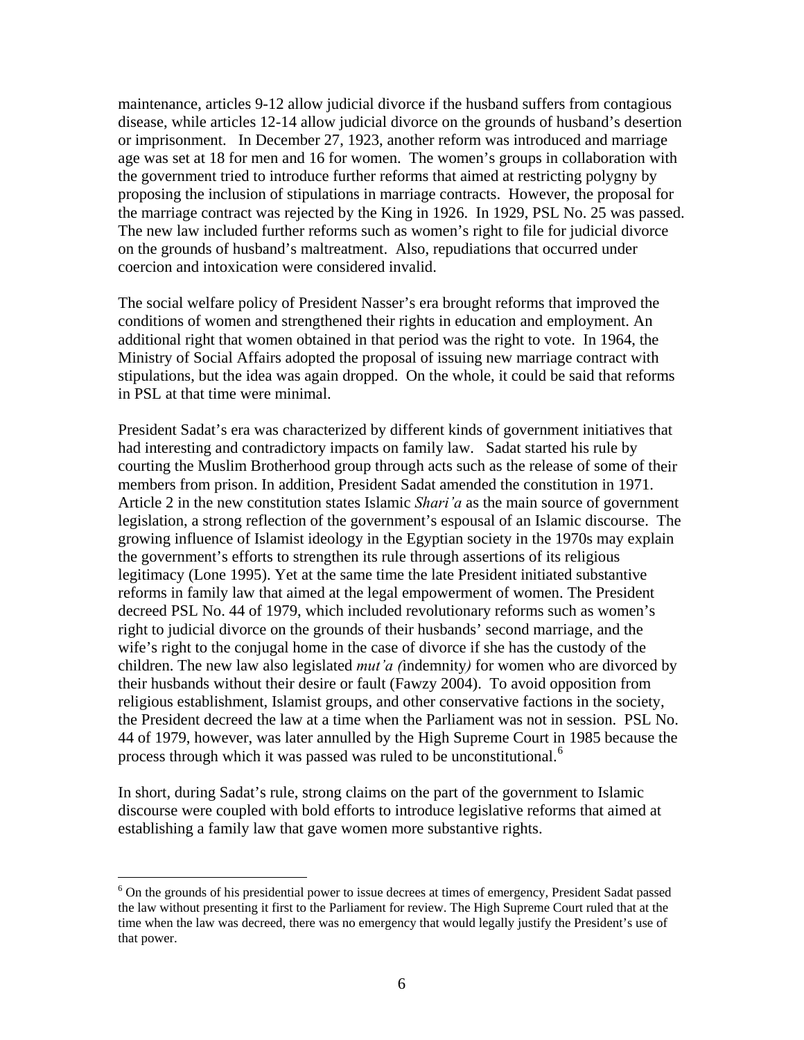maintenance, articles 9-12 allow judicial divorce if the husband suffers from contagious disease, while articles 12-14 allow judicial divorce on the grounds of husband's desertion or imprisonment. In December 27, 1923, another reform was introduced and marriage age was set at 18 for men and 16 for women. The women's groups in collaboration with the government tried to introduce further reforms that aimed at restricting polygny by proposing the inclusion of stipulations in marriage contracts. However, the proposal for the marriage contract was rejected by the King in 1926. In 1929, PSL No. 25 was passed. The new law included further reforms such as women's right to file for judicial divorce on the grounds of husband's maltreatment. Also, repudiations that occurred under coercion and intoxication were considered invalid.

The social welfare policy of President Nasser's era brought reforms that improved the conditions of women and strengthened their rights in education and employment. An additional right that women obtained in that period was the right to vote. In 1964, the Ministry of Social Affairs adopted the proposal of issuing new marriage contract with stipulations, but the idea was again dropped. On the whole, it could be said that reforms in PSL at that time were minimal.

President Sadat's era was characterized by different kinds of government initiatives that had interesting and contradictory impacts on family law. Sadat started his rule by courting the Muslim Brotherhood group through acts such as the release of some of their members from prison. In addition, President Sadat amended the constitution in 1971. Article 2 in the new constitution states Islamic *Shari'a* as the main source of government legislation, a strong reflection of the government's espousal of an Islamic discourse. The growing influence of Islamist ideology in the Egyptian society in the 1970s may explain the government's efforts to strengthen its rule through assertions of its religious legitimacy (Lone 1995). Yet at the same time the late President initiated substantive reforms in family law that aimed at the legal empowerment of women. The President decreed PSL No. 44 of 1979, which included revolutionary reforms such as women's right to judicial divorce on the grounds of their husbands' second marriage, and the wife's right to the conjugal home in the case of divorce if she has the custody of the children. The new law also legislated *mut'a (*indemnity*)* for women who are divorced by their husbands without their desire or fault (Fawzy 2004). To avoid opposition from religious establishment, Islamist groups, and other conservative factions in the society, the President decreed the law at a time when the Parliament was not in session. PSL No. 44 of 1979, however, was later annulled by the High Supreme Court in 1985 because the process through which it was passed was ruled to be unconstitutional.[6]

In short, during Sadat's rule, strong claims on the part of the government to Islamic discourse were coupled with bold efforts to introduce legislative reforms that aimed at establishing a family law that gave women more substantive rights.

---

[6] On the grounds of his presidential power to issue decrees at times of emergency, President Sadat passed the law without presenting it first to the Parliament for review. The High Supreme Court ruled that at the time when the law was decreed, there was no emergency that would legally justify the President's use of that power.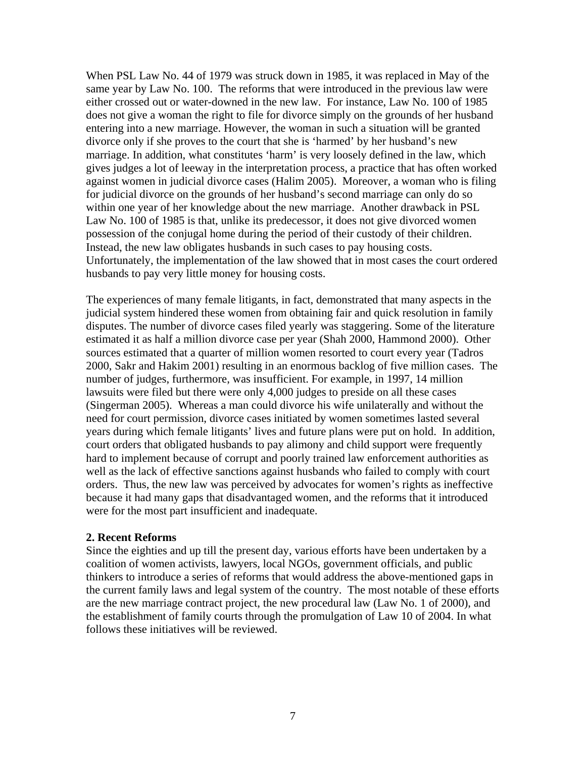When PSL Law No. 44 of 1979 was struck down in 1985, it was replaced in May of the same year by Law No. 100. The reforms that were introduced in the previous law were either crossed out or water-downed in the new law. For instance, Law No. 100 of 1985 does not give a woman the right to file for divorce simply on the grounds of her husband entering into a new marriage. However, the woman in such a situation will be granted divorce only if she proves to the court that she is 'harmed' by her husband's new marriage. In addition, what constitutes 'harm' is very loosely defined in the law, which gives judges a lot of leeway in the interpretation process, a practice that has often worked against women in judicial divorce cases (Halim 2005). Moreover, a woman who is filing for judicial divorce on the grounds of her husband's second marriage can only do so within one year of her knowledge about the new marriage. Another drawback in PSL Law No. 100 of 1985 is that, unlike its predecessor, it does not give divorced women possession of the conjugal home during the period of their custody of their children. Instead, the new law obligates husbands in such cases to pay housing costs. Unfortunately, the implementation of the law showed that in most cases the court ordered husbands to pay very little money for housing costs.

The experiences of many female litigants, in fact, demonstrated that many aspects in the judicial system hindered these women from obtaining fair and quick resolution in family disputes. The number of divorce cases filed yearly was staggering. Some of the literature estimated it as half a million divorce case per year (Shah 2000, Hammond 2000). Other sources estimated that a quarter of million women resorted to court every year (Tadros 2000, Sakr and Hakim 2001) resulting in an enormous backlog of five million cases. The number of judges, furthermore, was insufficient. For example, in 1997, 14 million lawsuits were filed but there were only 4,000 judges to preside on all these cases (Singerman 2005). Whereas a man could divorce his wife unilaterally and without the need for court permission, divorce cases initiated by women sometimes lasted several years during which female litigants' lives and future plans were put on hold. In addition, court orders that obligated husbands to pay alimony and child support were frequently hard to implement because of corrupt and poorly trained law enforcement authorities as well as the lack of effective sanctions against husbands who failed to comply with court orders. Thus, the new law was perceived by advocates for women's rights as ineffective because it had many gaps that disadvantaged women, and the reforms that it introduced were for the most part insufficient and inadequate.

**2. Recent Reforms**

Since the eighties and up till the present day, various efforts have been undertaken by a coalition of women activists, lawyers, local NGOs, government officials, and public thinkers to introduce a series of reforms that would address the above-mentioned gaps in the current family laws and legal system of the country. The most notable of these efforts are the new marriage contract project, the new procedural law (Law No. 1 of 2000), and the establishment of family courts through the promulgation of Law 10 of 2004. In what follows these initiatives will be reviewed.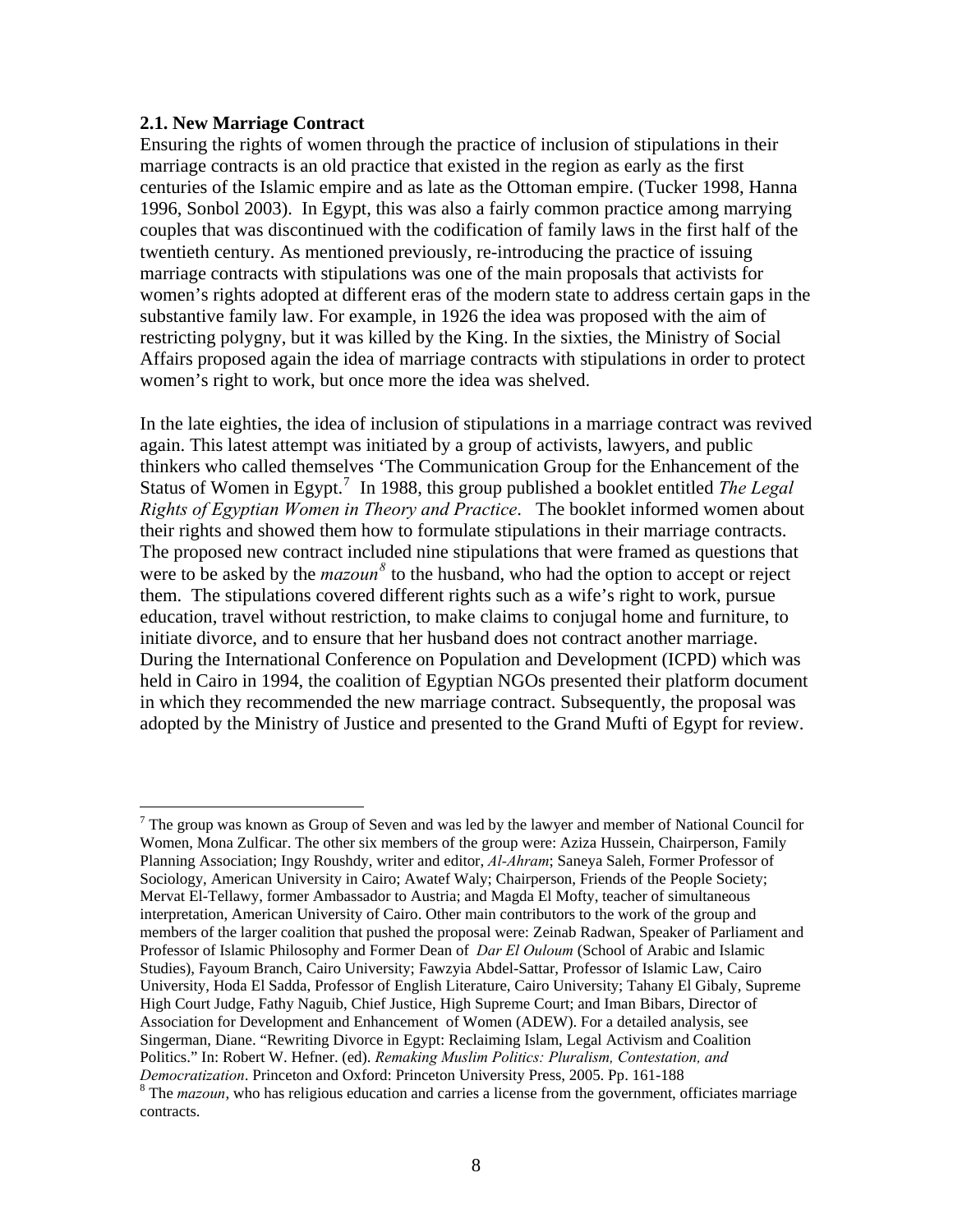### 2.1. New Marriage Contract

Ensuring the rights of women through the practice of inclusion of stipulations in their marriage contracts is an old practice that existed in the region as early as the first centuries of the Islamic empire and as late as the Ottoman empire. (Tucker 1998, Hanna 1996, Sonbol 2003). In Egypt, this was also a fairly common practice among marrying couples that was discontinued with the codification of family laws in the first half of the twentieth century. As mentioned previously, re-introducing the practice of issuing marriage contracts with stipulations was one of the main proposals that activists for women's rights adopted at different eras of the modern state to address certain gaps in the substantive family law. For example, in 1926 the idea was proposed with the aim of restricting polygny, but it was killed by the King. In the sixties, the Ministry of Social Affairs proposed again the idea of marriage contracts with stipulations in order to protect women's right to work, but once more the idea was shelved.

In the late eighties, the idea of inclusion of stipulations in a marriage contract was revived again. This latest attempt was initiated by a group of activists, lawyers, and public thinkers who called themselves 'The Communication Group for the Enhancement of the Status of Women in Egypt.[7] In 1988, this group published a booklet entitled *The Legal Rights of Egyptian Women in Theory and Practice*. The booklet informed women about their rights and showed them how to formulate stipulations in their marriage contracts. The proposed new contract included nine stipulations that were framed as questions that were to be asked by the *mazoun*[8] to the husband, who had the option to accept or reject them. The stipulations covered different rights such as a wife's right to work, pursue education, travel without restriction, to make claims to conjugal home and furniture, to initiate divorce, and to ensure that her husband does not contract another marriage. During the International Conference on Population and Development (ICPD) which was held in Cairo in 1994, the coalition of Egyptian NGOs presented their platform document in which they recommended the new marriage contract. Subsequently, the proposal was adopted by the Ministry of Justice and presented to the Grand Mufti of Egypt for review.

---

[7] The group was known as Group of Seven and was led by the lawyer and member of National Council for Women, Mona Zulficar. The other six members of the group were: Aziza Hussein, Chairperson, Family Planning Association; Ingy Roushdy, writer and editor, *Al-Ahram*; Saneya Saleh, Former Professor of Sociology, American University in Cairo; Awatef Waly; Chairperson, Friends of the People Society; Mervat El-Tellawy, former Ambassador to Austria; and Magda El Mofty, teacher of simultaneous interpretation, American University of Cairo. Other main contributors to the work of the group and members of the larger coalition that pushed the proposal were: Zeinab Radwan, Speaker of Parliament and Professor of Islamic Philosophy and Former Dean of *Dar El Ouloum* (School of Arabic and Islamic Studies), Fayoum Branch, Cairo University; Fawzyia Abdel-Sattar, Professor of Islamic Law, Cairo University, Hoda El Sadda, Professor of English Literature, Cairo University; Tahany El Gibaly, Supreme High Court Judge, Fathy Naguib, Chief Justice, High Supreme Court; and Iman Bibars, Director of Association for Development and Enhancement of Women (ADEW). For a detailed analysis, see Singerman, Diane. "Rewriting Divorce in Egypt: Reclaiming Islam, Legal Activism and Coalition Politics." In: Robert W. Hefner. (ed). *Remaking Muslim Politics: Pluralism, Contestation, and Democratization*. Princeton and Oxford: Princeton University Press, 2005. Pp. 161-188

[8] The *mazoun*, who has religious education and carries a license from the government, officiates marriage contracts.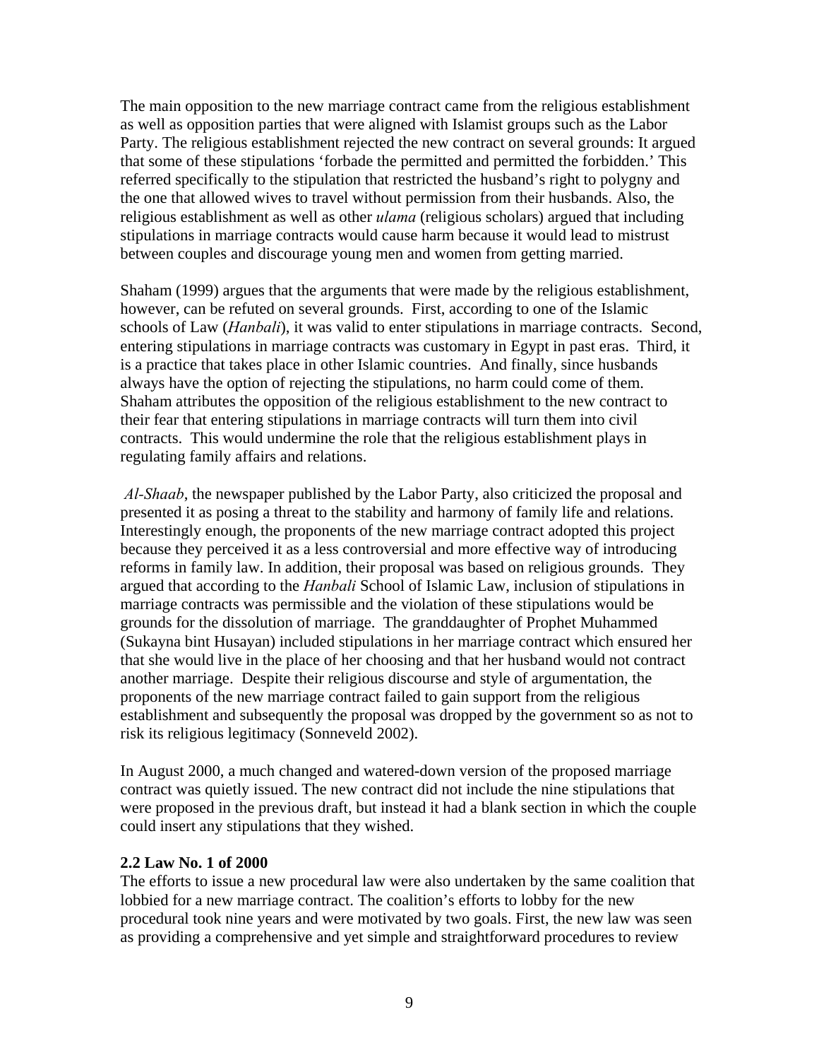The main opposition to the new marriage contract came from the religious establishment as well as opposition parties that were aligned with Islamist groups such as the Labor Party. The religious establishment rejected the new contract on several grounds: It argued that some of these stipulations 'forbade the permitted and permitted the forbidden.' This referred specifically to the stipulation that restricted the husband's right to polygny and the one that allowed wives to travel without permission from their husbands. Also, the religious establishment as well as other *ulama* (religious scholars) argued that including stipulations in marriage contracts would cause harm because it would lead to mistrust between couples and discourage young men and women from getting married.

Shaham (1999) argues that the arguments that were made by the religious establishment, however, can be refuted on several grounds. First, according to one of the Islamic schools of Law (*Hanbali*), it was valid to enter stipulations in marriage contracts. Second, entering stipulations in marriage contracts was customary in Egypt in past eras. Third, it is a practice that takes place in other Islamic countries. And finally, since husbands always have the option of rejecting the stipulations, no harm could come of them. Shaham attributes the opposition of the religious establishment to the new contract to their fear that entering stipulations in marriage contracts will turn them into civil contracts. This would undermine the role that the religious establishment plays in regulating family affairs and relations.

*Al-Shaab*, the newspaper published by the Labor Party, also criticized the proposal and presented it as posing a threat to the stability and harmony of family life and relations. Interestingly enough, the proponents of the new marriage contract adopted this project because they perceived it as a less controversial and more effective way of introducing reforms in family law. In addition, their proposal was based on religious grounds. They argued that according to the *Hanbali* School of Islamic Law, inclusion of stipulations in marriage contracts was permissible and the violation of these stipulations would be grounds for the dissolution of marriage. The granddaughter of Prophet Muhammed (Sukayna bint Husayan) included stipulations in her marriage contract which ensured her that she would live in the place of her choosing and that her husband would not contract another marriage. Despite their religious discourse and style of argumentation, the proponents of the new marriage contract failed to gain support from the religious establishment and subsequently the proposal was dropped by the government so as not to risk its religious legitimacy (Sonneveld 2002).

In August 2000, a much changed and watered-down version of the proposed marriage contract was quietly issued. The new contract did not include the nine stipulations that were proposed in the previous draft, but instead it had a blank section in which the couple could insert any stipulations that they wished.

### 2.2 Law No. 1 of 2000

The efforts to issue a new procedural law were also undertaken by the same coalition that lobbied for a new marriage contract. The coalition's efforts to lobby for the new procedural took nine years and were motivated by two goals. First, the new law was seen as providing a comprehensive and yet simple and straightforward procedures to review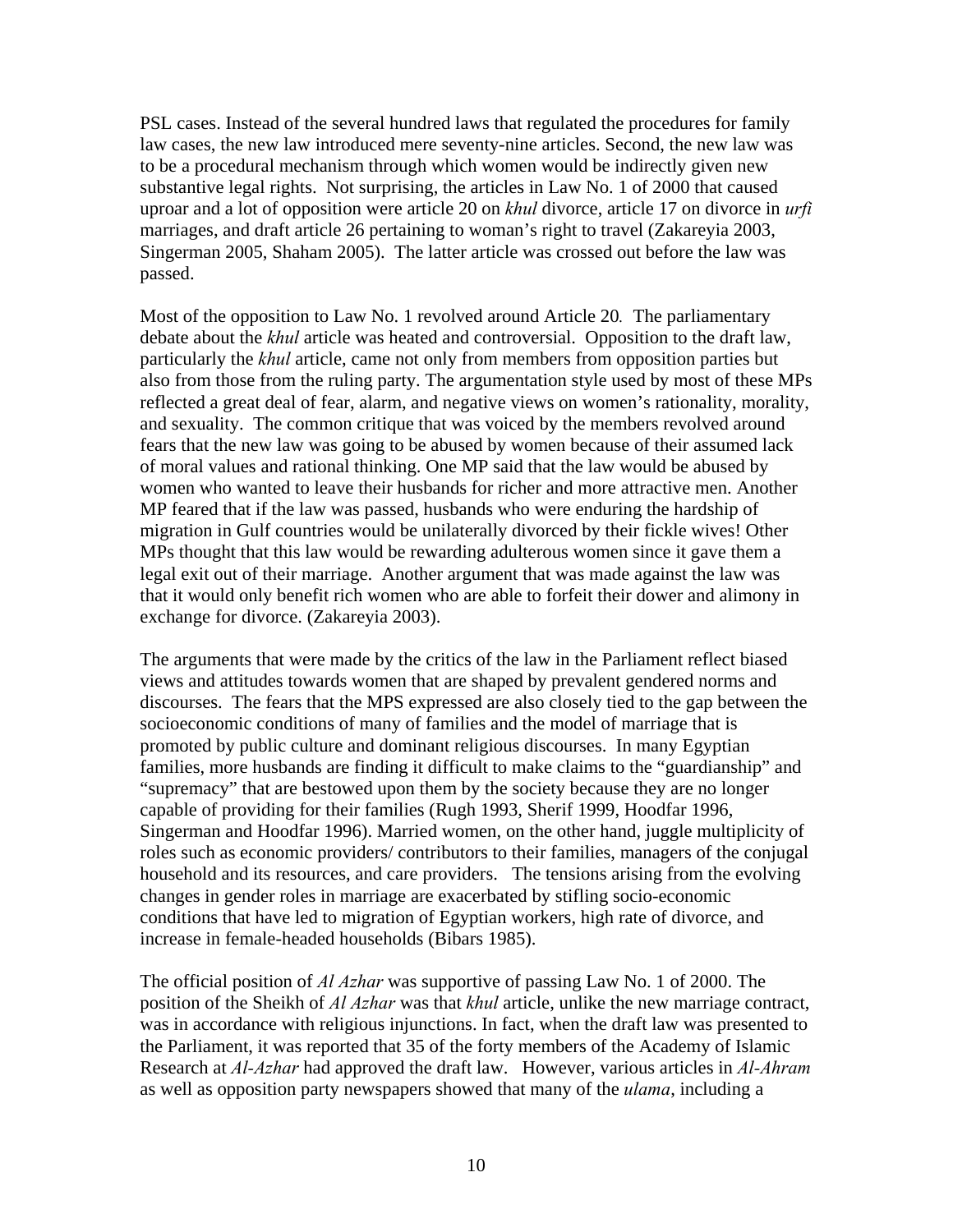PSL cases. Instead of the several hundred laws that regulated the procedures for family law cases, the new law introduced mere seventy-nine articles. Second, the new law was to be a procedural mechanism through which women would be indirectly given new substantive legal rights. Not surprising, the articles in Law No. 1 of 2000 that caused uproar and a lot of opposition were article 20 on *khul* divorce, article 17 on divorce in *urfi* marriages, and draft article 26 pertaining to woman's right to travel (Zakareyia 2003, Singerman 2005, Shaham 2005). The latter article was crossed out before the law was passed.

Most of the opposition to Law No. 1 revolved around Article 20*.* The parliamentary debate about the *khul* article was heated and controversial. Opposition to the draft law, particularly the *khul* article, came not only from members from opposition parties but also from those from the ruling party. The argumentation style used by most of these MPs reflected a great deal of fear, alarm, and negative views on women's rationality, morality, and sexuality. The common critique that was voiced by the members revolved around fears that the new law was going to be abused by women because of their assumed lack of moral values and rational thinking. One MP said that the law would be abused by women who wanted to leave their husbands for richer and more attractive men. Another MP feared that if the law was passed, husbands who were enduring the hardship of migration in Gulf countries would be unilaterally divorced by their fickle wives! Other MPs thought that this law would be rewarding adulterous women since it gave them a legal exit out of their marriage. Another argument that was made against the law was that it would only benefit rich women who are able to forfeit their dower and alimony in exchange for divorce. (Zakareyia 2003).

The arguments that were made by the critics of the law in the Parliament reflect biased views and attitudes towards women that are shaped by prevalent gendered norms and discourses. The fears that the MPS expressed are also closely tied to the gap between the socioeconomic conditions of many of families and the model of marriage that is promoted by public culture and dominant religious discourses. In many Egyptian families, more husbands are finding it difficult to make claims to the "guardianship" and "supremacy" that are bestowed upon them by the society because they are no longer capable of providing for their families (Rugh 1993, Sherif 1999, Hoodfar 1996, Singerman and Hoodfar 1996). Married women, on the other hand, juggle multiplicity of roles such as economic providers/ contributors to their families, managers of the conjugal household and its resources, and care providers. The tensions arising from the evolving changes in gender roles in marriage are exacerbated by stifling socio-economic conditions that have led to migration of Egyptian workers, high rate of divorce, and increase in female-headed households (Bibars 1985).

The official position of *Al Azhar* was supportive of passing Law No. 1 of 2000. The position of the Sheikh of *Al Azhar* was that *khul* article, unlike the new marriage contract, was in accordance with religious injunctions. In fact, when the draft law was presented to the Parliament, it was reported that 35 of the forty members of the Academy of Islamic Research at *Al-Azhar* had approved the draft law. However, various articles in *Al-Ahram* as well as opposition party newspapers showed that many of the *ulama*, including a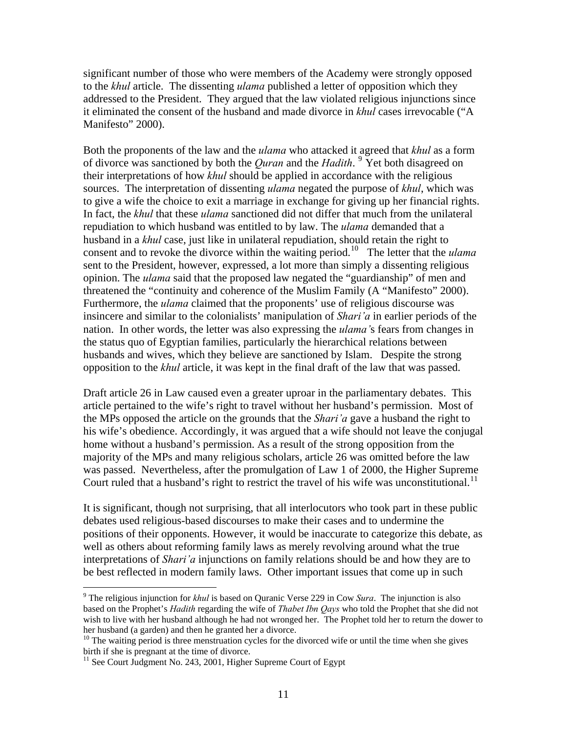significant number of those who were members of the Academy were strongly opposed to the *khul* article. The dissenting *ulama* published a letter of opposition which they addressed to the President. They argued that the law violated religious injunctions since it eliminated the consent of the husband and made divorce in *khul* cases irrevocable ("A Manifesto" 2000).

Both the proponents of the law and the *ulama* who attacked it agreed that *khul* as a form of divorce was sanctioned by both the *Quran* and the *Hadith*. [9] Yet both disagreed on their interpretations of how *khul* should be applied in accordance with the religious sources. The interpretation of dissenting *ulama* negated the purpose of *khul*, which was to give a wife the choice to exit a marriage in exchange for giving up her financial rights. In fact, the *khul* that these *ulama* sanctioned did not differ that much from the unilateral repudiation to which husband was entitled to by law. The *ulama* demanded that a husband in a *khul* case, just like in unilateral repudiation, should retain the right to consent and to revoke the divorce within the waiting period.[10] The letter that the *ulama* sent to the President, however, expressed, a lot more than simply a dissenting religious opinion. The *ulama* said that the proposed law negated the "guardianship" of men and threatened the "continuity and coherence of the Muslim Family (A "Manifesto" 2000). Furthermore, the *ulama* claimed that the proponents' use of religious discourse was insincere and similar to the colonialists' manipulation of *Shari'a* in earlier periods of the nation. In other words, the letter was also expressing the *ulama'*s fears from changes in the status quo of Egyptian families, particularly the hierarchical relations between husbands and wives, which they believe are sanctioned by Islam. Despite the strong opposition to the *khul* article, it was kept in the final draft of the law that was passed.

Draft article 26 in Law caused even a greater uproar in the parliamentary debates. This article pertained to the wife's right to travel without her husband's permission. Most of the MPs opposed the article on the grounds that the *Shari'a* gave a husband the right to his wife's obedience. Accordingly, it was argued that a wife should not leave the conjugal home without a husband's permission. As a result of the strong opposition from the majority of the MPs and many religious scholars, article 26 was omitted before the law was passed. Nevertheless, after the promulgation of Law 1 of 2000, the Higher Supreme Court ruled that a husband's right to restrict the travel of his wife was unconstitutional.[11]

It is significant, though not surprising, that all interlocutors who took part in these public debates used religious-based discourses to make their cases and to undermine the positions of their opponents. However, it would be inaccurate to categorize this debate, as well as others about reforming family laws as merely revolving around what the true interpretations of *Shari'a* injunctions on family relations should be and how they are to be best reflected in modern family laws. Other important issues that come up in such

---

[9] The religious injunction for *khul* is based on Quranic Verse 229 in Cow *Sura*. The injunction is also based on the Prophet's *Hadith* regarding the wife of *Thabet Ibn Qays* who told the Prophet that she did not wish to live with her husband although he had not wronged her. The Prophet told her to return the dower to her husband (a garden) and then he granted her a divorce.

[10] The waiting period is three menstruation cycles for the divorced wife or until the time when she gives birth if she is pregnant at the time of divorce.

[11] See Court Judgment No. 243, 2001, Higher Supreme Court of Egypt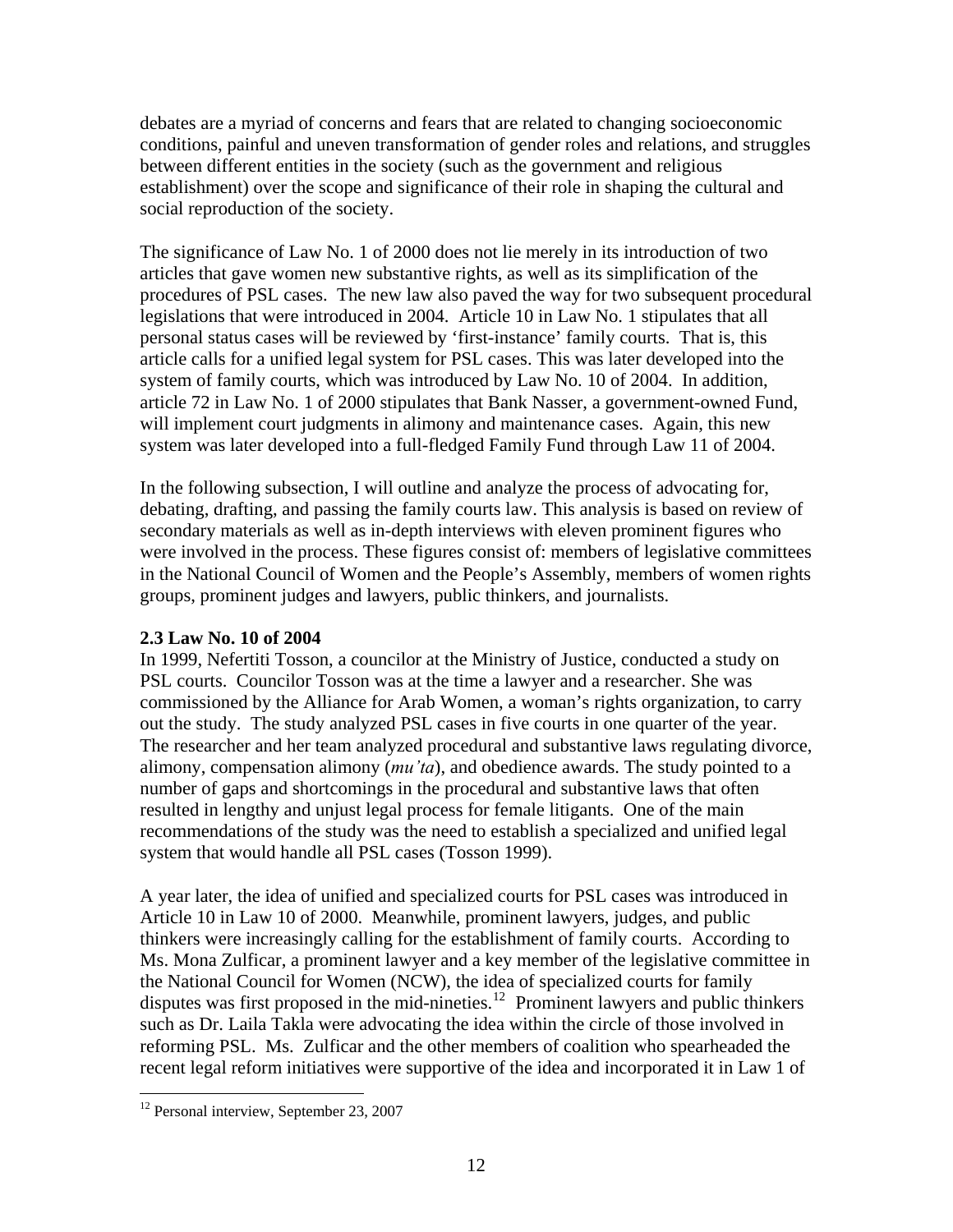debates are a myriad of concerns and fears that are related to changing socioeconomic conditions, painful and uneven transformation of gender roles and relations, and struggles between different entities in the society (such as the government and religious establishment) over the scope and significance of their role in shaping the cultural and social reproduction of the society.

The significance of Law No. 1 of 2000 does not lie merely in its introduction of two articles that gave women new substantive rights, as well as its simplification of the procedures of PSL cases. The new law also paved the way for two subsequent procedural legislations that were introduced in 2004. Article 10 in Law No. 1 stipulates that all personal status cases will be reviewed by 'first-instance' family courts. That is, this article calls for a unified legal system for PSL cases. This was later developed into the system of family courts, which was introduced by Law No. 10 of 2004. In addition, article 72 in Law No. 1 of 2000 stipulates that Bank Nasser, a government-owned Fund, will implement court judgments in alimony and maintenance cases. Again, this new system was later developed into a full-fledged Family Fund through Law 11 of 2004.

In the following subsection, I will outline and analyze the process of advocating for, debating, drafting, and passing the family courts law. This analysis is based on review of secondary materials as well as in-depth interviews with eleven prominent figures who were involved in the process. These figures consist of: members of legislative committees in the National Council of Women and the People's Assembly, members of women rights groups, prominent judges and lawyers, public thinkers, and journalists.

### 2.3 Law No. 10 of 2004

In 1999, Nefertiti Tosson, a councilor at the Ministry of Justice, conducted a study on PSL courts. Councilor Tosson was at the time a lawyer and a researcher. She was commissioned by the Alliance for Arab Women, a woman's rights organization, to carry out the study. The study analyzed PSL cases in five courts in one quarter of the year. The researcher and her team analyzed procedural and substantive laws regulating divorce, alimony, compensation alimony (*mu'ta*), and obedience awards. The study pointed to a number of gaps and shortcomings in the procedural and substantive laws that often resulted in lengthy and unjust legal process for female litigants. One of the main recommendations of the study was the need to establish a specialized and unified legal system that would handle all PSL cases (Tosson 1999).

A year later, the idea of unified and specialized courts for PSL cases was introduced in Article 10 in Law 10 of 2000. Meanwhile, prominent lawyers, judges, and public thinkers were increasingly calling for the establishment of family courts. According to Ms. Mona Zulficar, a prominent lawyer and a key member of the legislative committee in the National Council for Women (NCW), the idea of specialized courts for family disputes was first proposed in the mid-nineties.[12] Prominent lawyers and public thinkers such as Dr. Laila Takla were advocating the idea within the circle of those involved in reforming PSL. Ms. Zulficar and the other members of coalition who spearheaded the recent legal reform initiatives were supportive of the idea and incorporated it in Law 1 of

[12] Personal interview, September 23, 2007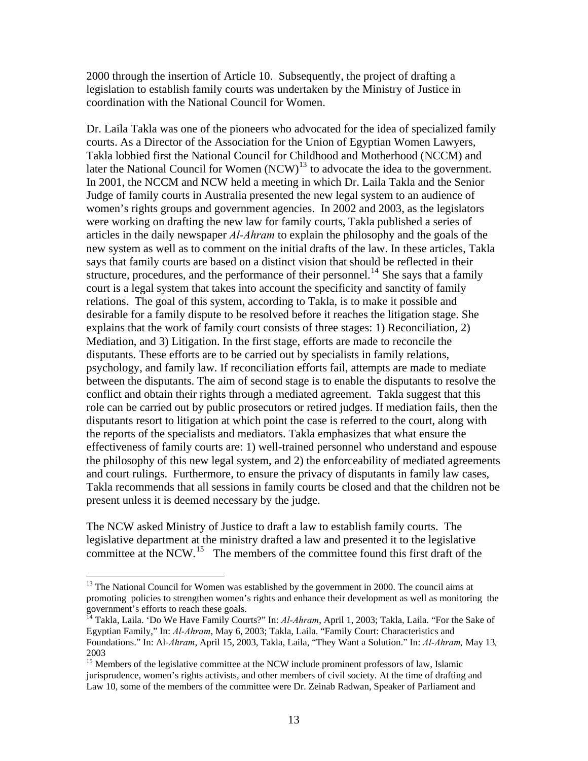2000 through the insertion of Article 10. Subsequently, the project of drafting a legislation to establish family courts was undertaken by the Ministry of Justice in coordination with the National Council for Women.

Dr. Laila Takla was one of the pioneers who advocated for the idea of specialized family courts. As a Director of the Association for the Union of Egyptian Women Lawyers, Takla lobbied first the National Council for Childhood and Motherhood (NCCM) and later the National Council for Women (NCW)[13] to advocate the idea to the government. In 2001, the NCCM and NCW held a meeting in which Dr. Laila Takla and the Senior Judge of family courts in Australia presented the new legal system to an audience of women's rights groups and government agencies. In 2002 and 2003, as the legislators were working on drafting the new law for family courts, Takla published a series of articles in the daily newspaper *Al-Ahram* to explain the philosophy and the goals of the new system as well as to comment on the initial drafts of the law. In these articles, Takla says that family courts are based on a distinct vision that should be reflected in their structure, procedures, and the performance of their personnel.[14] She says that a family court is a legal system that takes into account the specificity and sanctity of family relations. The goal of this system, according to Takla, is to make it possible and desirable for a family dispute to be resolved before it reaches the litigation stage. She explains that the work of family court consists of three stages: 1) Reconciliation, 2) Mediation, and 3) Litigation. In the first stage, efforts are made to reconcile the disputants. These efforts are to be carried out by specialists in family relations, psychology, and family law. If reconciliation efforts fail, attempts are made to mediate between the disputants. The aim of second stage is to enable the disputants to resolve the conflict and obtain their rights through a mediated agreement. Takla suggest that this role can be carried out by public prosecutors or retired judges. If mediation fails, then the disputants resort to litigation at which point the case is referred to the court, along with the reports of the specialists and mediators. Takla emphasizes that what ensure the effectiveness of family courts are: 1) well-trained personnel who understand and espouse the philosophy of this new legal system, and 2) the enforceability of mediated agreements and court rulings. Furthermore, to ensure the privacy of disputants in family law cases, Takla recommends that all sessions in family courts be closed and that the children not be present unless it is deemed necessary by the judge.

The NCW asked Ministry of Justice to draft a law to establish family courts. The legislative department at the ministry drafted a law and presented it to the legislative committee at the NCW.[15] The members of the committee found this first draft of the

[13] The National Council for Women was established by the government in 2000. The council aims at promoting policies to strengthen women's rights and enhance their development as well as monitoring the government's efforts to reach these goals.

[14] Takla, Laila. 'Do We Have Family Courts?" In: *Al-Ahram*, April 1, 2003; Takla, Laila. "For the Sake of Egyptian Family," In: *Al-Ahram*, May 6, 2003; Takla, Laila. "Family Court: Characteristics and Foundations." In: Al-*Ahram*, April 15, 2003, Takla, Laila, "They Want a Solution." In: *Al-Ahram,* May 13*,* 2003

[15] Members of the legislative committee at the NCW include prominent professors of law, Islamic jurisprudence, women's rights activists, and other members of civil society. At the time of drafting and Law 10, some of the members of the committee were Dr. Zeinab Radwan, Speaker of Parliament and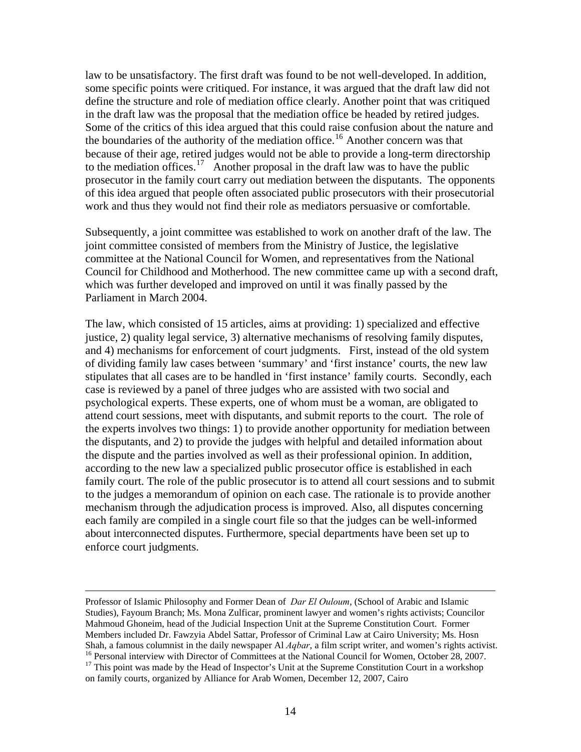law to be unsatisfactory. The first draft was found to be not well-developed. In addition, some specific points were critiqued. For instance, it was argued that the draft law did not define the structure and role of mediation office clearly. Another point that was critiqued in the draft law was the proposal that the mediation office be headed by retired judges. Some of the critics of this idea argued that this could raise confusion about the nature and the boundaries of the authority of the mediation office.[16] Another concern was that because of their age, retired judges would not be able to provide a long-term directorship to the mediation offices.[17] Another proposal in the draft law was to have the public prosecutor in the family court carry out mediation between the disputants. The opponents of this idea argued that people often associated public prosecutors with their prosecutorial work and thus they would not find their role as mediators persuasive or comfortable.

Subsequently, a joint committee was established to work on another draft of the law. The joint committee consisted of members from the Ministry of Justice, the legislative committee at the National Council for Women, and representatives from the National Council for Childhood and Motherhood. The new committee came up with a second draft, which was further developed and improved on until it was finally passed by the Parliament in March 2004.

The law, which consisted of 15 articles, aims at providing: 1) specialized and effective justice, 2) quality legal service, 3) alternative mechanisms of resolving family disputes, and 4) mechanisms for enforcement of court judgments. First, instead of the old system of dividing family law cases between 'summary' and 'first instance' courts, the new law stipulates that all cases are to be handled in 'first instance' family courts. Secondly, each case is reviewed by a panel of three judges who are assisted with two social and psychological experts. These experts, one of whom must be a woman, are obligated to attend court sessions, meet with disputants, and submit reports to the court. The role of the experts involves two things: 1) to provide another opportunity for mediation between the disputants, and 2) to provide the judges with helpful and detailed information about the dispute and the parties involved as well as their professional opinion. In addition, according to the new law a specialized public prosecutor office is established in each family court. The role of the public prosecutor is to attend all court sessions and to submit to the judges a memorandum of opinion on each case. The rationale is to provide another mechanism through the adjudication process is improved. Also, all disputes concerning each family are compiled in a single court file so that the judges can be well-informed about interconnected disputes. Furthermore, special departments have been set up to enforce court judgments.

---

Professor of Islamic Philosophy and Former Dean of *Dar El Ouloum*, (School of Arabic and Islamic Studies), Fayoum Branch; Ms. Mona Zulficar, prominent lawyer and women's rights activists; Councilor Mahmoud Ghoneim, head of the Judicial Inspection Unit at the Supreme Constitution Court. Former Members included Dr. Fawzyia Abdel Sattar, Professor of Criminal Law at Cairo University; Ms. Hosn Shah, a famous columnist in the daily newspaper Al *Aqbar*, a film script writer, and women's rights activist.

[16] Personal interview with Director of Committees at the National Council for Women, October 28, 2007.

[17] This point was made by the Head of Inspector's Unit at the Supreme Constitution Court in a workshop on family courts, organized by Alliance for Arab Women, December 12, 2007, Cairo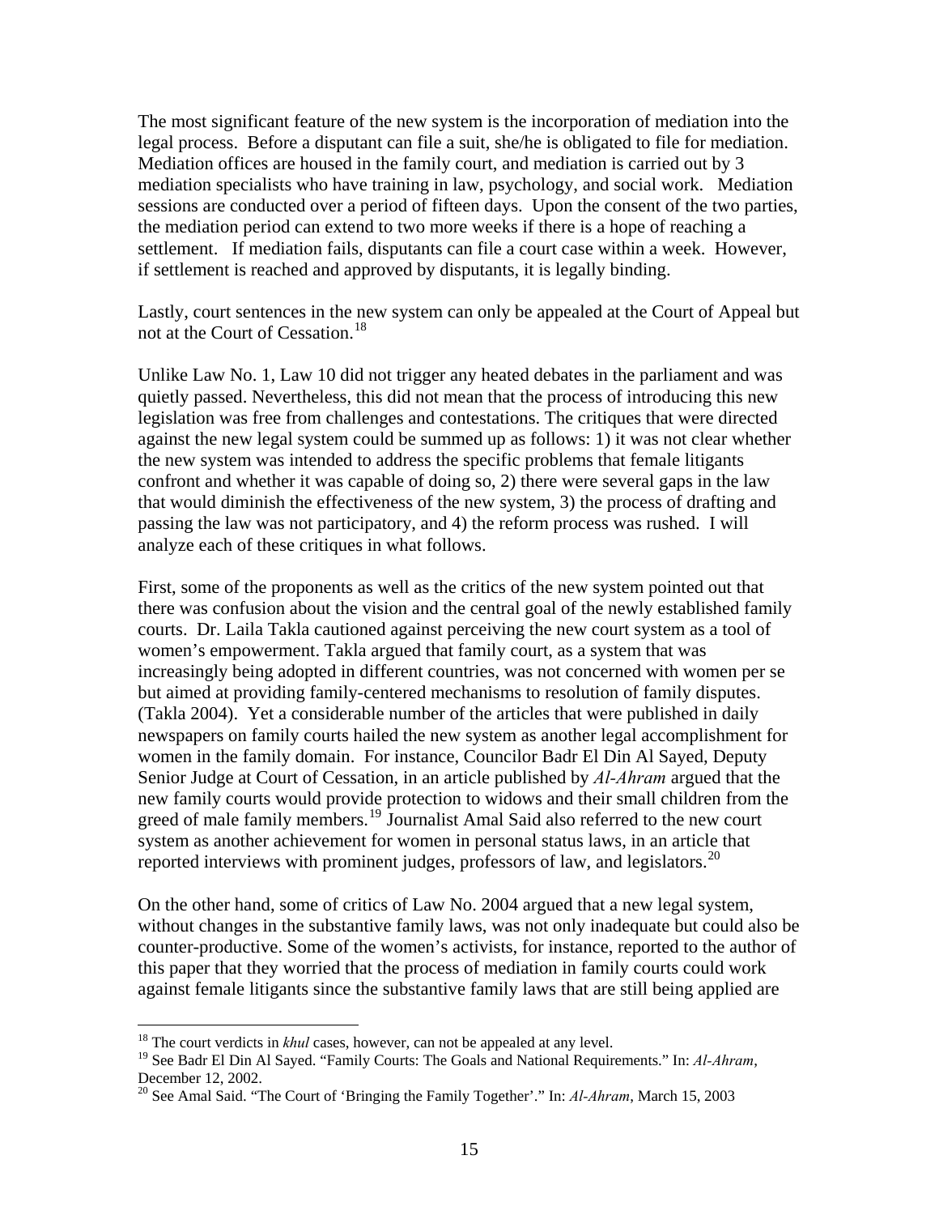The most significant feature of the new system is the incorporation of mediation into the legal process. Before a disputant can file a suit, she/he is obligated to file for mediation. Mediation offices are housed in the family court, and mediation is carried out by 3 mediation specialists who have training in law, psychology, and social work. Mediation sessions are conducted over a period of fifteen days. Upon the consent of the two parties, the mediation period can extend to two more weeks if there is a hope of reaching a settlement. If mediation fails, disputants can file a court case within a week. However, if settlement is reached and approved by disputants, it is legally binding.

Lastly, court sentences in the new system can only be appealed at the Court of Appeal but not at the Court of Cessation.[18]

Unlike Law No. 1, Law 10 did not trigger any heated debates in the parliament and was quietly passed. Nevertheless, this did not mean that the process of introducing this new legislation was free from challenges and contestations. The critiques that were directed against the new legal system could be summed up as follows: 1) it was not clear whether the new system was intended to address the specific problems that female litigants confront and whether it was capable of doing so, 2) there were several gaps in the law that would diminish the effectiveness of the new system, 3) the process of drafting and passing the law was not participatory, and 4) the reform process was rushed. I will analyze each of these critiques in what follows.

First, some of the proponents as well as the critics of the new system pointed out that there was confusion about the vision and the central goal of the newly established family courts. Dr. Laila Takla cautioned against perceiving the new court system as a tool of women's empowerment. Takla argued that family court, as a system that was increasingly being adopted in different countries, was not concerned with women per se but aimed at providing family-centered mechanisms to resolution of family disputes. (Takla 2004). Yet a considerable number of the articles that were published in daily newspapers on family courts hailed the new system as another legal accomplishment for women in the family domain. For instance, Councilor Badr El Din Al Sayed, Deputy Senior Judge at Court of Cessation, in an article published by *Al-Ahram* argued that the new family courts would provide protection to widows and their small children from the greed of male family members.[19] Journalist Amal Said also referred to the new court system as another achievement for women in personal status laws, in an article that reported interviews with prominent judges, professors of law, and legislators.[20]

On the other hand, some of critics of Law No. 2004 argued that a new legal system, without changes in the substantive family laws, was not only inadequate but could also be counter-productive. Some of the women's activists, for instance, reported to the author of this paper that they worried that the process of mediation in family courts could work against female litigants since the substantive family laws that are still being applied are

---

[18] The court verdicts in *khul* cases, however, can not be appealed at any level.

[19] See Badr El Din Al Sayed. "Family Courts: The Goals and National Requirements." In: *Al-Ahram*, December 12, 2002.

[20] See Amal Said. "The Court of 'Bringing the Family Together'." In: *Al-Ahram*, March 15, 2003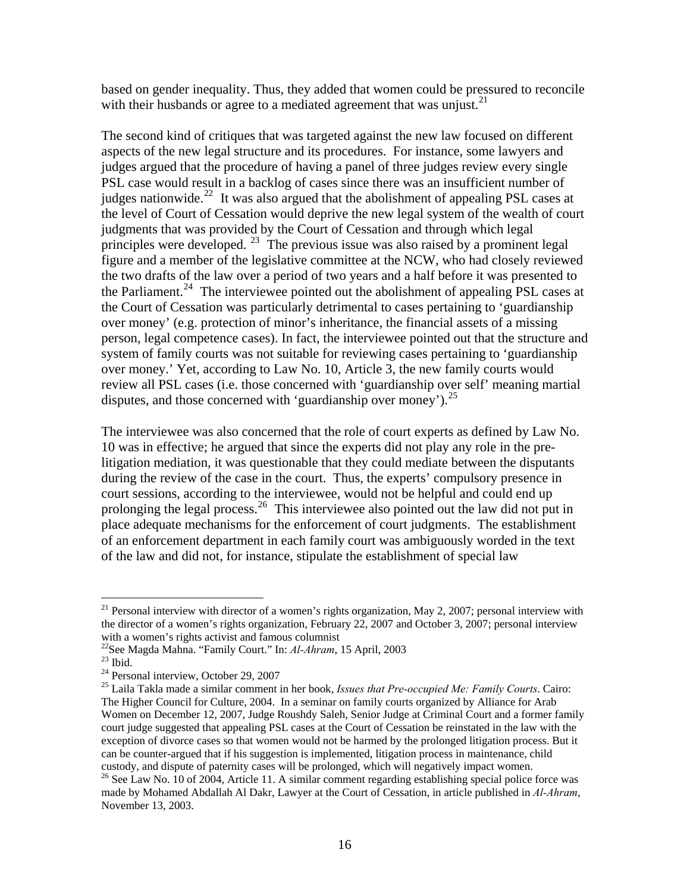based on gender inequality. Thus, they added that women could be pressured to reconcile with their husbands or agree to a mediated agreement that was unjust.[21]

The second kind of critiques that was targeted against the new law focused on different aspects of the new legal structure and its procedures. For instance, some lawyers and judges argued that the procedure of having a panel of three judges review every single PSL case would result in a backlog of cases since there was an insufficient number of judges nationwide.[22] It was also argued that the abolishment of appealing PSL cases at the level of Court of Cessation would deprive the new legal system of the wealth of court judgments that was provided by the Court of Cessation and through which legal principles were developed.[23] The previous issue was also raised by a prominent legal figure and a member of the legislative committee at the NCW, who had closely reviewed the two drafts of the law over a period of two years and a half before it was presented to the Parliament.[24] The interviewee pointed out the abolishment of appealing PSL cases at the Court of Cessation was particularly detrimental to cases pertaining to 'guardianship over money' (e.g. protection of minor's inheritance, the financial assets of a missing person, legal competence cases). In fact, the interviewee pointed out that the structure and system of family courts was not suitable for reviewing cases pertaining to 'guardianship over money.' Yet, according to Law No. 10, Article 3, the new family courts would review all PSL cases (i.e. those concerned with 'guardianship over self' meaning martial disputes, and those concerned with 'guardianship over money').[25]

The interviewee was also concerned that the role of court experts as defined by Law No. 10 was in effective; he argued that since the experts did not play any role in the pre-litigation mediation, it was questionable that they could mediate between the disputants during the review of the case in the court. Thus, the experts' compulsory presence in court sessions, according to the interviewee, would not be helpful and could end up prolonging the legal process.[26] This interviewee also pointed out the law did not put in place adequate mechanisms for the enforcement of court judgments. The establishment of an enforcement department in each family court was ambiguously worded in the text of the law and did not, for instance, stipulate the establishment of special law

---

[21] Personal interview with director of a women's rights organization, May 2, 2007; personal interview with the director of a women's rights organization, February 22, 2007 and October 3, 2007; personal interview with a women's rights activist and famous columnist

[22] See Magda Mahna. "Family Court." In: *Al-Ahram*, 15 April, 2003

[23] Ibid.

[24] Personal interview, October 29, 2007

[25] Laila Takla made a similar comment in her book, *Issues that Pre-occupied Me: Family Courts*. Cairo: The Higher Council for Culture, 2004. In a seminar on family courts organized by Alliance for Arab Women on December 12, 2007, Judge Roushdy Saleh, Senior Judge at Criminal Court and a former family court judge suggested that appealing PSL cases at the Court of Cessation be reinstated in the law with the exception of divorce cases so that women would not be harmed by the prolonged litigation process. But it can be counter-argued that if his suggestion is implemented, litigation process in maintenance, child custody, and dispute of paternity cases will be prolonged, which will negatively impact women.

[26] See Law No. 10 of 2004, Article 11. A similar comment regarding establishing special police force was made by Mohamed Abdallah Al Dakr, Lawyer at the Court of Cessation, in article published in *Al-Ahram*, November 13, 2003.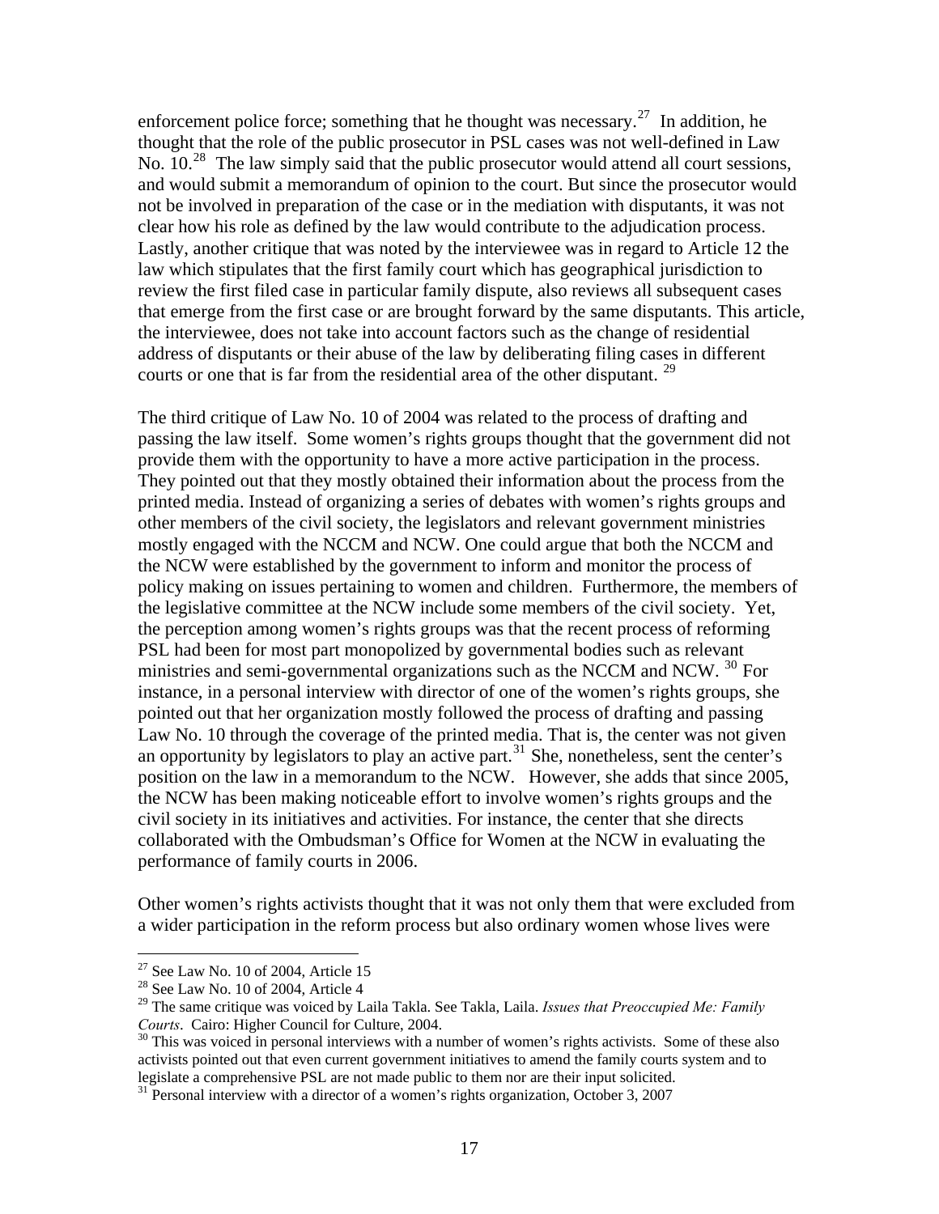enforcement police force; something that he thought was necessary.[27] In addition, he thought that the role of the public prosecutor in PSL cases was not well-defined in Law No. 10.[28] The law simply said that the public prosecutor would attend all court sessions, and would submit a memorandum of opinion to the court. But since the prosecutor would not be involved in preparation of the case or in the mediation with disputants, it was not clear how his role as defined by the law would contribute to the adjudication process. Lastly, another critique that was noted by the interviewee was in regard to Article 12 the law which stipulates that the first family court which has geographical jurisdiction to review the first filed case in particular family dispute, also reviews all subsequent cases that emerge from the first case or are brought forward by the same disputants. This article, the interviewee, does not take into account factors such as the change of residential address of disputants or their abuse of the law by deliberating filing cases in different courts or one that is far from the residential area of the other disputant. [29]

The third critique of Law No. 10 of 2004 was related to the process of drafting and passing the law itself. Some women's rights groups thought that the government did not provide them with the opportunity to have a more active participation in the process. They pointed out that they mostly obtained their information about the process from the printed media. Instead of organizing a series of debates with women's rights groups and other members of the civil society, the legislators and relevant government ministries mostly engaged with the NCCM and NCW. One could argue that both the NCCM and the NCW were established by the government to inform and monitor the process of policy making on issues pertaining to women and children. Furthermore, the members of the legislative committee at the NCW include some members of the civil society. Yet, the perception among women's rights groups was that the recent process of reforming PSL had been for most part monopolized by governmental bodies such as relevant ministries and semi-governmental organizations such as the NCCM and NCW. [30] For instance, in a personal interview with director of one of the women's rights groups, she pointed out that her organization mostly followed the process of drafting and passing Law No. 10 through the coverage of the printed media. That is, the center was not given an opportunity by legislators to play an active part.[31] She, nonetheless, sent the center's position on the law in a memorandum to the NCW. However, she adds that since 2005, the NCW has been making noticeable effort to involve women's rights groups and the civil society in its initiatives and activities. For instance, the center that she directs collaborated with the Ombudsman's Office for Women at the NCW in evaluating the performance of family courts in 2006.

Other women's rights activists thought that it was not only them that were excluded from a wider participation in the reform process but also ordinary women whose lives were

---

[27] See Law No. 10 of 2004, Article 15

[28] See Law No. 10 of 2004, Article 4

[29] The same critique was voiced by Laila Takla. See Takla, Laila. *Issues that Preoccupied Me: Family Courts*. Cairo: Higher Council for Culture, 2004.

[30] This was voiced in personal interviews with a number of women's rights activists. Some of these also activists pointed out that even current government initiatives to amend the family courts system and to legislate a comprehensive PSL are not made public to them nor are their input solicited.

[31] Personal interview with a director of a women's rights organization, October 3, 2007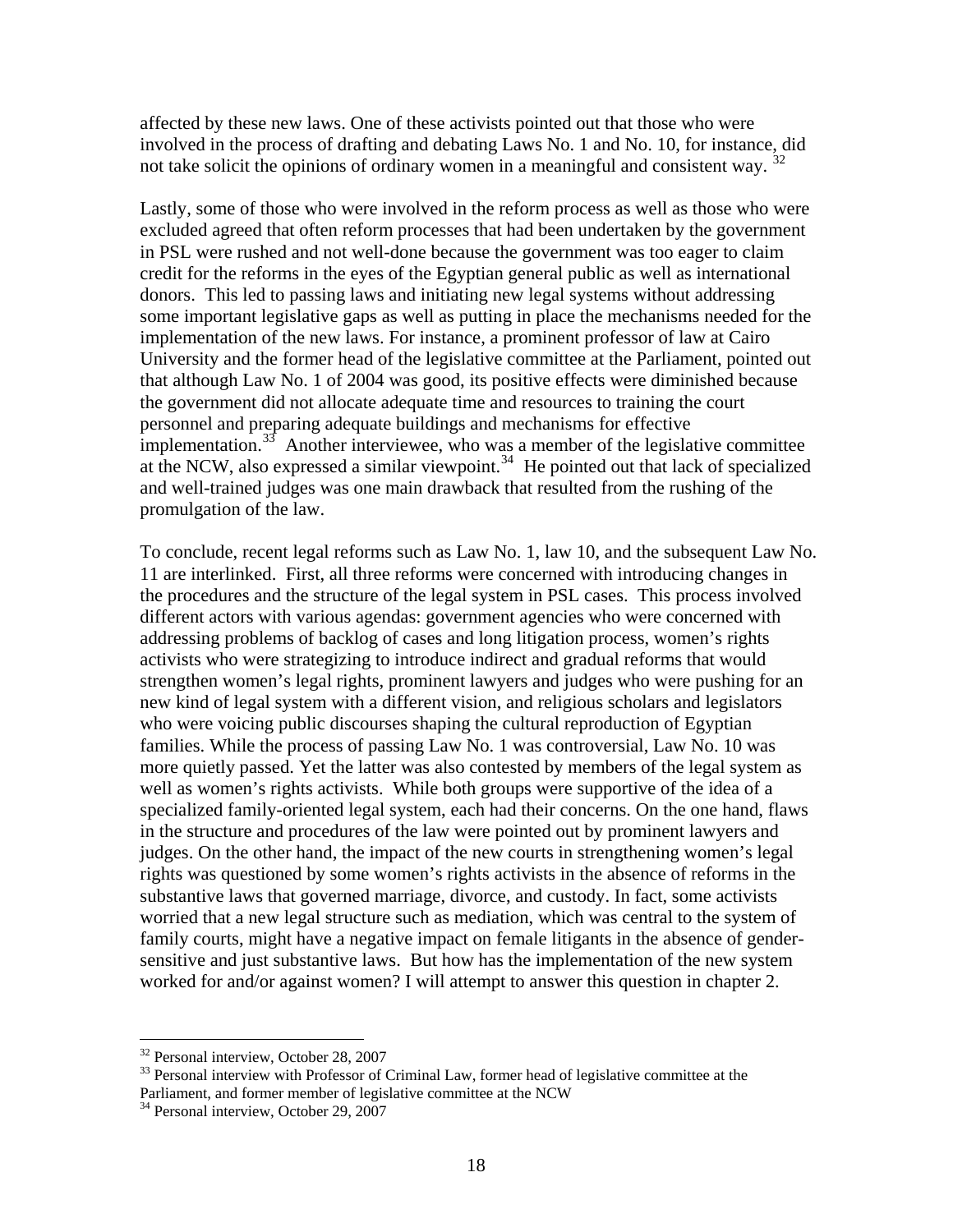affected by these new laws. One of these activists pointed out that those who were involved in the process of drafting and debating Laws No. 1 and No. 10, for instance, did not take solicit the opinions of ordinary women in a meaningful and consistent way. [32]

Lastly, some of those who were involved in the reform process as well as those who were excluded agreed that often reform processes that had been undertaken by the government in PSL were rushed and not well-done because the government was too eager to claim credit for the reforms in the eyes of the Egyptian general public as well as international donors. This led to passing laws and initiating new legal systems without addressing some important legislative gaps as well as putting in place the mechanisms needed for the implementation of the new laws. For instance, a prominent professor of law at Cairo University and the former head of the legislative committee at the Parliament, pointed out that although Law No. 1 of 2004 was good, its positive effects were diminished because the government did not allocate adequate time and resources to training the court personnel and preparing adequate buildings and mechanisms for effective implementation.[33] Another interviewee, who was a member of the legislative committee at the NCW, also expressed a similar viewpoint.[34] He pointed out that lack of specialized and well-trained judges was one main drawback that resulted from the rushing of the promulgation of the law.

To conclude, recent legal reforms such as Law No. 1, law 10, and the subsequent Law No. 11 are interlinked. First, all three reforms were concerned with introducing changes in the procedures and the structure of the legal system in PSL cases. This process involved different actors with various agendas: government agencies who were concerned with addressing problems of backlog of cases and long litigation process, women's rights activists who were strategizing to introduce indirect and gradual reforms that would strengthen women's legal rights, prominent lawyers and judges who were pushing for an new kind of legal system with a different vision, and religious scholars and legislators who were voicing public discourses shaping the cultural reproduction of Egyptian families. While the process of passing Law No. 1 was controversial, Law No. 10 was more quietly passed. Yet the latter was also contested by members of the legal system as well as women's rights activists. While both groups were supportive of the idea of a specialized family-oriented legal system, each had their concerns. On the one hand, flaws in the structure and procedures of the law were pointed out by prominent lawyers and judges. On the other hand, the impact of the new courts in strengthening women's legal rights was questioned by some women's rights activists in the absence of reforms in the substantive laws that governed marriage, divorce, and custody. In fact, some activists worried that a new legal structure such as mediation, which was central to the system of family courts, might have a negative impact on female litigants in the absence of gender-sensitive and just substantive laws. But how has the implementation of the new system worked for and/or against women? I will attempt to answer this question in chapter 2.

---

[32] Personal interview, October 28, 2007

[33] Personal interview with Professor of Criminal Law, former head of legislative committee at the Parliament, and former member of legislative committee at the NCW

[34] Personal interview, October 29, 2007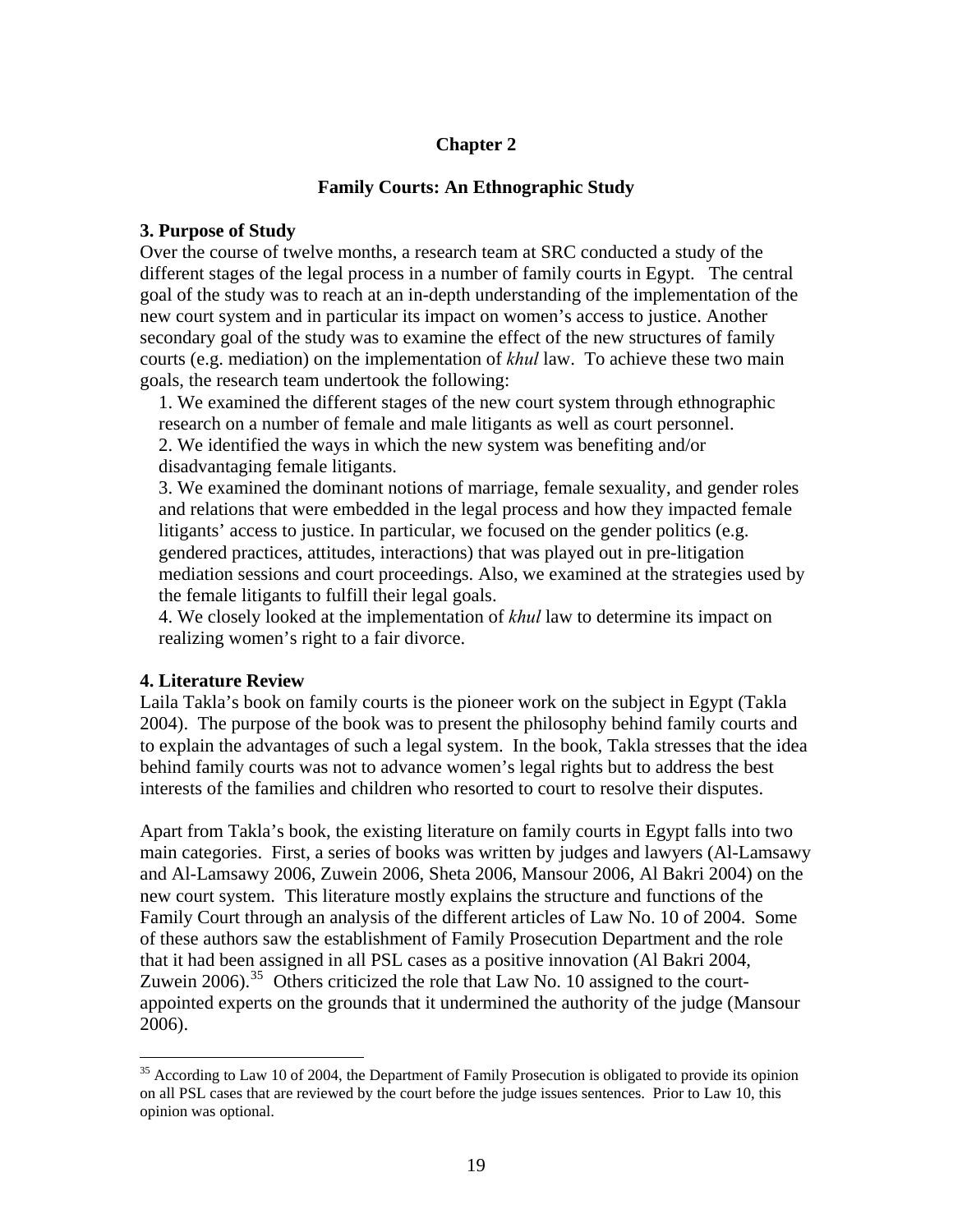# Chapter 2

## Family Courts: An Ethnographic Study

### 3. Purpose of Study

Over the course of twelve months, a research team at SRC conducted a study of the different stages of the legal process in a number of family courts in Egypt. The central goal of the study was to reach at an in-depth understanding of the implementation of the new court system and in particular its impact on women's access to justice. Another secondary goal of the study was to examine the effect of the new structures of family courts (e.g. mediation) on the implementation of *khul* law. To achieve these two main goals, the research team undertook the following:

1. We examined the different stages of the new court system through ethnographic research on a number of female and male litigants as well as court personnel.
2. We identified the ways in which the new system was benefiting and/or disadvantaging female litigants.
3. We examined the dominant notions of marriage, female sexuality, and gender roles and relations that were embedded in the legal process and how they impacted female litigants' access to justice. In particular, we focused on the gender politics (e.g. gendered practices, attitudes, interactions) that was played out in pre-litigation mediation sessions and court proceedings. Also, we examined at the strategies used by the female litigants to fulfill their legal goals.
4. We closely looked at the implementation of *khul* law to determine its impact on realizing women's right to a fair divorce.

### 4. Literature Review

Laila Takla's book on family courts is the pioneer work on the subject in Egypt (Takla 2004). The purpose of the book was to present the philosophy behind family courts and to explain the advantages of such a legal system. In the book, Takla stresses that the idea behind family courts was not to advance women's legal rights but to address the best interests of the families and children who resorted to court to resolve their disputes.

Apart from Takla's book, the existing literature on family courts in Egypt falls into two main categories. First, a series of books was written by judges and lawyers (Al-Lamsawy and Al-Lamsawy 2006, Zuwein 2006, Sheta 2006, Mansour 2006, Al Bakri 2004) on the new court system. This literature mostly explains the structure and functions of the Family Court through an analysis of the different articles of Law No. 10 of 2004. Some of these authors saw the establishment of Family Prosecution Department and the role that it had been assigned in all PSL cases as a positive innovation (Al Bakri 2004, Zuwein 2006).[35] Others criticized the role that Law No. 10 assigned to the court-appointed experts on the grounds that it undermined the authority of the judge (Mansour 2006).

---

[35] According to Law 10 of 2004, the Department of Family Prosecution is obligated to provide its opinion on all PSL cases that are reviewed by the court before the judge issues sentences. Prior to Law 10, this opinion was optional.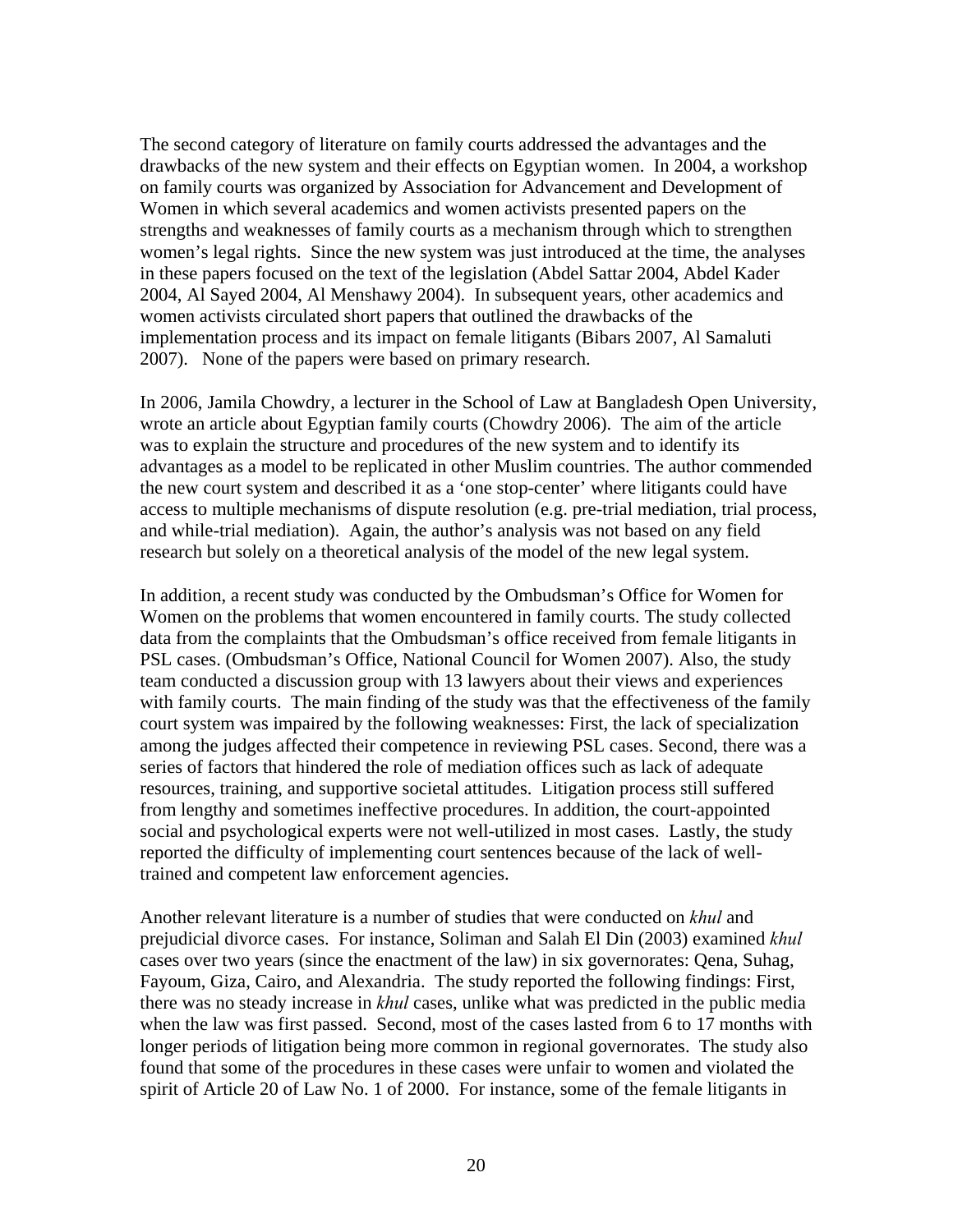The second category of literature on family courts addressed the advantages and the drawbacks of the new system and their effects on Egyptian women. In 2004, a workshop on family courts was organized by Association for Advancement and Development of Women in which several academics and women activists presented papers on the strengths and weaknesses of family courts as a mechanism through which to strengthen women's legal rights. Since the new system was just introduced at the time, the analyses in these papers focused on the text of the legislation (Abdel Sattar 2004, Abdel Kader 2004, Al Sayed 2004, Al Menshawy 2004). In subsequent years, other academics and women activists circulated short papers that outlined the drawbacks of the implementation process and its impact on female litigants (Bibars 2007, Al Samaluti 2007). None of the papers were based on primary research.

In 2006, Jamila Chowdry, a lecturer in the School of Law at Bangladesh Open University, wrote an article about Egyptian family courts (Chowdry 2006). The aim of the article was to explain the structure and procedures of the new system and to identify its advantages as a model to be replicated in other Muslim countries. The author commended the new court system and described it as a 'one stop-center' where litigants could have access to multiple mechanisms of dispute resolution (e.g. pre-trial mediation, trial process, and while-trial mediation). Again, the author's analysis was not based on any field research but solely on a theoretical analysis of the model of the new legal system.

In addition, a recent study was conducted by the Ombudsman's Office for Women for Women on the problems that women encountered in family courts. The study collected data from the complaints that the Ombudsman's office received from female litigants in PSL cases. (Ombudsman's Office, National Council for Women 2007). Also, the study team conducted a discussion group with 13 lawyers about their views and experiences with family courts. The main finding of the study was that the effectiveness of the family court system was impaired by the following weaknesses: First, the lack of specialization among the judges affected their competence in reviewing PSL cases. Second, there was a series of factors that hindered the role of mediation offices such as lack of adequate resources, training, and supportive societal attitudes. Litigation process still suffered from lengthy and sometimes ineffective procedures. In addition, the court-appointed social and psychological experts were not well-utilized in most cases. Lastly, the study reported the difficulty of implementing court sentences because of the lack of well-trained and competent law enforcement agencies.

Another relevant literature is a number of studies that were conducted on *khul* and prejudicial divorce cases. For instance, Soliman and Salah El Din (2003) examined *khul* cases over two years (since the enactment of the law) in six governorates: Qena, Suhag, Fayoum, Giza, Cairo, and Alexandria. The study reported the following findings: First, there was no steady increase in *khul* cases, unlike what was predicted in the public media when the law was first passed. Second, most of the cases lasted from 6 to 17 months with longer periods of litigation being more common in regional governorates. The study also found that some of the procedures in these cases were unfair to women and violated the spirit of Article 20 of Law No. 1 of 2000. For instance, some of the female litigants in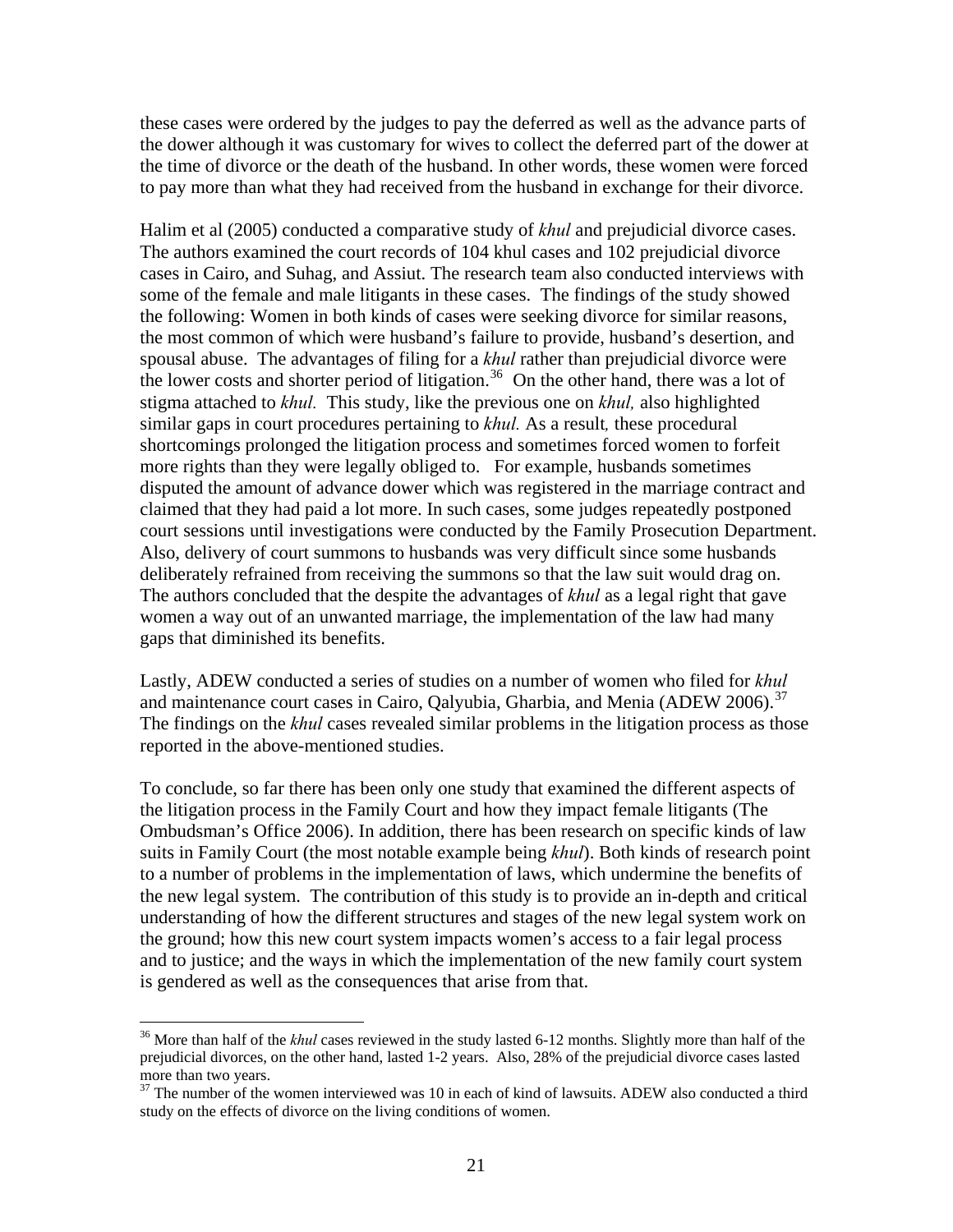these cases were ordered by the judges to pay the deferred as well as the advance parts of the dower although it was customary for wives to collect the deferred part of the dower at the time of divorce or the death of the husband. In other words, these women were forced to pay more than what they had received from the husband in exchange for their divorce.

Halim et al (2005) conducted a comparative study of *khul* and prejudicial divorce cases. The authors examined the court records of 104 khul cases and 102 prejudicial divorce cases in Cairo, and Suhag, and Assiut. The research team also conducted interviews with some of the female and male litigants in these cases. The findings of the study showed the following: Women in both kinds of cases were seeking divorce for similar reasons, the most common of which were husband's failure to provide, husband's desertion, and spousal abuse. The advantages of filing for a *khul* rather than prejudicial divorce were the lower costs and shorter period of litigation.[36] On the other hand, there was a lot of stigma attached to *khul.* This study, like the previous one on *khul,* also highlighted similar gaps in court procedures pertaining to *khul.* As a result, these procedural shortcomings prolonged the litigation process and sometimes forced women to forfeit more rights than they were legally obliged to. For example, husbands sometimes disputed the amount of advance dower which was registered in the marriage contract and claimed that they had paid a lot more. In such cases, some judges repeatedly postponed court sessions until investigations were conducted by the Family Prosecution Department. Also, delivery of court summons to husbands was very difficult since some husbands deliberately refrained from receiving the summons so that the law suit would drag on. The authors concluded that the despite the advantages of *khul* as a legal right that gave women a way out of an unwanted marriage, the implementation of the law had many gaps that diminished its benefits.

Lastly, ADEW conducted a series of studies on a number of women who filed for *khul* and maintenance court cases in Cairo, Qalyubia, Gharbia, and Menia (ADEW 2006).[37] The findings on the *khul* cases revealed similar problems in the litigation process as those reported in the above-mentioned studies.

To conclude, so far there has been only one study that examined the different aspects of the litigation process in the Family Court and how they impact female litigants (The Ombudsman's Office 2006). In addition, there has been research on specific kinds of law suits in Family Court (the most notable example being *khul*). Both kinds of research point to a number of problems in the implementation of laws, which undermine the benefits of the new legal system. The contribution of this study is to provide an in-depth and critical understanding of how the different structures and stages of the new legal system work on the ground; how this new court system impacts women's access to a fair legal process and to justice; and the ways in which the implementation of the new family court system is gendered as well as the consequences that arise from that.

---

[36] More than half of the *khul* cases reviewed in the study lasted 6-12 months. Slightly more than half of the prejudicial divorces, on the other hand, lasted 1-2 years. Also, 28% of the prejudicial divorce cases lasted more than two years.

[37] The number of the women interviewed was 10 in each of kind of lawsuits. ADEW also conducted a third study on the effects of divorce on the living conditions of women.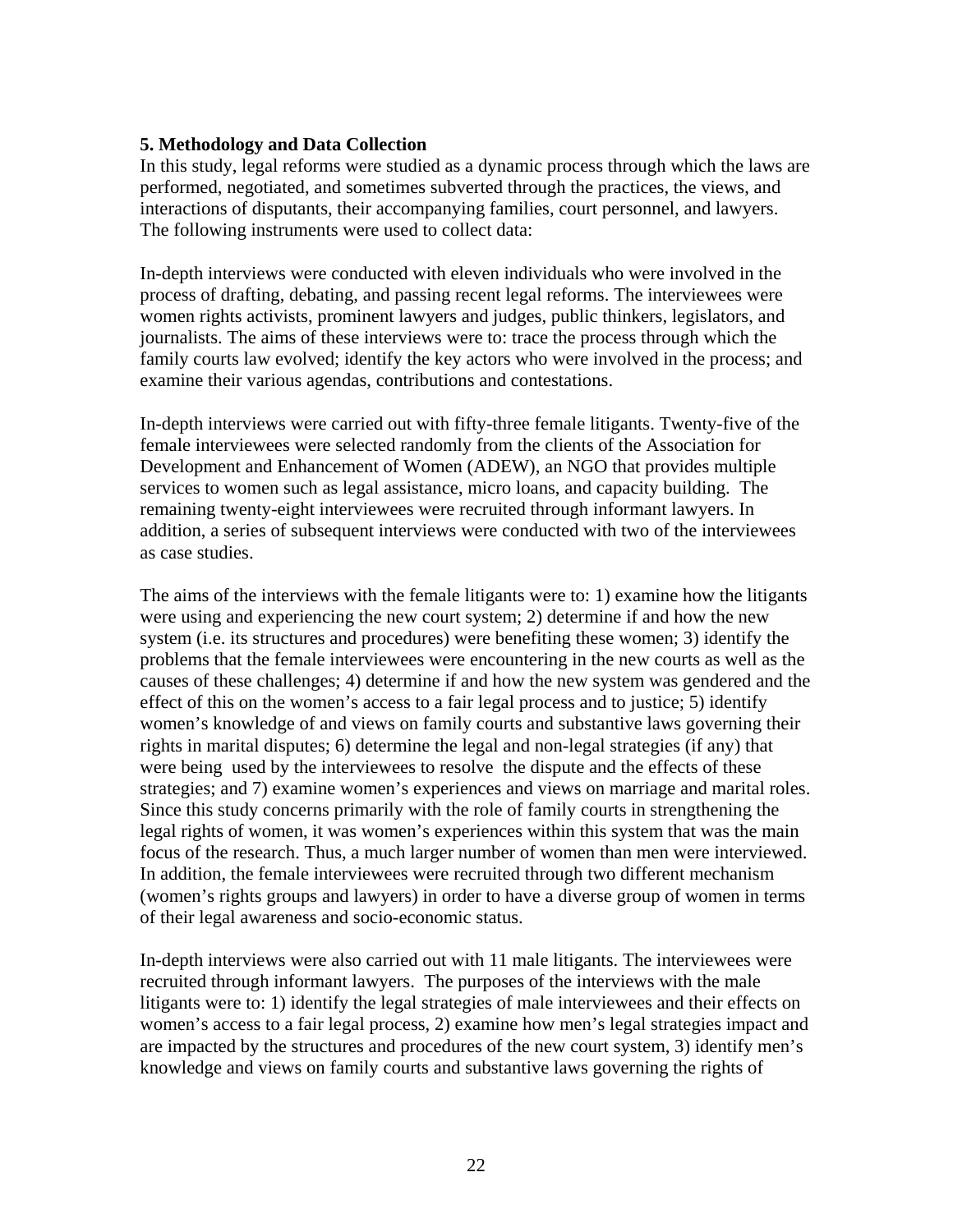### 5. Methodology and Data Collection

In this study, legal reforms were studied as a dynamic process through which the laws are performed, negotiated, and sometimes subverted through the practices, the views, and interactions of disputants, their accompanying families, court personnel, and lawyers. The following instruments were used to collect data:

In-depth interviews were conducted with eleven individuals who were involved in the process of drafting, debating, and passing recent legal reforms. The interviewees were women rights activists, prominent lawyers and judges, public thinkers, legislators, and journalists. The aims of these interviews were to: trace the process through which the family courts law evolved; identify the key actors who were involved in the process; and examine their various agendas, contributions and contestations.

In-depth interviews were carried out with fifty-three female litigants. Twenty-five of the female interviewees were selected randomly from the clients of the Association for Development and Enhancement of Women (ADEW), an NGO that provides multiple services to women such as legal assistance, micro loans, and capacity building. The remaining twenty-eight interviewees were recruited through informant lawyers. In addition, a series of subsequent interviews were conducted with two of the interviewees as case studies.

The aims of the interviews with the female litigants were to: 1) examine how the litigants were using and experiencing the new court system; 2) determine if and how the new system (i.e. its structures and procedures) were benefiting these women; 3) identify the problems that the female interviewees were encountering in the new courts as well as the causes of these challenges; 4) determine if and how the new system was gendered and the effect of this on the women's access to a fair legal process and to justice; 5) identify women's knowledge of and views on family courts and substantive laws governing their rights in marital disputes; 6) determine the legal and non-legal strategies (if any) that were being used by the interviewees to resolve the dispute and the effects of these strategies; and 7) examine women's experiences and views on marriage and marital roles. Since this study concerns primarily with the role of family courts in strengthening the legal rights of women, it was women's experiences within this system that was the main focus of the research. Thus, a much larger number of women than men were interviewed. In addition, the female interviewees were recruited through two different mechanism (women's rights groups and lawyers) in order to have a diverse group of women in terms of their legal awareness and socio-economic status.

In-depth interviews were also carried out with 11 male litigants. The interviewees were recruited through informant lawyers. The purposes of the interviews with the male litigants were to: 1) identify the legal strategies of male interviewees and their effects on women's access to a fair legal process, 2) examine how men's legal strategies impact and are impacted by the structures and procedures of the new court system, 3) identify men's knowledge and views on family courts and substantive laws governing the rights of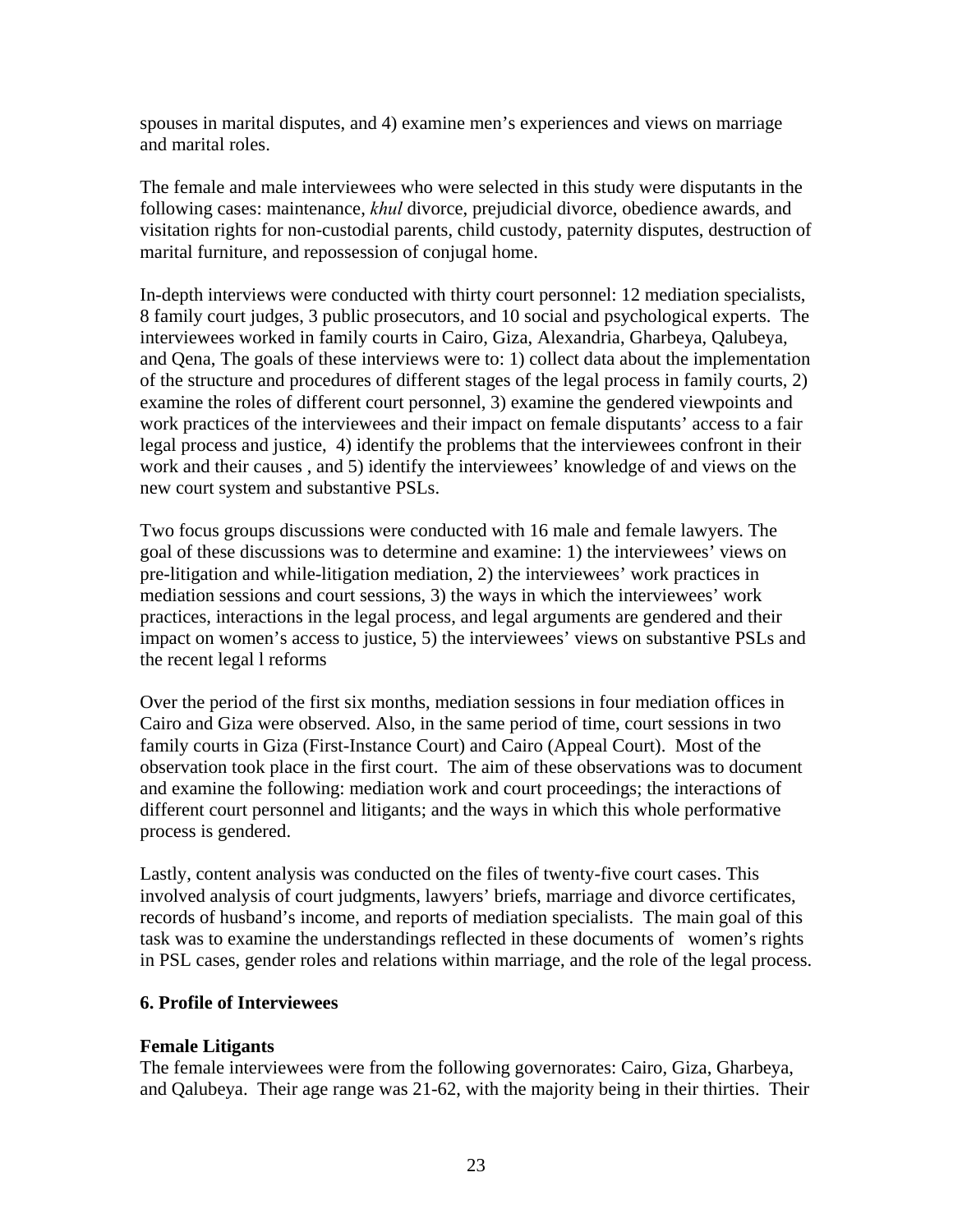spouses in marital disputes, and 4) examine men's experiences and views on marriage and marital roles.

The female and male interviewees who were selected in this study were disputants in the following cases: maintenance, *khul* divorce, prejudicial divorce, obedience awards, and visitation rights for non-custodial parents, child custody, paternity disputes, destruction of marital furniture, and repossession of conjugal home.

In-depth interviews were conducted with thirty court personnel: 12 mediation specialists, 8 family court judges, 3 public prosecutors, and 10 social and psychological experts. The interviewees worked in family courts in Cairo, Giza, Alexandria, Gharbeya, Qalubeya, and Qena, The goals of these interviews were to: 1) collect data about the implementation of the structure and procedures of different stages of the legal process in family courts, 2) examine the roles of different court personnel, 3) examine the gendered viewpoints and work practices of the interviewees and their impact on female disputants' access to a fair legal process and justice, 4) identify the problems that the interviewees confront in their work and their causes , and 5) identify the interviewees' knowledge of and views on the new court system and substantive PSLs.

Two focus groups discussions were conducted with 16 male and female lawyers. The goal of these discussions was to determine and examine: 1) the interviewees' views on pre-litigation and while-litigation mediation, 2) the interviewees' work practices in mediation sessions and court sessions, 3) the ways in which the interviewees' work practices, interactions in the legal process, and legal arguments are gendered and their impact on women's access to justice, 5) the interviewees' views on substantive PSLs and the recent legal l reforms

Over the period of the first six months, mediation sessions in four mediation offices in Cairo and Giza were observed. Also, in the same period of time, court sessions in two family courts in Giza (First-Instance Court) and Cairo (Appeal Court). Most of the observation took place in the first court. The aim of these observations was to document and examine the following: mediation work and court proceedings; the interactions of different court personnel and litigants; and the ways in which this whole performative process is gendered.

Lastly, content analysis was conducted on the files of twenty-five court cases. This involved analysis of court judgments, lawyers' briefs, marriage and divorce certificates, records of husband's income, and reports of mediation specialists. The main goal of this task was to examine the understandings reflected in these documents of women's rights in PSL cases, gender roles and relations within marriage, and the role of the legal process.

## 6. Profile of Interviewees

### Female Litigants

The female interviewees were from the following governorates: Cairo, Giza, Gharbeya, and Qalubeya. Their age range was 21-62, with the majority being in their thirties. Their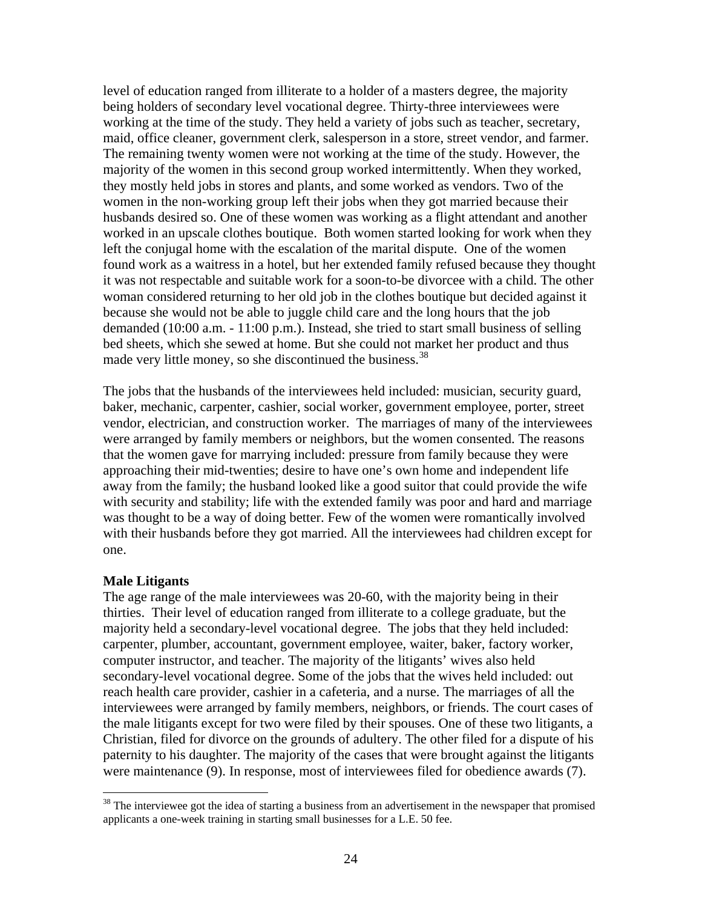level of education ranged from illiterate to a holder of a masters degree, the majority being holders of secondary level vocational degree. Thirty-three interviewees were working at the time of the study. They held a variety of jobs such as teacher, secretary, maid, office cleaner, government clerk, salesperson in a store, street vendor, and farmer. The remaining twenty women were not working at the time of the study. However, the majority of the women in this second group worked intermittently. When they worked, they mostly held jobs in stores and plants, and some worked as vendors. Two of the women in the non-working group left their jobs when they got married because their husbands desired so. One of these women was working as a flight attendant and another worked in an upscale clothes boutique. Both women started looking for work when they left the conjugal home with the escalation of the marital dispute. One of the women found work as a waitress in a hotel, but her extended family refused because they thought it was not respectable and suitable work for a soon-to-be divorcee with a child. The other woman considered returning to her old job in the clothes boutique but decided against it because she would not be able to juggle child care and the long hours that the job demanded (10:00 a.m. - 11:00 p.m.). Instead, she tried to start small business of selling bed sheets, which she sewed at home. But she could not market her product and thus made very little money, so she discontinued the business.[38]

The jobs that the husbands of the interviewees held included: musician, security guard, baker, mechanic, carpenter, cashier, social worker, government employee, porter, street vendor, electrician, and construction worker. The marriages of many of the interviewees were arranged by family members or neighbors, but the women consented. The reasons that the women gave for marrying included: pressure from family because they were approaching their mid-twenties; desire to have one's own home and independent life away from the family; the husband looked like a good suitor that could provide the wife with security and stability; life with the extended family was poor and hard and marriage was thought to be a way of doing better. Few of the women were romantically involved with their husbands before they got married. All the interviewees had children except for one.

**Male Litigants**

The age range of the male interviewees was 20-60, with the majority being in their thirties. Their level of education ranged from illiterate to a college graduate, but the majority held a secondary-level vocational degree. The jobs that they held included: carpenter, plumber, accountant, government employee, waiter, baker, factory worker, computer instructor, and teacher. The majority of the litigants' wives also held secondary-level vocational degree. Some of the jobs that the wives held included: out reach health care provider, cashier in a cafeteria, and a nurse. The marriages of all the interviewees were arranged by family members, neighbors, or friends. The court cases of the male litigants except for two were filed by their spouses. One of these two litigants, a Christian, filed for divorce on the grounds of adultery. The other filed for a dispute of his paternity to his daughter. The majority of the cases that were brought against the litigants were maintenance (9). In response, most of interviewees filed for obedience awards (7).

---

[38] The interviewee got the idea of starting a business from an advertisement in the newspaper that promised applicants a one-week training in starting small businesses for a L.E. 50 fee.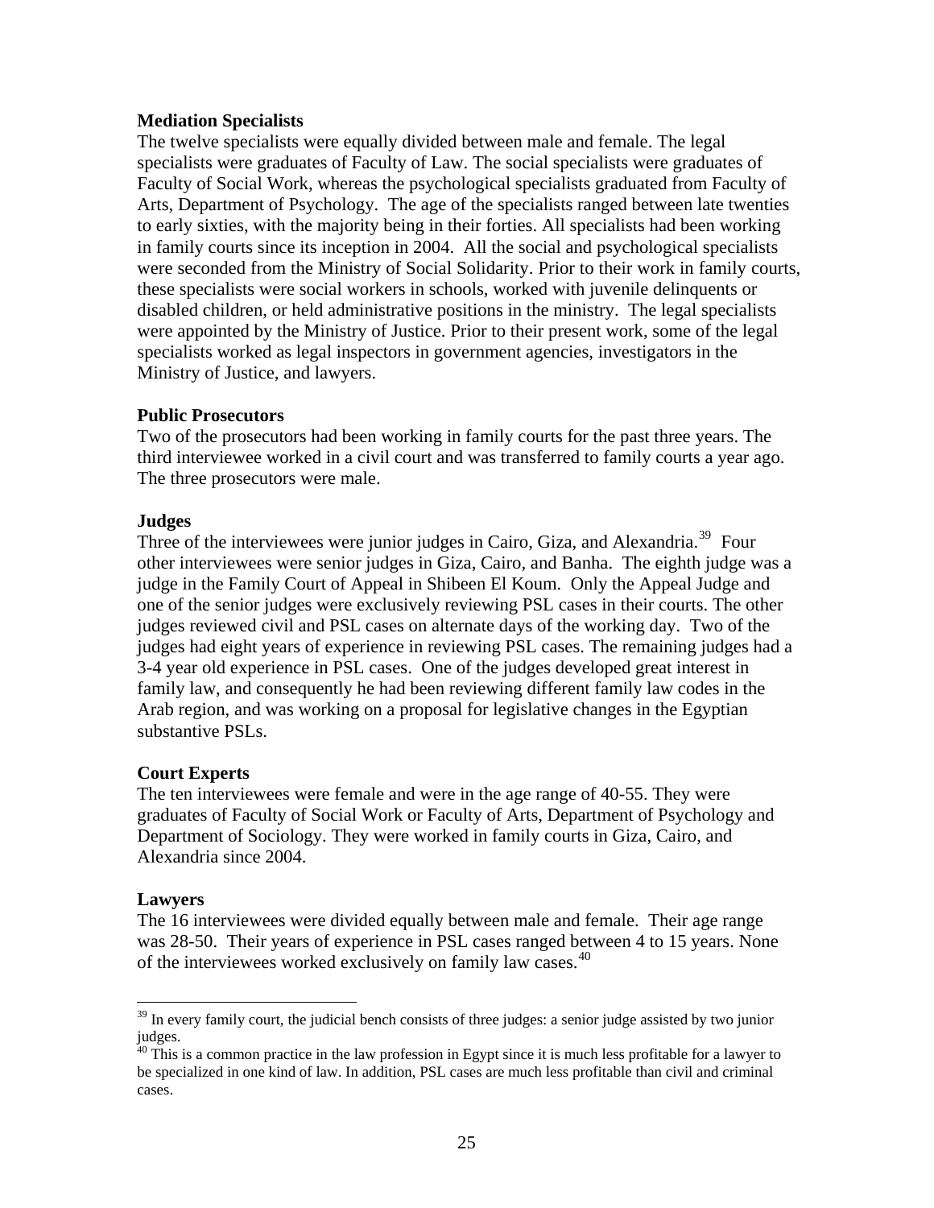**Mediation Specialists**

The twelve specialists were equally divided between male and female. The legal specialists were graduates of Faculty of Law. The social specialists were graduates of Faculty of Social Work, whereas the psychological specialists graduated from Faculty of Arts, Department of Psychology. The age of the specialists ranged between late twenties to early sixties, with the majority being in their forties. All specialists had been working in family courts since its inception in 2004. All the social and psychological specialists were seconded from the Ministry of Social Solidarity. Prior to their work in family courts, these specialists were social workers in schools, worked with juvenile delinquents or disabled children, or held administrative positions in the ministry. The legal specialists were appointed by the Ministry of Justice. Prior to their present work, some of the legal specialists worked as legal inspectors in government agencies, investigators in the Ministry of Justice, and lawyers.

**Public Prosecutors**

Two of the prosecutors had been working in family courts for the past three years. The third interviewee worked in a civil court and was transferred to family courts a year ago. The three prosecutors were male.

**Judges**

Three of the interviewees were junior judges in Cairo, Giza, and Alexandria.[39] Four other interviewees were senior judges in Giza, Cairo, and Banha. The eighth judge was a judge in the Family Court of Appeal in Shibeen El Koum. Only the Appeal Judge and one of the senior judges were exclusively reviewing PSL cases in their courts. The other judges reviewed civil and PSL cases on alternate days of the working day. Two of the judges had eight years of experience in reviewing PSL cases. The remaining judges had a 3-4 year old experience in PSL cases. One of the judges developed great interest in family law, and consequently he had been reviewing different family law codes in the Arab region, and was working on a proposal for legislative changes in the Egyptian substantive PSLs.

**Court Experts**

The ten interviewees were female and were in the age range of 40-55. They were graduates of Faculty of Social Work or Faculty of Arts, Department of Psychology and Department of Sociology. They were worked in family courts in Giza, Cairo, and Alexandria since 2004.

**Lawyers**

The 16 interviewees were divided equally between male and female. Their age range was 28-50. Their years of experience in PSL cases ranged between 4 to 15 years. None of the interviewees worked exclusively on family law cases.[40]

---

[39] In every family court, the judicial bench consists of three judges: a senior judge assisted by two junior judges.

[40] This is a common practice in the law profession in Egypt since it is much less profitable for a lawyer to be specialized in one kind of law. In addition, PSL cases are much less profitable than civil and criminal cases.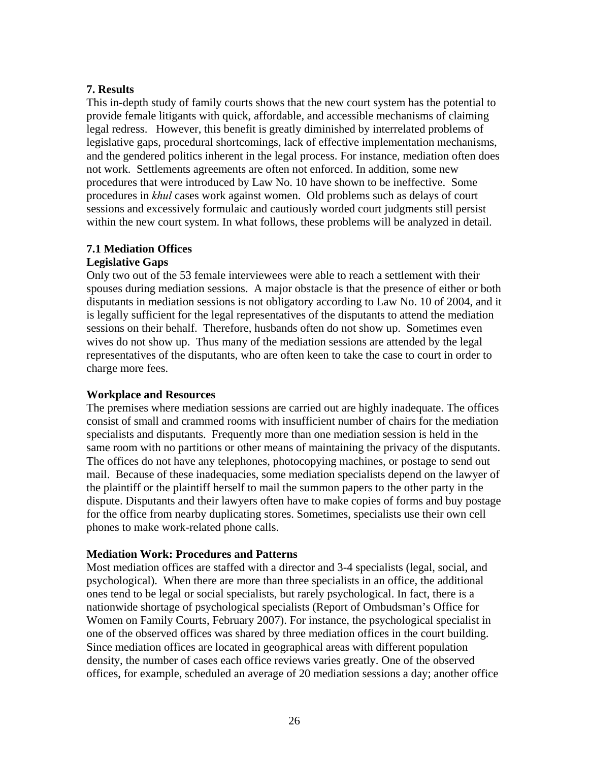## 7. Results

This in-depth study of family courts shows that the new court system has the potential to provide female litigants with quick, affordable, and accessible mechanisms of claiming legal redress. However, this benefit is greatly diminished by interrelated problems of legislative gaps, procedural shortcomings, lack of effective implementation mechanisms, and the gendered politics inherent in the legal process. For instance, mediation often does not work. Settlements agreements are often not enforced. In addition, some new procedures that were introduced by Law No. 10 have shown to be ineffective. Some procedures in *khul* cases work against women. Old problems such as delays of court sessions and excessively formulaic and cautiously worded court judgments still persist within the new court system. In what follows, these problems will be analyzed in detail.

### 7.1 Mediation Offices

**Legislative Gaps**

Only two out of the 53 female interviewees were able to reach a settlement with their spouses during mediation sessions. A major obstacle is that the presence of either or both disputants in mediation sessions is not obligatory according to Law No. 10 of 2004, and it is legally sufficient for the legal representatives of the disputants to attend the mediation sessions on their behalf. Therefore, husbands often do not show up. Sometimes even wives do not show up. Thus many of the mediation sessions are attended by the legal representatives of the disputants, who are often keen to take the case to court in order to charge more fees.

**Workplace and Resources**

The premises where mediation sessions are carried out are highly inadequate. The offices consist of small and crammed rooms with insufficient number of chairs for the mediation specialists and disputants. Frequently more than one mediation session is held in the same room with no partitions or other means of maintaining the privacy of the disputants. The offices do not have any telephones, photocopying machines, or postage to send out mail. Because of these inadequacies, some mediation specialists depend on the lawyer of the plaintiff or the plaintiff herself to mail the summon papers to the other party in the dispute. Disputants and their lawyers often have to make copies of forms and buy postage for the office from nearby duplicating stores. Sometimes, specialists use their own cell phones to make work-related phone calls.

**Mediation Work: Procedures and Patterns**

Most mediation offices are staffed with a director and 3-4 specialists (legal, social, and psychological). When there are more than three specialists in an office, the additional ones tend to be legal or social specialists, but rarely psychological. In fact, there is a nationwide shortage of psychological specialists (Report of Ombudsman's Office for Women on Family Courts, February 2007). For instance, the psychological specialist in one of the observed offices was shared by three mediation offices in the court building. Since mediation offices are located in geographical areas with different population density, the number of cases each office reviews varies greatly. One of the observed offices, for example, scheduled an average of 20 mediation sessions a day; another office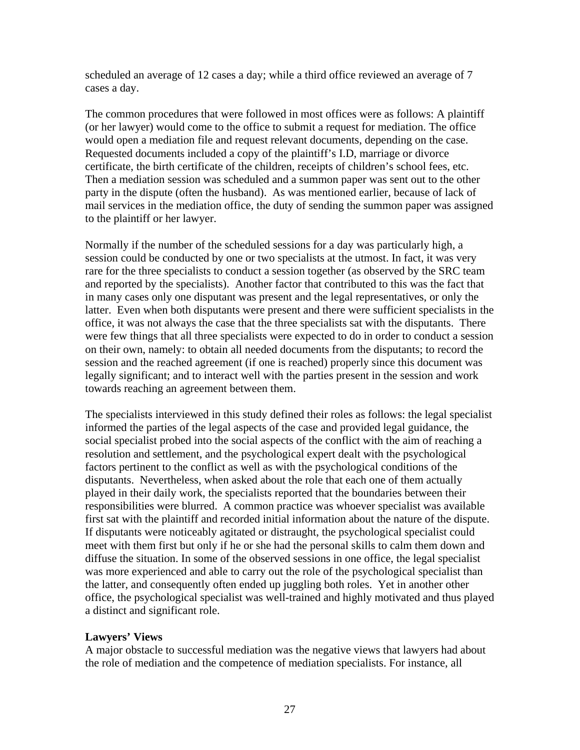scheduled an average of 12 cases a day; while a third office reviewed an average of 7 cases a day.

The common procedures that were followed in most offices were as follows: A plaintiff (or her lawyer) would come to the office to submit a request for mediation. The office would open a mediation file and request relevant documents, depending on the case. Requested documents included a copy of the plaintiff's I.D, marriage or divorce certificate, the birth certificate of the children, receipts of children's school fees, etc. Then a mediation session was scheduled and a summon paper was sent out to the other party in the dispute (often the husband). As was mentioned earlier, because of lack of mail services in the mediation office, the duty of sending the summon paper was assigned to the plaintiff or her lawyer.

Normally if the number of the scheduled sessions for a day was particularly high, a session could be conducted by one or two specialists at the utmost. In fact, it was very rare for the three specialists to conduct a session together (as observed by the SRC team and reported by the specialists). Another factor that contributed to this was the fact that in many cases only one disputant was present and the legal representatives, or only the latter. Even when both disputants were present and there were sufficient specialists in the office, it was not always the case that the three specialists sat with the disputants. There were few things that all three specialists were expected to do in order to conduct a session on their own, namely: to obtain all needed documents from the disputants; to record the session and the reached agreement (if one is reached) properly since this document was legally significant; and to interact well with the parties present in the session and work towards reaching an agreement between them.

The specialists interviewed in this study defined their roles as follows: the legal specialist informed the parties of the legal aspects of the case and provided legal guidance, the social specialist probed into the social aspects of the conflict with the aim of reaching a resolution and settlement, and the psychological expert dealt with the psychological factors pertinent to the conflict as well as with the psychological conditions of the disputants. Nevertheless, when asked about the role that each one of them actually played in their daily work, the specialists reported that the boundaries between their responsibilities were blurred. A common practice was whoever specialist was available first sat with the plaintiff and recorded initial information about the nature of the dispute. If disputants were noticeably agitated or distraught, the psychological specialist could meet with them first but only if he or she had the personal skills to calm them down and diffuse the situation. In some of the observed sessions in one office, the legal specialist was more experienced and able to carry out the role of the psychological specialist than the latter, and consequently often ended up juggling both roles. Yet in another other office, the psychological specialist was well-trained and highly motivated and thus played a distinct and significant role.

**Lawyers' Views**

A major obstacle to successful mediation was the negative views that lawyers had about the role of mediation and the competence of mediation specialists. For instance, all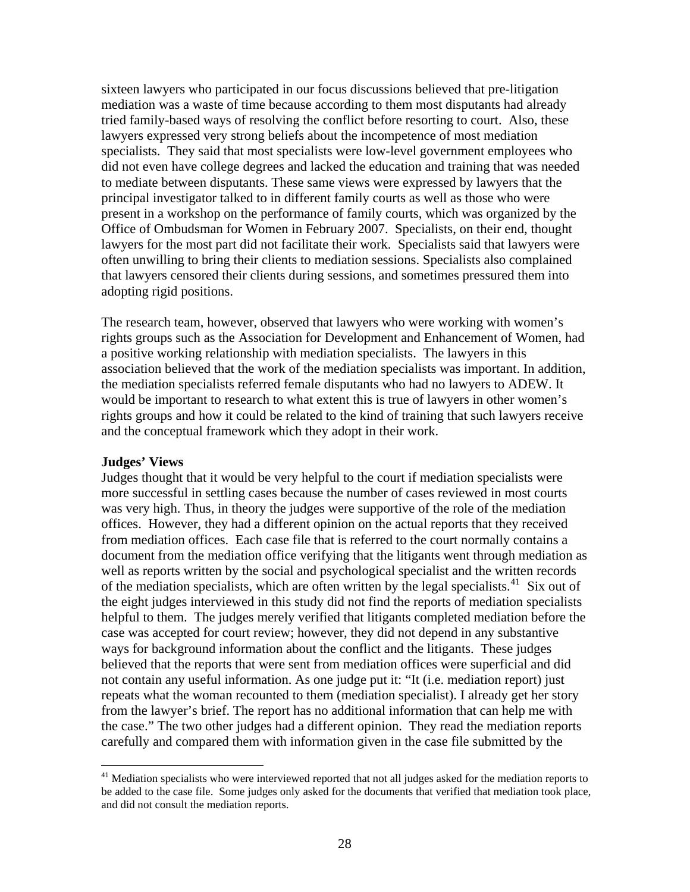sixteen lawyers who participated in our focus discussions believed that pre-litigation mediation was a waste of time because according to them most disputants had already tried family-based ways of resolving the conflict before resorting to court. Also, these lawyers expressed very strong beliefs about the incompetence of most mediation specialists. They said that most specialists were low-level government employees who did not even have college degrees and lacked the education and training that was needed to mediate between disputants. These same views were expressed by lawyers that the principal investigator talked to in different family courts as well as those who were present in a workshop on the performance of family courts, which was organized by the Office of Ombudsman for Women in February 2007. Specialists, on their end, thought lawyers for the most part did not facilitate their work. Specialists said that lawyers were often unwilling to bring their clients to mediation sessions. Specialists also complained that lawyers censored their clients during sessions, and sometimes pressured them into adopting rigid positions.

The research team, however, observed that lawyers who were working with women's rights groups such as the Association for Development and Enhancement of Women, had a positive working relationship with mediation specialists. The lawyers in this association believed that the work of the mediation specialists was important. In addition, the mediation specialists referred female disputants who had no lawyers to ADEW. It would be important to research to what extent this is true of lawyers in other women's rights groups and how it could be related to the kind of training that such lawyers receive and the conceptual framework which they adopt in their work.

**Judges' Views**

Judges thought that it would be very helpful to the court if mediation specialists were more successful in settling cases because the number of cases reviewed in most courts was very high. Thus, in theory the judges were supportive of the role of the mediation offices. However, they had a different opinion on the actual reports that they received from mediation offices. Each case file that is referred to the court normally contains a document from the mediation office verifying that the litigants went through mediation as well as reports written by the social and psychological specialist and the written records of the mediation specialists, which are often written by the legal specialists.[41] Six out of the eight judges interviewed in this study did not find the reports of mediation specialists helpful to them. The judges merely verified that litigants completed mediation before the case was accepted for court review; however, they did not depend in any substantive ways for background information about the conflict and the litigants. These judges believed that the reports that were sent from mediation offices were superficial and did not contain any useful information. As one judge put it: "It (i.e. mediation report) just repeats what the woman recounted to them (mediation specialist). I already get her story from the lawyer's brief. The report has no additional information that can help me with the case." The two other judges had a different opinion. They read the mediation reports carefully and compared them with information given in the case file submitted by the

[41] Mediation specialists who were interviewed reported that not all judges asked for the mediation reports to be added to the case file. Some judges only asked for the documents that verified that mediation took place, and did not consult the mediation reports.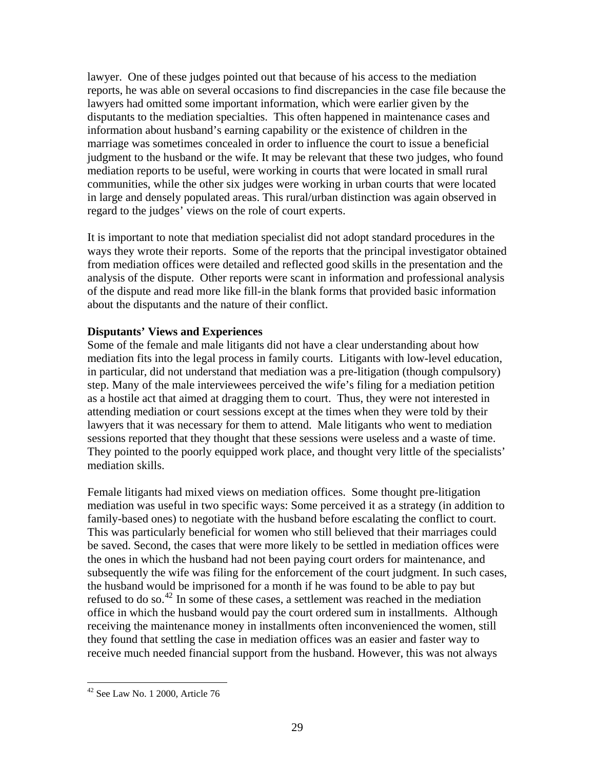lawyer. One of these judges pointed out that because of his access to the mediation reports, he was able on several occasions to find discrepancies in the case file because the lawyers had omitted some important information, which were earlier given by the disputants to the mediation specialties. This often happened in maintenance cases and information about husband's earning capability or the existence of children in the marriage was sometimes concealed in order to influence the court to issue a beneficial judgment to the husband or the wife. It may be relevant that these two judges, who found mediation reports to be useful, were working in courts that were located in small rural communities, while the other six judges were working in urban courts that were located in large and densely populated areas. This rural/urban distinction was again observed in regard to the judges' views on the role of court experts.

It is important to note that mediation specialist did not adopt standard procedures in the ways they wrote their reports. Some of the reports that the principal investigator obtained from mediation offices were detailed and reflected good skills in the presentation and the analysis of the dispute. Other reports were scant in information and professional analysis of the dispute and read more like fill-in the blank forms that provided basic information about the disputants and the nature of their conflict.

**Disputants' Views and Experiences**

Some of the female and male litigants did not have a clear understanding about how mediation fits into the legal process in family courts. Litigants with low-level education, in particular, did not understand that mediation was a pre-litigation (though compulsory) step. Many of the male interviewees perceived the wife's filing for a mediation petition as a hostile act that aimed at dragging them to court. Thus, they were not interested in attending mediation or court sessions except at the times when they were told by their lawyers that it was necessary for them to attend. Male litigants who went to mediation sessions reported that they thought that these sessions were useless and a waste of time. They pointed to the poorly equipped work place, and thought very little of the specialists' mediation skills.

Female litigants had mixed views on mediation offices. Some thought pre-litigation mediation was useful in two specific ways: Some perceived it as a strategy (in addition to family-based ones) to negotiate with the husband before escalating the conflict to court. This was particularly beneficial for women who still believed that their marriages could be saved. Second, the cases that were more likely to be settled in mediation offices were the ones in which the husband had not been paying court orders for maintenance, and subsequently the wife was filing for the enforcement of the court judgment. In such cases, the husband would be imprisoned for a month if he was found to be able to pay but refused to do so.[42] In some of these cases, a settlement was reached in the mediation office in which the husband would pay the court ordered sum in installments. Although receiving the maintenance money in installments often inconvenienced the women, still they found that settling the case in mediation offices was an easier and faster way to receive much needed financial support from the husband. However, this was not always

[42] See Law No. 1 2000, Article 76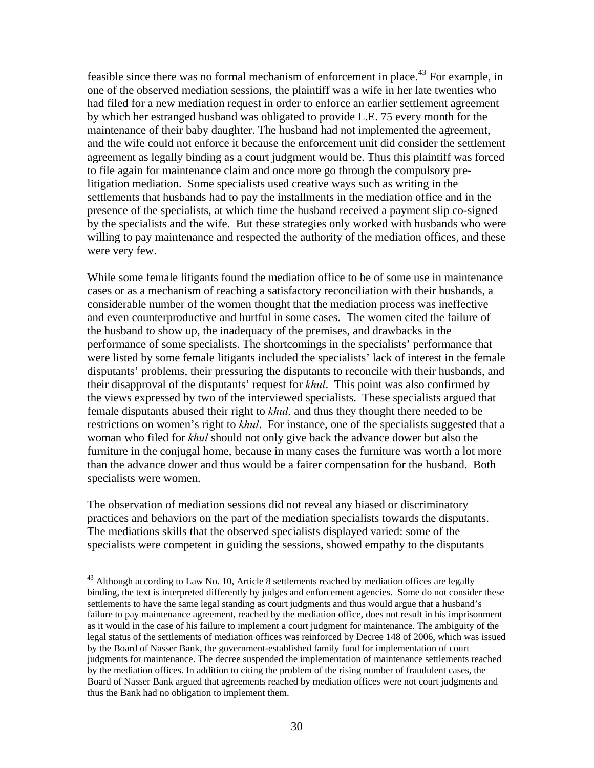feasible since there was no formal mechanism of enforcement in place.[43] For example, in one of the observed mediation sessions, the plaintiff was a wife in her late twenties who had filed for a new mediation request in order to enforce an earlier settlement agreement by which her estranged husband was obligated to provide L.E. 75 every month for the maintenance of their baby daughter. The husband had not implemented the agreement, and the wife could not enforce it because the enforcement unit did consider the settlement agreement as legally binding as a court judgment would be. Thus this plaintiff was forced to file again for maintenance claim and once more go through the compulsory pre-litigation mediation. Some specialists used creative ways such as writing in the settlements that husbands had to pay the installments in the mediation office and in the presence of the specialists, at which time the husband received a payment slip co-signed by the specialists and the wife. But these strategies only worked with husbands who were willing to pay maintenance and respected the authority of the mediation offices, and these were very few.

While some female litigants found the mediation office to be of some use in maintenance cases or as a mechanism of reaching a satisfactory reconciliation with their husbands, a considerable number of the women thought that the mediation process was ineffective and even counterproductive and hurtful in some cases. The women cited the failure of the husband to show up, the inadequacy of the premises, and drawbacks in the performance of some specialists. The shortcomings in the specialists' performance that were listed by some female litigants included the specialists' lack of interest in the female disputants' problems, their pressuring the disputants to reconcile with their husbands, and their disapproval of the disputants' request for *khul*. This point was also confirmed by the views expressed by two of the interviewed specialists. These specialists argued that female disputants abused their right to *khul,* and thus they thought there needed to be restrictions on women's right to *khul*. For instance, one of the specialists suggested that a woman who filed for *khul* should not only give back the advance dower but also the furniture in the conjugal home, because in many cases the furniture was worth a lot more than the advance dower and thus would be a fairer compensation for the husband. Both specialists were women.

The observation of mediation sessions did not reveal any biased or discriminatory practices and behaviors on the part of the mediation specialists towards the disputants. The mediations skills that the observed specialists displayed varied: some of the specialists were competent in guiding the sessions, showed empathy to the disputants

---

[43] Although according to Law No. 10, Article 8 settlements reached by mediation offices are legally binding, the text is interpreted differently by judges and enforcement agencies. Some do not consider these settlements to have the same legal standing as court judgments and thus would argue that a husband's failure to pay maintenance agreement, reached by the mediation office, does not result in his imprisonment as it would in the case of his failure to implement a court judgment for maintenance. The ambiguity of the legal status of the settlements of mediation offices was reinforced by Decree 148 of 2006, which was issued by the Board of Nasser Bank, the government-established family fund for implementation of court judgments for maintenance. The decree suspended the implementation of maintenance settlements reached by the mediation offices. In addition to citing the problem of the rising number of fraudulent cases, the Board of Nasser Bank argued that agreements reached by mediation offices were not court judgments and thus the Bank had no obligation to implement them.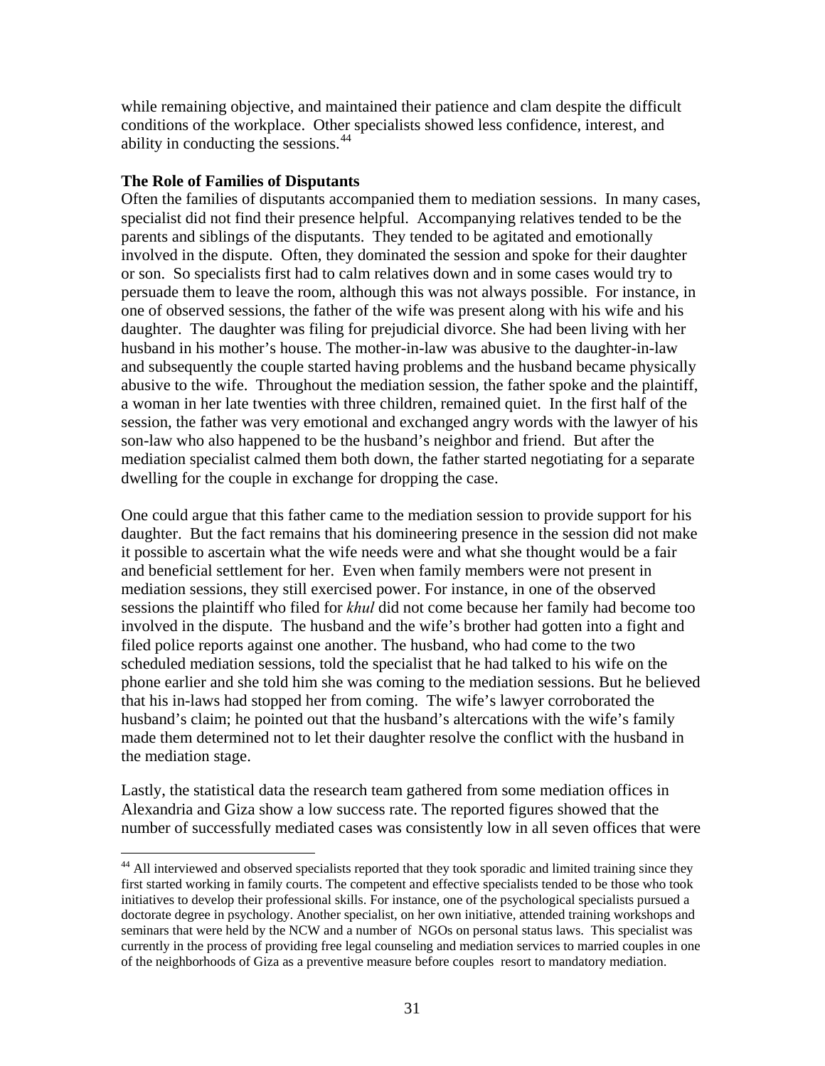while remaining objective, and maintained their patience and clam despite the difficult conditions of the workplace. Other specialists showed less confidence, interest, and ability in conducting the sessions.[44]

**The Role of Families of Disputants**

Often the families of disputants accompanied them to mediation sessions. In many cases, specialist did not find their presence helpful. Accompanying relatives tended to be the parents and siblings of the disputants. They tended to be agitated and emotionally involved in the dispute. Often, they dominated the session and spoke for their daughter or son. So specialists first had to calm relatives down and in some cases would try to persuade them to leave the room, although this was not always possible. For instance, in one of observed sessions, the father of the wife was present along with his wife and his daughter. The daughter was filing for prejudicial divorce. She had been living with her husband in his mother's house. The mother-in-law was abusive to the daughter-in-law and subsequently the couple started having problems and the husband became physically abusive to the wife. Throughout the mediation session, the father spoke and the plaintiff, a woman in her late twenties with three children, remained quiet. In the first half of the session, the father was very emotional and exchanged angry words with the lawyer of his son-law who also happened to be the husband's neighbor and friend. But after the mediation specialist calmed them both down, the father started negotiating for a separate dwelling for the couple in exchange for dropping the case.

One could argue that this father came to the mediation session to provide support for his daughter. But the fact remains that his domineering presence in the session did not make it possible to ascertain what the wife needs were and what she thought would be a fair and beneficial settlement for her. Even when family members were not present in mediation sessions, they still exercised power. For instance, in one of the observed sessions the plaintiff who filed for *khul* did not come because her family had become too involved in the dispute. The husband and the wife's brother had gotten into a fight and filed police reports against one another. The husband, who had come to the two scheduled mediation sessions, told the specialist that he had talked to his wife on the phone earlier and she told him she was coming to the mediation sessions. But he believed that his in-laws had stopped her from coming. The wife's lawyer corroborated the husband's claim; he pointed out that the husband's altercations with the wife's family made them determined not to let their daughter resolve the conflict with the husband in the mediation stage.

Lastly, the statistical data the research team gathered from some mediation offices in Alexandria and Giza show a low success rate. The reported figures showed that the number of successfully mediated cases was consistently low in all seven offices that were

---

[44] All interviewed and observed specialists reported that they took sporadic and limited training since they first started working in family courts. The competent and effective specialists tended to be those who took initiatives to develop their professional skills. For instance, one of the psychological specialists pursued a doctorate degree in psychology. Another specialist, on her own initiative, attended training workshops and seminars that were held by the NCW and a number of NGOs on personal status laws. This specialist was currently in the process of providing free legal counseling and mediation services to married couples in one of the neighborhoods of Giza as a preventive measure before couples resort to mandatory mediation.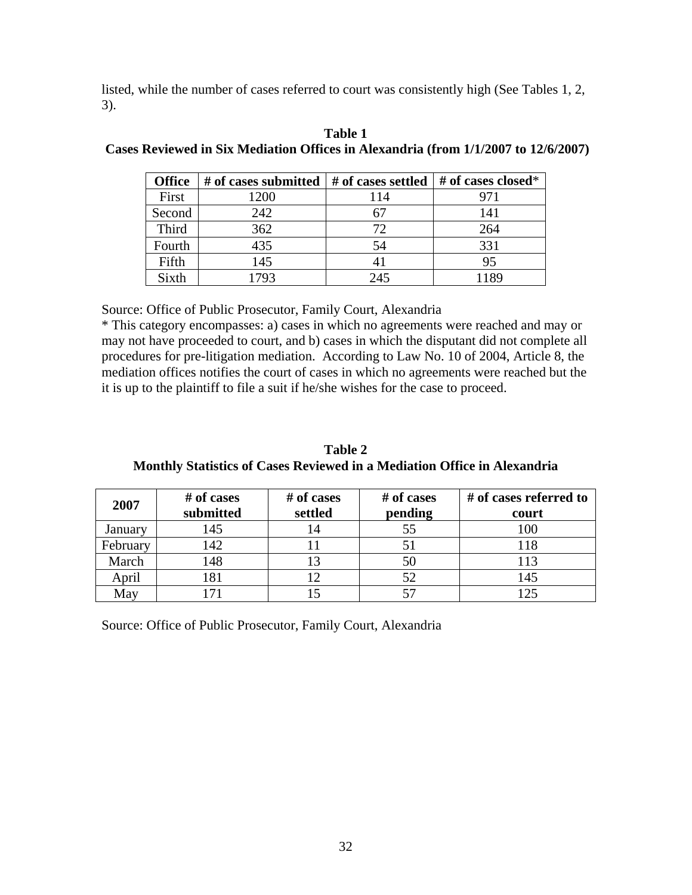listed, while the number of cases referred to court was consistently high (See Tables 1, 2, 3).

**Table 1**
**Cases Reviewed in Six Mediation Offices in Alexandria (from 1/1/2007 to 12/6/2007)**

| Office | # of cases submitted | # of cases settled | # of cases closed* |
|---|---|---|---|
| First | 1200 | 114 | 971 |
| Second | 242 | 67 | 141 |
| Third | 362 | 72 | 264 |
| Fourth | 435 | 54 | 331 |
| Fifth | 145 | 41 | 95 |
| Sixth | 1793 | 245 | 1189 |

Source: Office of Public Prosecutor, Family Court, Alexandria

* This category encompasses: a) cases in which no agreements were reached and may or may not have proceeded to court, and b) cases in which the disputant did not complete all procedures for pre-litigation mediation. According to Law No. 10 of 2004, Article 8, the mediation offices notifies the court of cases in which no agreements were reached but the it is up to the plaintiff to file a suit if he/she wishes for the case to proceed.

**Table 2**
**Monthly Statistics of Cases Reviewed in a Mediation Office in Alexandria**

| 2007 | # of cases submitted | # of cases settled | # of cases pending | # of cases referred to court |
|---|---|---|---|---|
| January | 145 | 14 | 55 | 100 |
| February | 142 | 11 | 51 | 118 |
| March | 148 | 13 | 50 | 113 |
| April | 181 | 12 | 52 | 145 |
| May | 171 | 15 | 57 | 125 |

Source: Office of Public Prosecutor, Family Court, Alexandria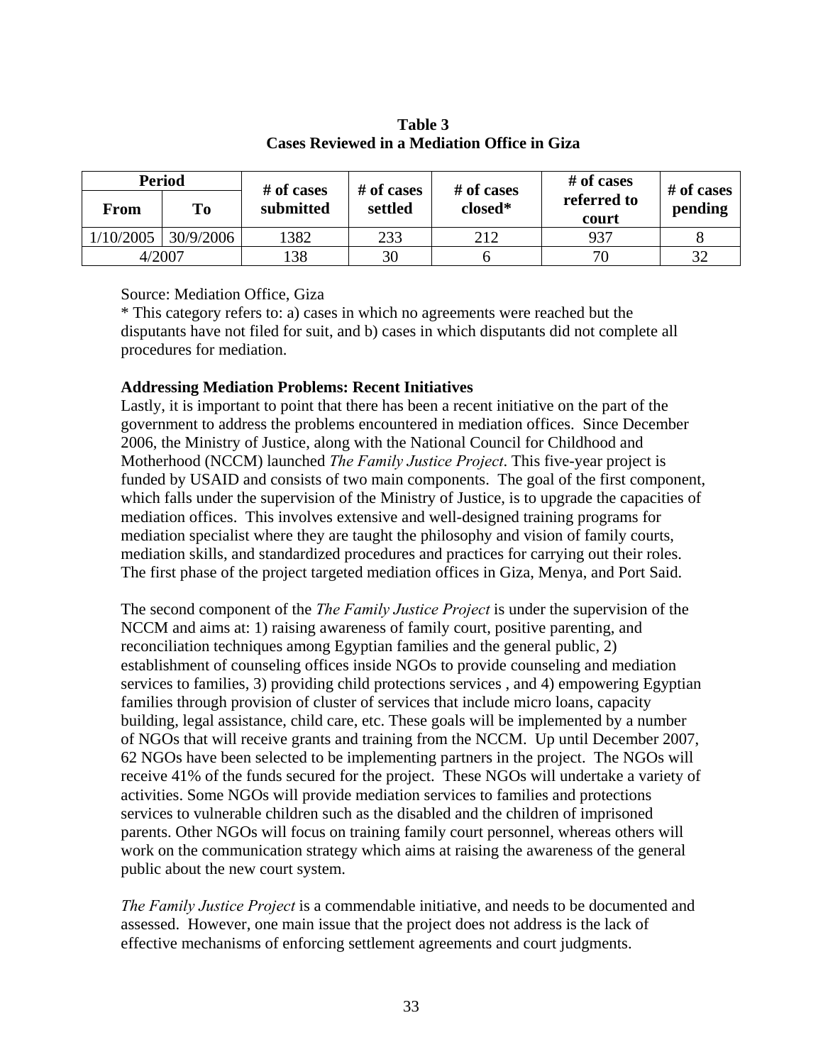**Table 3**
**Cases Reviewed in a Mediation Office in Giza**

| Period | | # of cases submitted | # of cases settled | # of cases closed* | # of cases referred to court | # of cases pending |
|---|---|---|---|---|---|---|
| From | To | | | | | |
| 1/10/2005 | 30/9/2006 | 1382 | 233 | 212 | 937 | 8 |
| 4/2007 | | 138 | 30 | 6 | 70 | 32 |

Source: Mediation Office, Giza

* This category refers to: a) cases in which no agreements were reached but the disputants have not filed for suit, and b) cases in which disputants did not complete all procedures for mediation.

**Addressing Mediation Problems: Recent Initiatives**

Lastly, it is important to point that there has been a recent initiative on the part of the government to address the problems encountered in mediation offices. Since December 2006, the Ministry of Justice, along with the National Council for Childhood and Motherhood (NCCM) launched *The Family Justice Project*. This five-year project is funded by USAID and consists of two main components. The goal of the first component, which falls under the supervision of the Ministry of Justice, is to upgrade the capacities of mediation offices. This involves extensive and well-designed training programs for mediation specialist where they are taught the philosophy and vision of family courts, mediation skills, and standardized procedures and practices for carrying out their roles. The first phase of the project targeted mediation offices in Giza, Menya, and Port Said.

The second component of the *The Family Justice Project* is under the supervision of the NCCM and aims at: 1) raising awareness of family court, positive parenting, and reconciliation techniques among Egyptian families and the general public, 2) establishment of counseling offices inside NGOs to provide counseling and mediation services to families, 3) providing child protections services , and 4) empowering Egyptian families through provision of cluster of services that include micro loans, capacity building, legal assistance, child care, etc. These goals will be implemented by a number of NGOs that will receive grants and training from the NCCM. Up until December 2007, 62 NGOs have been selected to be implementing partners in the project. The NGOs will receive 41% of the funds secured for the project. These NGOs will undertake a variety of activities. Some NGOs will provide mediation services to families and protections services to vulnerable children such as the disabled and the children of imprisoned parents. Other NGOs will focus on training family court personnel, whereas others will work on the communication strategy which aims at raising the awareness of the general public about the new court system.

*The Family Justice Project* is a commendable initiative, and needs to be documented and assessed. However, one main issue that the project does not address is the lack of effective mechanisms of enforcing settlement agreements and court judgments.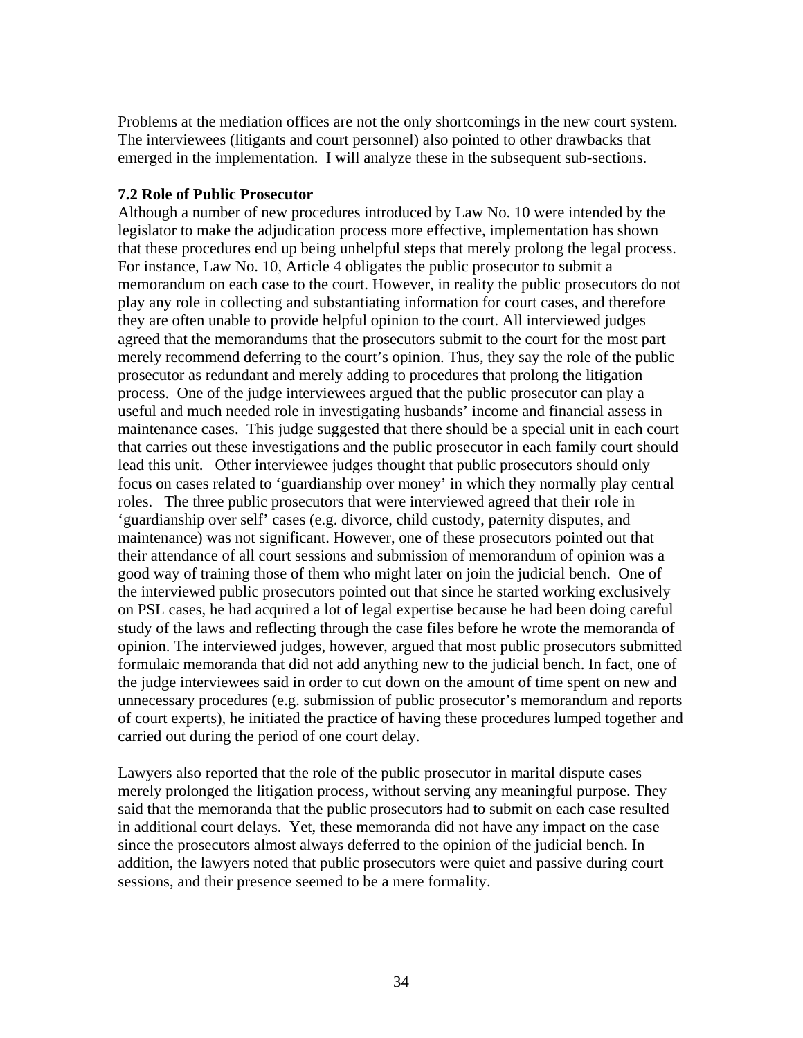Problems at the mediation offices are not the only shortcomings in the new court system. The interviewees (litigants and court personnel) also pointed to other drawbacks that emerged in the implementation. I will analyze these in the subsequent sub-sections.

### 7.2 Role of Public Prosecutor

Although a number of new procedures introduced by Law No. 10 were intended by the legislator to make the adjudication process more effective, implementation has shown that these procedures end up being unhelpful steps that merely prolong the legal process. For instance, Law No. 10, Article 4 obligates the public prosecutor to submit a memorandum on each case to the court. However, in reality the public prosecutors do not play any role in collecting and substantiating information for court cases, and therefore they are often unable to provide helpful opinion to the court. All interviewed judges agreed that the memorandums that the prosecutors submit to the court for the most part merely recommend deferring to the court's opinion. Thus, they say the role of the public prosecutor as redundant and merely adding to procedures that prolong the litigation process. One of the judge interviewees argued that the public prosecutor can play a useful and much needed role in investigating husbands' income and financial assess in maintenance cases. This judge suggested that there should be a special unit in each court that carries out these investigations and the public prosecutor in each family court should lead this unit. Other interviewee judges thought that public prosecutors should only focus on cases related to 'guardianship over money' in which they normally play central roles. The three public prosecutors that were interviewed agreed that their role in 'guardianship over self' cases (e.g. divorce, child custody, paternity disputes, and maintenance) was not significant. However, one of these prosecutors pointed out that their attendance of all court sessions and submission of memorandum of opinion was a good way of training those of them who might later on join the judicial bench. One of the interviewed public prosecutors pointed out that since he started working exclusively on PSL cases, he had acquired a lot of legal expertise because he had been doing careful study of the laws and reflecting through the case files before he wrote the memoranda of opinion. The interviewed judges, however, argued that most public prosecutors submitted formulaic memoranda that did not add anything new to the judicial bench. In fact, one of the judge interviewees said in order to cut down on the amount of time spent on new and unnecessary procedures (e.g. submission of public prosecutor's memorandum and reports of court experts), he initiated the practice of having these procedures lumped together and carried out during the period of one court delay.

Lawyers also reported that the role of the public prosecutor in marital dispute cases merely prolonged the litigation process, without serving any meaningful purpose. They said that the memoranda that the public prosecutors had to submit on each case resulted in additional court delays. Yet, these memoranda did not have any impact on the case since the prosecutors almost always deferred to the opinion of the judicial bench. In addition, the lawyers noted that public prosecutors were quiet and passive during court sessions, and their presence seemed to be a mere formality.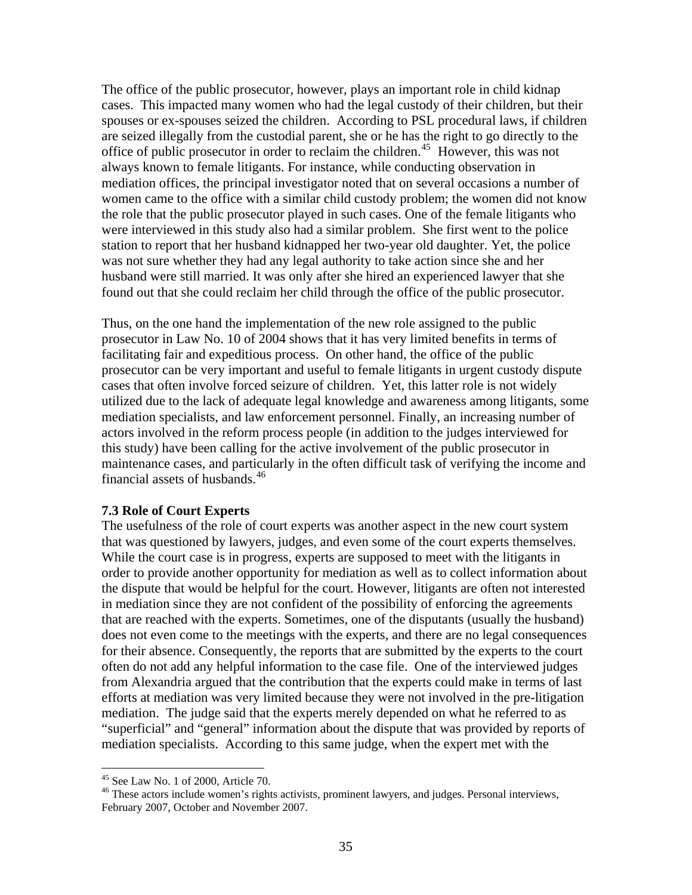The office of the public prosecutor, however, plays an important role in child kidnap cases. This impacted many women who had the legal custody of their children, but their spouses or ex-spouses seized the children. According to PSL procedural laws, if children are seized illegally from the custodial parent, she or he has the right to go directly to the office of public prosecutor in order to reclaim the children.[45] However, this was not always known to female litigants. For instance, while conducting observation in mediation offices, the principal investigator noted that on several occasions a number of women came to the office with a similar child custody problem; the women did not know the role that the public prosecutor played in such cases. One of the female litigants who were interviewed in this study also had a similar problem. She first went to the police station to report that her husband kidnapped her two-year old daughter. Yet, the police was not sure whether they had any legal authority to take action since she and her husband were still married. It was only after she hired an experienced lawyer that she found out that she could reclaim her child through the office of the public prosecutor.

Thus, on the one hand the implementation of the new role assigned to the public prosecutor in Law No. 10 of 2004 shows that it has very limited benefits in terms of facilitating fair and expeditious process. On other hand, the office of the public prosecutor can be very important and useful to female litigants in urgent custody dispute cases that often involve forced seizure of children. Yet, this latter role is not widely utilized due to the lack of adequate legal knowledge and awareness among litigants, some mediation specialists, and law enforcement personnel. Finally, an increasing number of actors involved in the reform process people (in addition to the judges interviewed for this study) have been calling for the active involvement of the public prosecutor in maintenance cases, and particularly in the often difficult task of verifying the income and financial assets of husbands.[46]

### 7.3 Role of Court Experts

The usefulness of the role of court experts was another aspect in the new court system that was questioned by lawyers, judges, and even some of the court experts themselves. While the court case is in progress, experts are supposed to meet with the litigants in order to provide another opportunity for mediation as well as to collect information about the dispute that would be helpful for the court. However, litigants are often not interested in mediation since they are not confident of the possibility of enforcing the agreements that are reached with the experts. Sometimes, one of the disputants (usually the husband) does not even come to the meetings with the experts, and there are no legal consequences for their absence. Consequently, the reports that are submitted by the experts to the court often do not add any helpful information to the case file. One of the interviewed judges from Alexandria argued that the contribution that the experts could make in terms of last efforts at mediation was very limited because they were not involved in the pre-litigation mediation. The judge said that the experts merely depended on what he referred to as "superficial" and "general" information about the dispute that was provided by reports of mediation specialists. According to this same judge, when the expert met with the

---

[45] See Law No. 1 of 2000, Article 70.

[46] These actors include women's rights activists, prominent lawyers, and judges. Personal interviews, February 2007, October and November 2007.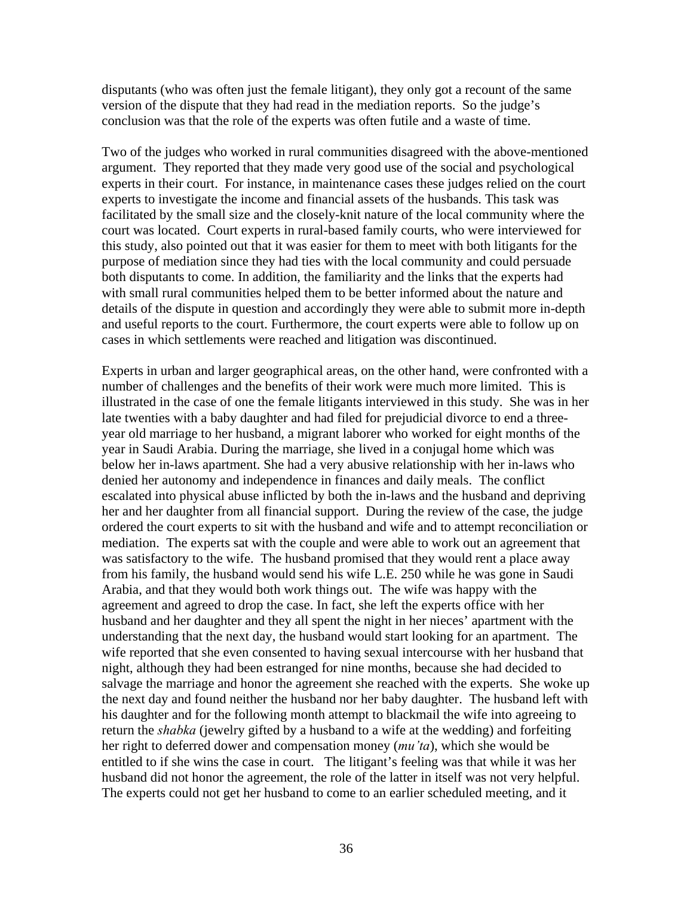disputants (who was often just the female litigant), they only got a recount of the same version of the dispute that they had read in the mediation reports. So the judge's conclusion was that the role of the experts was often futile and a waste of time.

Two of the judges who worked in rural communities disagreed with the above-mentioned argument. They reported that they made very good use of the social and psychological experts in their court. For instance, in maintenance cases these judges relied on the court experts to investigate the income and financial assets of the husbands. This task was facilitated by the small size and the closely-knit nature of the local community where the court was located. Court experts in rural-based family courts, who were interviewed for this study, also pointed out that it was easier for them to meet with both litigants for the purpose of mediation since they had ties with the local community and could persuade both disputants to come. In addition, the familiarity and the links that the experts had with small rural communities helped them to be better informed about the nature and details of the dispute in question and accordingly they were able to submit more in-depth and useful reports to the court. Furthermore, the court experts were able to follow up on cases in which settlements were reached and litigation was discontinued.

Experts in urban and larger geographical areas, on the other hand, were confronted with a number of challenges and the benefits of their work were much more limited. This is illustrated in the case of one the female litigants interviewed in this study. She was in her late twenties with a baby daughter and had filed for prejudicial divorce to end a three-year old marriage to her husband, a migrant laborer who worked for eight months of the year in Saudi Arabia. During the marriage, she lived in a conjugal home which was below her in-laws apartment. She had a very abusive relationship with her in-laws who denied her autonomy and independence in finances and daily meals. The conflict escalated into physical abuse inflicted by both the in-laws and the husband and depriving her and her daughter from all financial support. During the review of the case, the judge ordered the court experts to sit with the husband and wife and to attempt reconciliation or mediation. The experts sat with the couple and were able to work out an agreement that was satisfactory to the wife. The husband promised that they would rent a place away from his family, the husband would send his wife L.E. 250 while he was gone in Saudi Arabia, and that they would both work things out. The wife was happy with the agreement and agreed to drop the case. In fact, she left the experts office with her husband and her daughter and they all spent the night in her nieces' apartment with the understanding that the next day, the husband would start looking for an apartment. The wife reported that she even consented to having sexual intercourse with her husband that night, although they had been estranged for nine months, because she had decided to salvage the marriage and honor the agreement she reached with the experts. She woke up the next day and found neither the husband nor her baby daughter. The husband left with his daughter and for the following month attempt to blackmail the wife into agreeing to return the *shabka* (jewelry gifted by a husband to a wife at the wedding) and forfeiting her right to deferred dower and compensation money (*mu'ta*), which she would be entitled to if she wins the case in court. The litigant's feeling was that while it was her husband did not honor the agreement, the role of the latter in itself was not very helpful. The experts could not get her husband to come to an earlier scheduled meeting, and it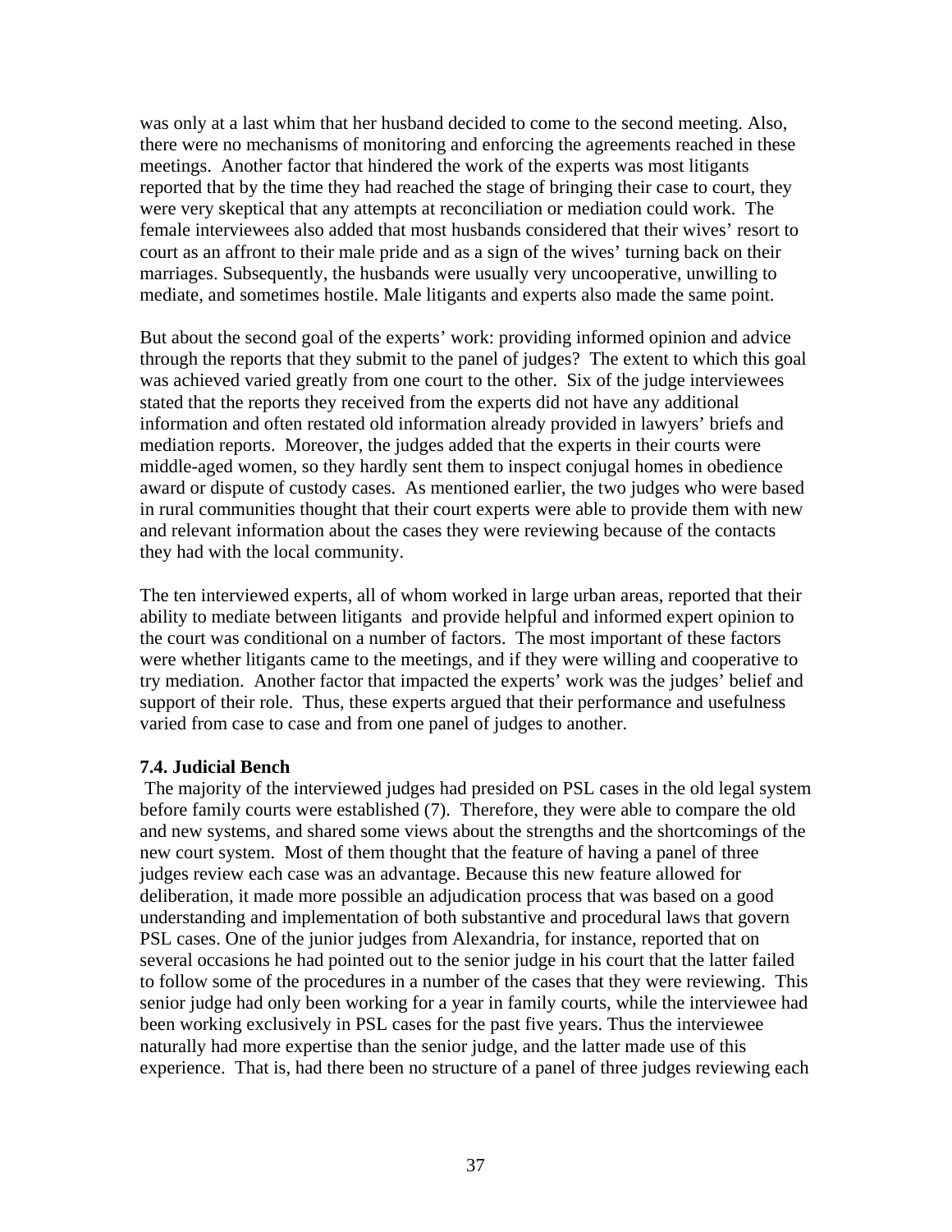was only at a last whim that her husband decided to come to the second meeting. Also, there were no mechanisms of monitoring and enforcing the agreements reached in these meetings. Another factor that hindered the work of the experts was most litigants reported that by the time they had reached the stage of bringing their case to court, they were very skeptical that any attempts at reconciliation or mediation could work. The female interviewees also added that most husbands considered that their wives' resort to court as an affront to their male pride and as a sign of the wives' turning back on their marriages. Subsequently, the husbands were usually very uncooperative, unwilling to mediate, and sometimes hostile. Male litigants and experts also made the same point.

But about the second goal of the experts' work: providing informed opinion and advice through the reports that they submit to the panel of judges? The extent to which this goal was achieved varied greatly from one court to the other. Six of the judge interviewees stated that the reports they received from the experts did not have any additional information and often restated old information already provided in lawyers' briefs and mediation reports. Moreover, the judges added that the experts in their courts were middle-aged women, so they hardly sent them to inspect conjugal homes in obedience award or dispute of custody cases. As mentioned earlier, the two judges who were based in rural communities thought that their court experts were able to provide them with new and relevant information about the cases they were reviewing because of the contacts they had with the local community.

The ten interviewed experts, all of whom worked in large urban areas, reported that their ability to mediate between litigants and provide helpful and informed expert opinion to the court was conditional on a number of factors. The most important of these factors were whether litigants came to the meetings, and if they were willing and cooperative to try mediation. Another factor that impacted the experts' work was the judges' belief and support of their role. Thus, these experts argued that their performance and usefulness varied from case to case and from one panel of judges to another.

### 7.4. Judicial Bench

The majority of the interviewed judges had presided on PSL cases in the old legal system before family courts were established (7). Therefore, they were able to compare the old and new systems, and shared some views about the strengths and the shortcomings of the new court system. Most of them thought that the feature of having a panel of three judges review each case was an advantage. Because this new feature allowed for deliberation, it made more possible an adjudication process that was based on a good understanding and implementation of both substantive and procedural laws that govern PSL cases. One of the junior judges from Alexandria, for instance, reported that on several occasions he had pointed out to the senior judge in his court that the latter failed to follow some of the procedures in a number of the cases that they were reviewing. This senior judge had only been working for a year in family courts, while the interviewee had been working exclusively in PSL cases for the past five years. Thus the interviewee naturally had more expertise than the senior judge, and the latter made use of this experience. That is, had there been no structure of a panel of three judges reviewing each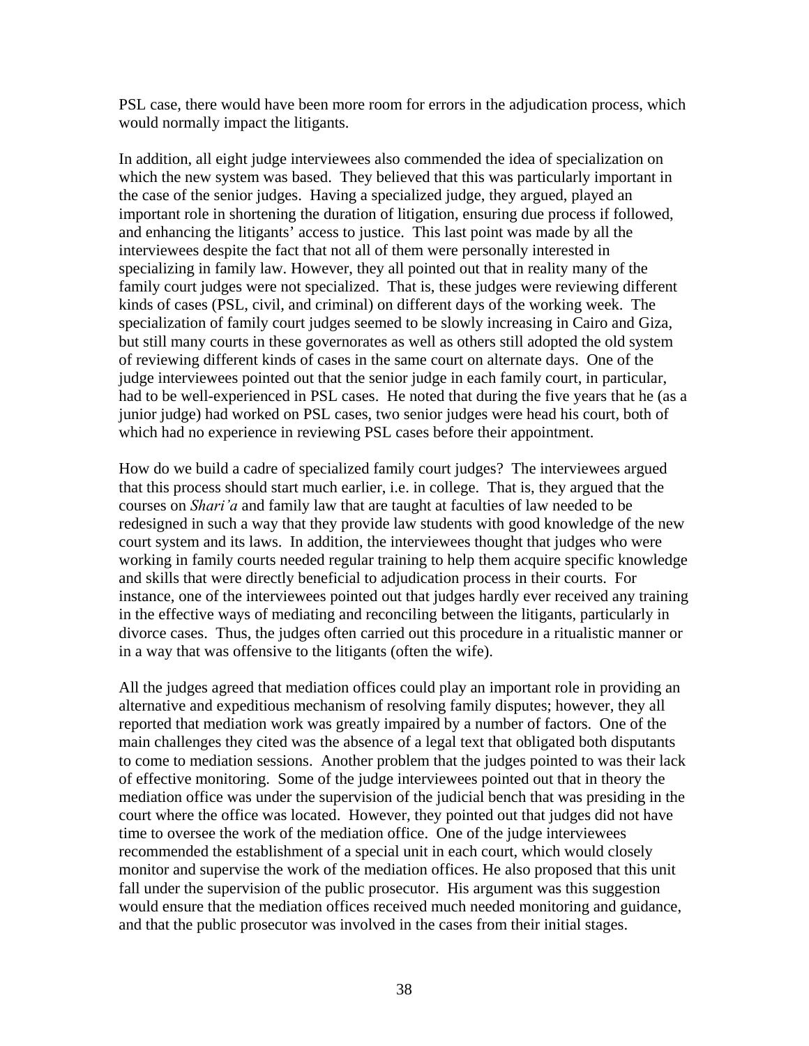PSL case, there would have been more room for errors in the adjudication process, which would normally impact the litigants.

In addition, all eight judge interviewees also commended the idea of specialization on which the new system was based. They believed that this was particularly important in the case of the senior judges. Having a specialized judge, they argued, played an important role in shortening the duration of litigation, ensuring due process if followed, and enhancing the litigants' access to justice. This last point was made by all the interviewees despite the fact that not all of them were personally interested in specializing in family law. However, they all pointed out that in reality many of the family court judges were not specialized. That is, these judges were reviewing different kinds of cases (PSL, civil, and criminal) on different days of the working week. The specialization of family court judges seemed to be slowly increasing in Cairo and Giza, but still many courts in these governorates as well as others still adopted the old system of reviewing different kinds of cases in the same court on alternate days. One of the judge interviewees pointed out that the senior judge in each family court, in particular, had to be well-experienced in PSL cases. He noted that during the five years that he (as a junior judge) had worked on PSL cases, two senior judges were head his court, both of which had no experience in reviewing PSL cases before their appointment.

How do we build a cadre of specialized family court judges? The interviewees argued that this process should start much earlier, i.e. in college. That is, they argued that the courses on *Shari'a* and family law that are taught at faculties of law needed to be redesigned in such a way that they provide law students with good knowledge of the new court system and its laws. In addition, the interviewees thought that judges who were working in family courts needed regular training to help them acquire specific knowledge and skills that were directly beneficial to adjudication process in their courts. For instance, one of the interviewees pointed out that judges hardly ever received any training in the effective ways of mediating and reconciling between the litigants, particularly in divorce cases. Thus, the judges often carried out this procedure in a ritualistic manner or in a way that was offensive to the litigants (often the wife).

All the judges agreed that mediation offices could play an important role in providing an alternative and expeditious mechanism of resolving family disputes; however, they all reported that mediation work was greatly impaired by a number of factors. One of the main challenges they cited was the absence of a legal text that obligated both disputants to come to mediation sessions. Another problem that the judges pointed to was their lack of effective monitoring. Some of the judge interviewees pointed out that in theory the mediation office was under the supervision of the judicial bench that was presiding in the court where the office was located. However, they pointed out that judges did not have time to oversee the work of the mediation office. One of the judge interviewees recommended the establishment of a special unit in each court, which would closely monitor and supervise the work of the mediation offices. He also proposed that this unit fall under the supervision of the public prosecutor. His argument was this suggestion would ensure that the mediation offices received much needed monitoring and guidance, and that the public prosecutor was involved in the cases from their initial stages.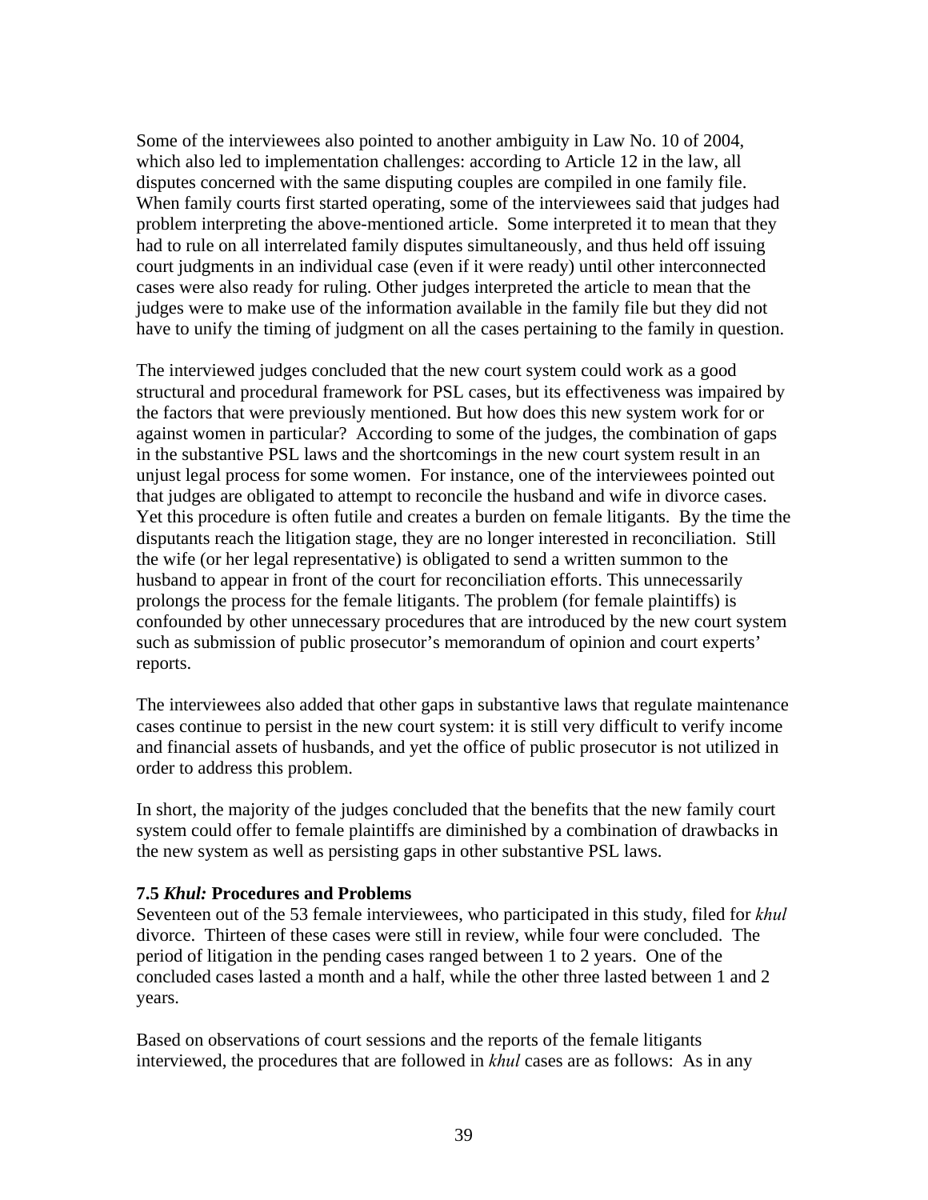Some of the interviewees also pointed to another ambiguity in Law No. 10 of 2004, which also led to implementation challenges: according to Article 12 in the law, all disputes concerned with the same disputing couples are compiled in one family file. When family courts first started operating, some of the interviewees said that judges had problem interpreting the above-mentioned article. Some interpreted it to mean that they had to rule on all interrelated family disputes simultaneously, and thus held off issuing court judgments in an individual case (even if it were ready) until other interconnected cases were also ready for ruling. Other judges interpreted the article to mean that the judges were to make use of the information available in the family file but they did not have to unify the timing of judgment on all the cases pertaining to the family in question.

The interviewed judges concluded that the new court system could work as a good structural and procedural framework for PSL cases, but its effectiveness was impaired by the factors that were previously mentioned. But how does this new system work for or against women in particular? According to some of the judges, the combination of gaps in the substantive PSL laws and the shortcomings in the new court system result in an unjust legal process for some women. For instance, one of the interviewees pointed out that judges are obligated to attempt to reconcile the husband and wife in divorce cases. Yet this procedure is often futile and creates a burden on female litigants. By the time the disputants reach the litigation stage, they are no longer interested in reconciliation. Still the wife (or her legal representative) is obligated to send a written summon to the husband to appear in front of the court for reconciliation efforts. This unnecessarily prolongs the process for the female litigants. The problem (for female plaintiffs) is confounded by other unnecessary procedures that are introduced by the new court system such as submission of public prosecutor's memorandum of opinion and court experts' reports.

The interviewees also added that other gaps in substantive laws that regulate maintenance cases continue to persist in the new court system: it is still very difficult to verify income and financial assets of husbands, and yet the office of public prosecutor is not utilized in order to address this problem.

In short, the majority of the judges concluded that the benefits that the new family court system could offer to female plaintiffs are diminished by a combination of drawbacks in the new system as well as persisting gaps in other substantive PSL laws.

### 7.5 *Khul:* Procedures and Problems

Seventeen out of the 53 female interviewees, who participated in this study, filed for *khul* divorce. Thirteen of these cases were still in review, while four were concluded. The period of litigation in the pending cases ranged between 1 to 2 years. One of the concluded cases lasted a month and a half, while the other three lasted between 1 and 2 years.

Based on observations of court sessions and the reports of the female litigants interviewed, the procedures that are followed in *khul* cases are as follows: As in any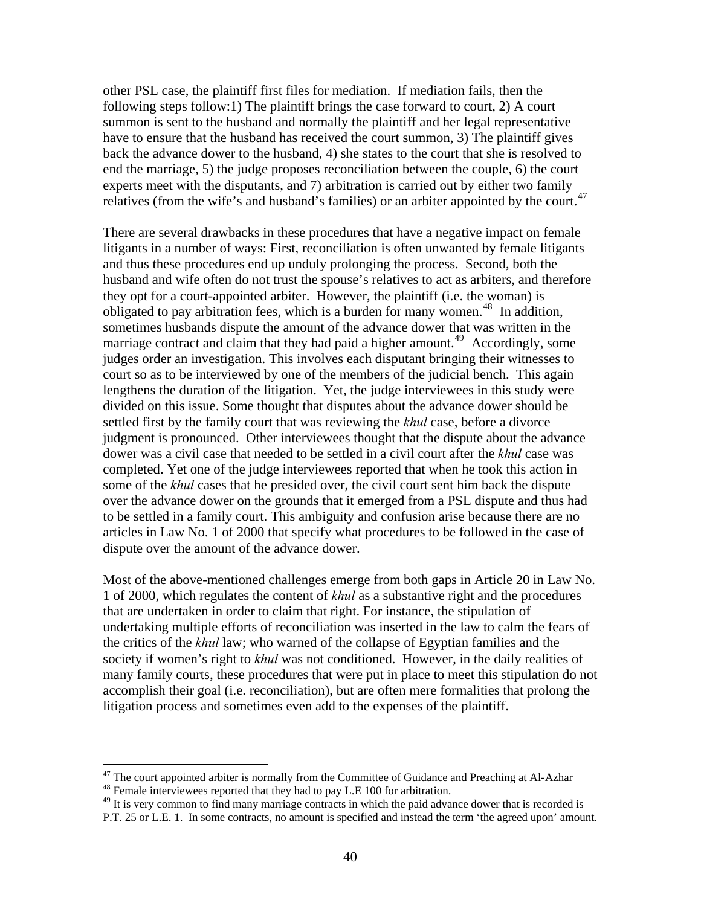other PSL case, the plaintiff first files for mediation. If mediation fails, then the following steps follow:1) The plaintiff brings the case forward to court, 2) A court summon is sent to the husband and normally the plaintiff and her legal representative have to ensure that the husband has received the court summon, 3) The plaintiff gives back the advance dower to the husband, 4) she states to the court that she is resolved to end the marriage, 5) the judge proposes reconciliation between the couple, 6) the court experts meet with the disputants, and 7) arbitration is carried out by either two family relatives (from the wife's and husband's families) or an arbiter appointed by the court.[47]

There are several drawbacks in these procedures that have a negative impact on female litigants in a number of ways: First, reconciliation is often unwanted by female litigants and thus these procedures end up unduly prolonging the process. Second, both the husband and wife often do not trust the spouse's relatives to act as arbiters, and therefore they opt for a court-appointed arbiter. However, the plaintiff (i.e. the woman) is obligated to pay arbitration fees, which is a burden for many women.[48] In addition, sometimes husbands dispute the amount of the advance dower that was written in the marriage contract and claim that they had paid a higher amount.[49] Accordingly, some judges order an investigation. This involves each disputant bringing their witnesses to court so as to be interviewed by one of the members of the judicial bench. This again lengthens the duration of the litigation. Yet, the judge interviewees in this study were divided on this issue. Some thought that disputes about the advance dower should be settled first by the family court that was reviewing the *khul* case, before a divorce judgment is pronounced. Other interviewees thought that the dispute about the advance dower was a civil case that needed to be settled in a civil court after the *khul* case was completed. Yet one of the judge interviewees reported that when he took this action in some of the *khul* cases that he presided over, the civil court sent him back the dispute over the advance dower on the grounds that it emerged from a PSL dispute and thus had to be settled in a family court. This ambiguity and confusion arise because there are no articles in Law No. 1 of 2000 that specify what procedures to be followed in the case of dispute over the amount of the advance dower.

Most of the above-mentioned challenges emerge from both gaps in Article 20 in Law No. 1 of 2000, which regulates the content of *khul* as a substantive right and the procedures that are undertaken in order to claim that right. For instance, the stipulation of undertaking multiple efforts of reconciliation was inserted in the law to calm the fears of the critics of the *khul* law; who warned of the collapse of Egyptian families and the society if women's right to *khul* was not conditioned. However, in the daily realities of many family courts, these procedures that were put in place to meet this stipulation do not accomplish their goal (i.e. reconciliation), but are often mere formalities that prolong the litigation process and sometimes even add to the expenses of the plaintiff.

---

[47] The court appointed arbiter is normally from the Committee of Guidance and Preaching at Al-Azhar

[48] Female interviewees reported that they had to pay L.E 100 for arbitration.

[49] It is very common to find many marriage contracts in which the paid advance dower that is recorded is P.T. 25 or L.E. 1. In some contracts, no amount is specified and instead the term 'the agreed upon' amount.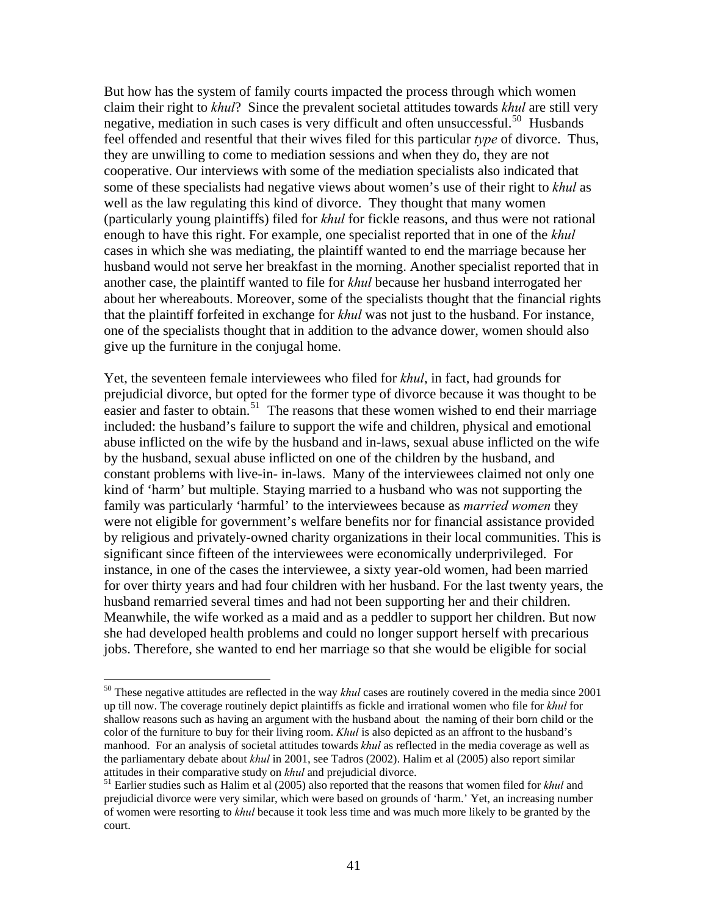But how has the system of family courts impacted the process through which women claim their right to *khul*? Since the prevalent societal attitudes towards *khul* are still very negative, mediation in such cases is very difficult and often unsuccessful.[50] Husbands feel offended and resentful that their wives filed for this particular *type* of divorce. Thus, they are unwilling to come to mediation sessions and when they do, they are not cooperative. Our interviews with some of the mediation specialists also indicated that some of these specialists had negative views about women's use of their right to *khul* as well as the law regulating this kind of divorce. They thought that many women (particularly young plaintiffs) filed for *khul* for fickle reasons, and thus were not rational enough to have this right. For example, one specialist reported that in one of the *khul* cases in which she was mediating, the plaintiff wanted to end the marriage because her husband would not serve her breakfast in the morning. Another specialist reported that in another case, the plaintiff wanted to file for *khul* because her husband interrogated her about her whereabouts. Moreover, some of the specialists thought that the financial rights that the plaintiff forfeited in exchange for *khul* was not just to the husband. For instance, one of the specialists thought that in addition to the advance dower, women should also give up the furniture in the conjugal home.

Yet, the seventeen female interviewees who filed for *khul*, in fact, had grounds for prejudicial divorce, but opted for the former type of divorce because it was thought to be easier and faster to obtain.[51] The reasons that these women wished to end their marriage included: the husband's failure to support the wife and children, physical and emotional abuse inflicted on the wife by the husband and in-laws, sexual abuse inflicted on the wife by the husband, sexual abuse inflicted on one of the children by the husband, and constant problems with live-in- in-laws. Many of the interviewees claimed not only one kind of 'harm' but multiple. Staying married to a husband who was not supporting the family was particularly 'harmful' to the interviewees because as *married women* they were not eligible for government's welfare benefits nor for financial assistance provided by religious and privately-owned charity organizations in their local communities. This is significant since fifteen of the interviewees were economically underprivileged. For instance, in one of the cases the interviewee, a sixty year-old women, had been married for over thirty years and had four children with her husband. For the last twenty years, the husband remarried several times and had not been supporting her and their children. Meanwhile, the wife worked as a maid and as a peddler to support her children. But now she had developed health problems and could no longer support herself with precarious jobs. Therefore, she wanted to end her marriage so that she would be eligible for social

---

[50] These negative attitudes are reflected in the way *khul* cases are routinely covered in the media since 2001 up till now. The coverage routinely depict plaintiffs as fickle and irrational women who file for *khul* for shallow reasons such as having an argument with the husband about the naming of their born child or the color of the furniture to buy for their living room. *Khul* is also depicted as an affront to the husband's manhood. For an analysis of societal attitudes towards *khul* as reflected in the media coverage as well as the parliamentary debate about *khul* in 2001, see Tadros (2002). Halim et al (2005) also report similar attitudes in their comparative study on *khul* and prejudicial divorce.

[51] Earlier studies such as Halim et al (2005) also reported that the reasons that women filed for *khul* and prejudicial divorce were very similar, which were based on grounds of 'harm.' Yet, an increasing number of women were resorting to *khul* because it took less time and was much more likely to be granted by the court.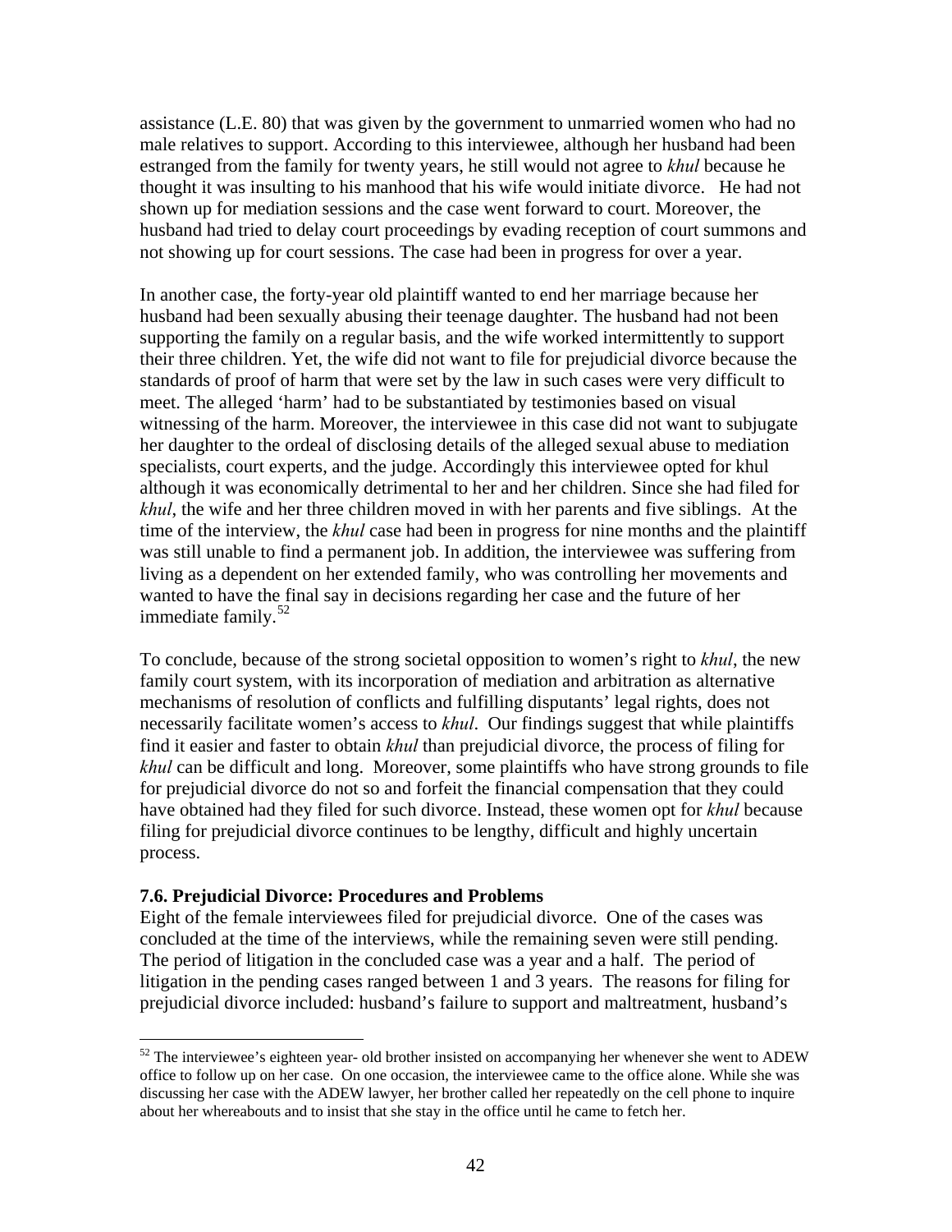assistance (L.E. 80) that was given by the government to unmarried women who had no male relatives to support. According to this interviewee, although her husband had been estranged from the family for twenty years, he still would not agree to *khul* because he thought it was insulting to his manhood that his wife would initiate divorce. He had not shown up for mediation sessions and the case went forward to court. Moreover, the husband had tried to delay court proceedings by evading reception of court summons and not showing up for court sessions. The case had been in progress for over a year.

In another case, the forty-year old plaintiff wanted to end her marriage because her husband had been sexually abusing their teenage daughter. The husband had not been supporting the family on a regular basis, and the wife worked intermittently to support their three children. Yet, the wife did not want to file for prejudicial divorce because the standards of proof of harm that were set by the law in such cases were very difficult to meet. The alleged 'harm' had to be substantiated by testimonies based on visual witnessing of the harm. Moreover, the interviewee in this case did not want to subjugate her daughter to the ordeal of disclosing details of the alleged sexual abuse to mediation specialists, court experts, and the judge. Accordingly this interviewee opted for khul although it was economically detrimental to her and her children. Since she had filed for *khul*, the wife and her three children moved in with her parents and five siblings. At the time of the interview, the *khul* case had been in progress for nine months and the plaintiff was still unable to find a permanent job. In addition, the interviewee was suffering from living as a dependent on her extended family, who was controlling her movements and wanted to have the final say in decisions regarding her case and the future of her immediate family.[52]

To conclude, because of the strong societal opposition to women's right to *khul*, the new family court system, with its incorporation of mediation and arbitration as alternative mechanisms of resolution of conflicts and fulfilling disputants' legal rights, does not necessarily facilitate women's access to *khul*. Our findings suggest that while plaintiffs find it easier and faster to obtain *khul* than prejudicial divorce, the process of filing for *khul* can be difficult and long. Moreover, some plaintiffs who have strong grounds to file for prejudicial divorce do not so and forfeit the financial compensation that they could have obtained had they filed for such divorce. Instead, these women opt for *khul* because filing for prejudicial divorce continues to be lengthy, difficult and highly uncertain process.

### 7.6. Prejudicial Divorce: Procedures and Problems

Eight of the female interviewees filed for prejudicial divorce. One of the cases was concluded at the time of the interviews, while the remaining seven were still pending. The period of litigation in the concluded case was a year and a half. The period of litigation in the pending cases ranged between 1 and 3 years. The reasons for filing for prejudicial divorce included: husband's failure to support and maltreatment, husband's

---

[52] The interviewee's eighteen year- old brother insisted on accompanying her whenever she went to ADEW office to follow up on her case. On one occasion, the interviewee came to the office alone. While she was discussing her case with the ADEW lawyer, her brother called her repeatedly on the cell phone to inquire about her whereabouts and to insist that she stay in the office until he came to fetch her.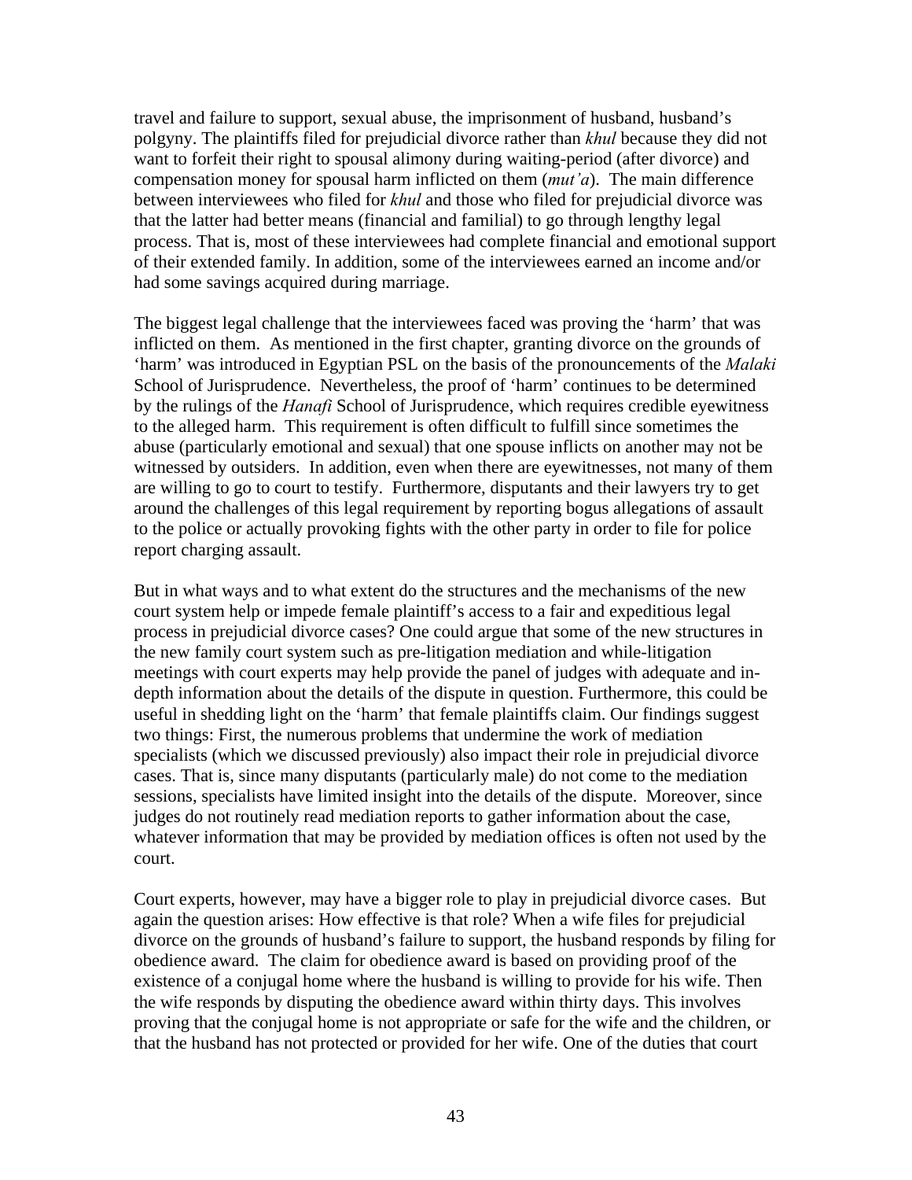travel and failure to support, sexual abuse, the imprisonment of husband, husband's polgyny. The plaintiffs filed for prejudicial divorce rather than *khul* because they did not want to forfeit their right to spousal alimony during waiting-period (after divorce) and compensation money for spousal harm inflicted on them (*mut'a*). The main difference between interviewees who filed for *khul* and those who filed for prejudicial divorce was that the latter had better means (financial and familial) to go through lengthy legal process. That is, most of these interviewees had complete financial and emotional support of their extended family. In addition, some of the interviewees earned an income and/or had some savings acquired during marriage.

The biggest legal challenge that the interviewees faced was proving the 'harm' that was inflicted on them. As mentioned in the first chapter, granting divorce on the grounds of 'harm' was introduced in Egyptian PSL on the basis of the pronouncements of the *Malaki* School of Jurisprudence. Nevertheless, the proof of 'harm' continues to be determined by the rulings of the *Hanafi* School of Jurisprudence, which requires credible eyewitness to the alleged harm. This requirement is often difficult to fulfill since sometimes the abuse (particularly emotional and sexual) that one spouse inflicts on another may not be witnessed by outsiders. In addition, even when there are eyewitnesses, not many of them are willing to go to court to testify. Furthermore, disputants and their lawyers try to get around the challenges of this legal requirement by reporting bogus allegations of assault to the police or actually provoking fights with the other party in order to file for police report charging assault.

But in what ways and to what extent do the structures and the mechanisms of the new court system help or impede female plaintiff's access to a fair and expeditious legal process in prejudicial divorce cases? One could argue that some of the new structures in the new family court system such as pre-litigation mediation and while-litigation meetings with court experts may help provide the panel of judges with adequate and in-depth information about the details of the dispute in question. Furthermore, this could be useful in shedding light on the 'harm' that female plaintiffs claim. Our findings suggest two things: First, the numerous problems that undermine the work of mediation specialists (which we discussed previously) also impact their role in prejudicial divorce cases. That is, since many disputants (particularly male) do not come to the mediation sessions, specialists have limited insight into the details of the dispute. Moreover, since judges do not routinely read mediation reports to gather information about the case, whatever information that may be provided by mediation offices is often not used by the court.

Court experts, however, may have a bigger role to play in prejudicial divorce cases. But again the question arises: How effective is that role? When a wife files for prejudicial divorce on the grounds of husband's failure to support, the husband responds by filing for obedience award. The claim for obedience award is based on providing proof of the existence of a conjugal home where the husband is willing to provide for his wife. Then the wife responds by disputing the obedience award within thirty days. This involves proving that the conjugal home is not appropriate or safe for the wife and the children, or that the husband has not protected or provided for her wife. One of the duties that court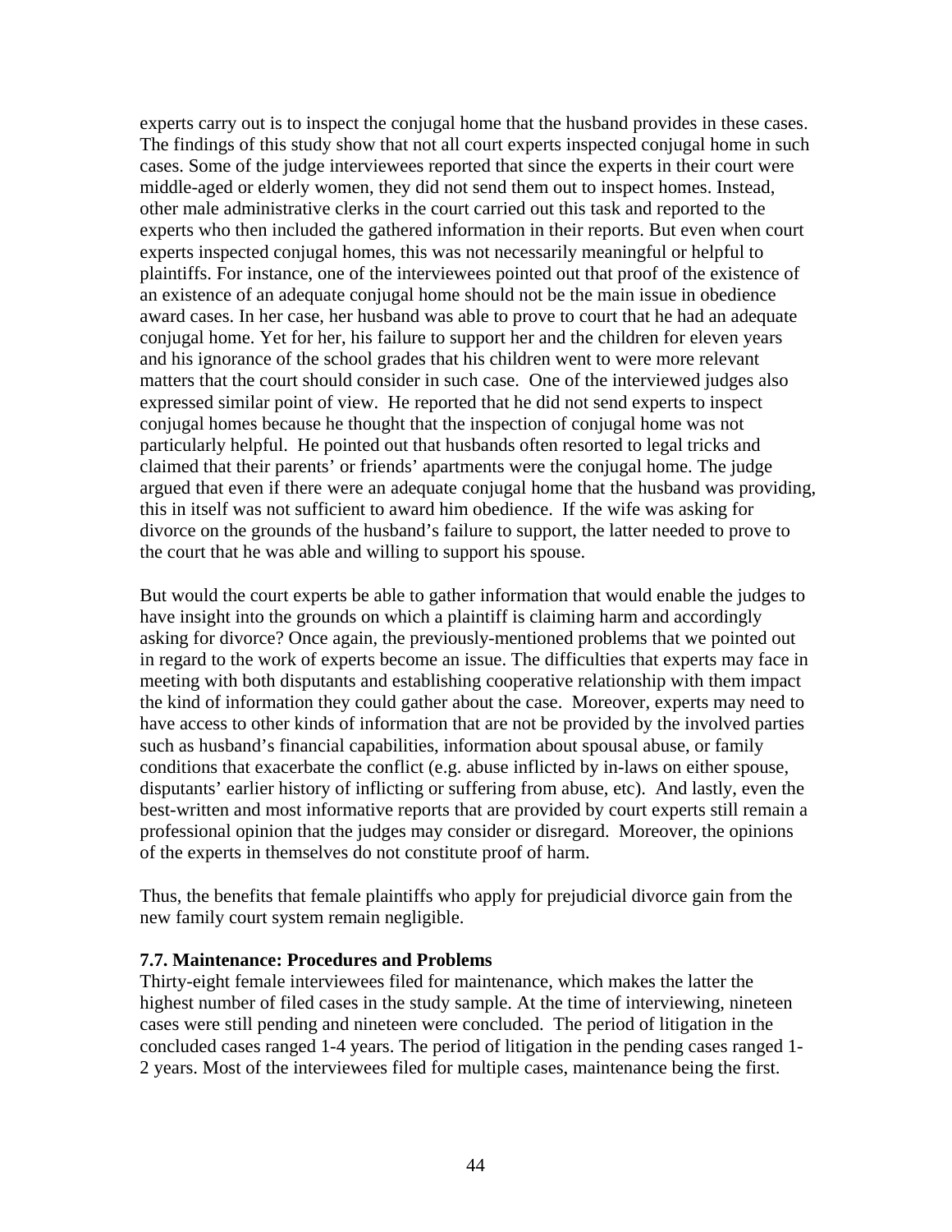experts carry out is to inspect the conjugal home that the husband provides in these cases. The findings of this study show that not all court experts inspected conjugal home in such cases. Some of the judge interviewees reported that since the experts in their court were middle-aged or elderly women, they did not send them out to inspect homes. Instead, other male administrative clerks in the court carried out this task and reported to the experts who then included the gathered information in their reports. But even when court experts inspected conjugal homes, this was not necessarily meaningful or helpful to plaintiffs. For instance, one of the interviewees pointed out that proof of the existence of an existence of an adequate conjugal home should not be the main issue in obedience award cases. In her case, her husband was able to prove to court that he had an adequate conjugal home. Yet for her, his failure to support her and the children for eleven years and his ignorance of the school grades that his children went to were more relevant matters that the court should consider in such case. One of the interviewed judges also expressed similar point of view. He reported that he did not send experts to inspect conjugal homes because he thought that the inspection of conjugal home was not particularly helpful. He pointed out that husbands often resorted to legal tricks and claimed that their parents' or friends' apartments were the conjugal home. The judge argued that even if there were an adequate conjugal home that the husband was providing, this in itself was not sufficient to award him obedience. If the wife was asking for divorce on the grounds of the husband's failure to support, the latter needed to prove to the court that he was able and willing to support his spouse.

But would the court experts be able to gather information that would enable the judges to have insight into the grounds on which a plaintiff is claiming harm and accordingly asking for divorce? Once again, the previously-mentioned problems that we pointed out in regard to the work of experts become an issue. The difficulties that experts may face in meeting with both disputants and establishing cooperative relationship with them impact the kind of information they could gather about the case. Moreover, experts may need to have access to other kinds of information that are not be provided by the involved parties such as husband's financial capabilities, information about spousal abuse, or family conditions that exacerbate the conflict (e.g. abuse inflicted by in-laws on either spouse, disputants' earlier history of inflicting or suffering from abuse, etc). And lastly, even the best-written and most informative reports that are provided by court experts still remain a professional opinion that the judges may consider or disregard. Moreover, the opinions of the experts in themselves do not constitute proof of harm.

Thus, the benefits that female plaintiffs who apply for prejudicial divorce gain from the new family court system remain negligible.

### 7.7. Maintenance: Procedures and Problems

Thirty-eight female interviewees filed for maintenance, which makes the latter the highest number of filed cases in the study sample. At the time of interviewing, nineteen cases were still pending and nineteen were concluded. The period of litigation in the concluded cases ranged 1-4 years. The period of litigation in the pending cases ranged 1-2 years. Most of the interviewees filed for multiple cases, maintenance being the first.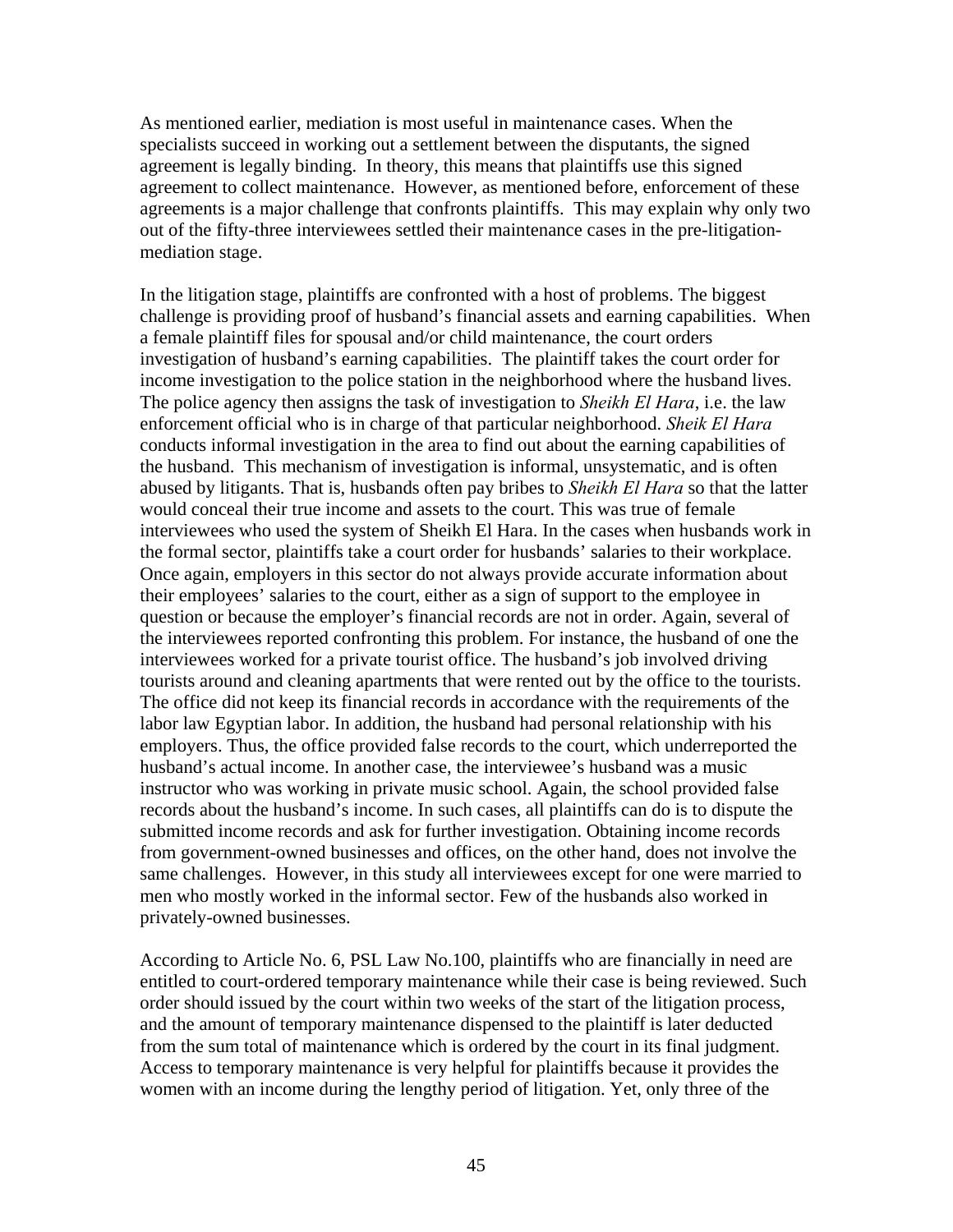As mentioned earlier, mediation is most useful in maintenance cases. When the specialists succeed in working out a settlement between the disputants, the signed agreement is legally binding. In theory, this means that plaintiffs use this signed agreement to collect maintenance. However, as mentioned before, enforcement of these agreements is a major challenge that confronts plaintiffs. This may explain why only two out of the fifty-three interviewees settled their maintenance cases in the pre-litigation-mediation stage.

In the litigation stage, plaintiffs are confronted with a host of problems. The biggest challenge is providing proof of husband's financial assets and earning capabilities. When a female plaintiff files for spousal and/or child maintenance, the court orders investigation of husband's earning capabilities. The plaintiff takes the court order for income investigation to the police station in the neighborhood where the husband lives. The police agency then assigns the task of investigation to *Sheikh El Hara*, i.e. the law enforcement official who is in charge of that particular neighborhood. *Sheik El Hara* conducts informal investigation in the area to find out about the earning capabilities of the husband. This mechanism of investigation is informal, unsystematic, and is often abused by litigants. That is, husbands often pay bribes to *Sheikh El Hara* so that the latter would conceal their true income and assets to the court. This was true of female interviewees who used the system of Sheikh El Hara. In the cases when husbands work in the formal sector, plaintiffs take a court order for husbands' salaries to their workplace. Once again, employers in this sector do not always provide accurate information about their employees' salaries to the court, either as a sign of support to the employee in question or because the employer's financial records are not in order. Again, several of the interviewees reported confronting this problem. For instance, the husband of one the interviewees worked for a private tourist office. The husband's job involved driving tourists around and cleaning apartments that were rented out by the office to the tourists. The office did not keep its financial records in accordance with the requirements of the labor law Egyptian labor. In addition, the husband had personal relationship with his employers. Thus, the office provided false records to the court, which underreported the husband's actual income. In another case, the interviewee's husband was a music instructor who was working in private music school. Again, the school provided false records about the husband's income. In such cases, all plaintiffs can do is to dispute the submitted income records and ask for further investigation. Obtaining income records from government-owned businesses and offices, on the other hand, does not involve the same challenges. However, in this study all interviewees except for one were married to men who mostly worked in the informal sector. Few of the husbands also worked in privately-owned businesses.

According to Article No. 6, PSL Law No.100, plaintiffs who are financially in need are entitled to court-ordered temporary maintenance while their case is being reviewed. Such order should issued by the court within two weeks of the start of the litigation process, and the amount of temporary maintenance dispensed to the plaintiff is later deducted from the sum total of maintenance which is ordered by the court in its final judgment. Access to temporary maintenance is very helpful for plaintiffs because it provides the women with an income during the lengthy period of litigation. Yet, only three of the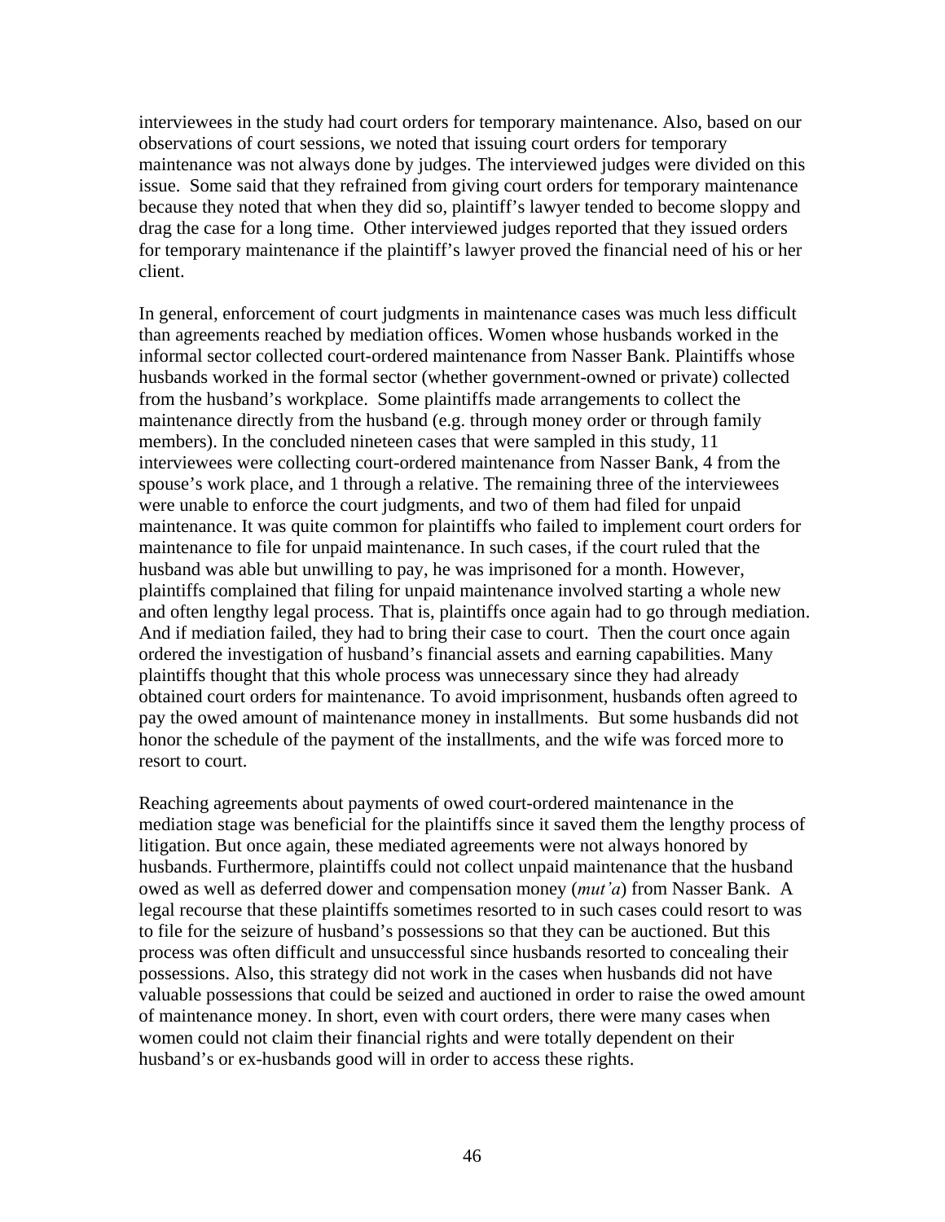interviewees in the study had court orders for temporary maintenance. Also, based on our observations of court sessions, we noted that issuing court orders for temporary maintenance was not always done by judges. The interviewed judges were divided on this issue. Some said that they refrained from giving court orders for temporary maintenance because they noted that when they did so, plaintiff's lawyer tended to become sloppy and drag the case for a long time. Other interviewed judges reported that they issued orders for temporary maintenance if the plaintiff's lawyer proved the financial need of his or her client.

In general, enforcement of court judgments in maintenance cases was much less difficult than agreements reached by mediation offices. Women whose husbands worked in the informal sector collected court-ordered maintenance from Nasser Bank. Plaintiffs whose husbands worked in the formal sector (whether government-owned or private) collected from the husband's workplace. Some plaintiffs made arrangements to collect the maintenance directly from the husband (e.g. through money order or through family members). In the concluded nineteen cases that were sampled in this study, 11 interviewees were collecting court-ordered maintenance from Nasser Bank, 4 from the spouse's work place, and 1 through a relative. The remaining three of the interviewees were unable to enforce the court judgments, and two of them had filed for unpaid maintenance. It was quite common for plaintiffs who failed to implement court orders for maintenance to file for unpaid maintenance. In such cases, if the court ruled that the husband was able but unwilling to pay, he was imprisoned for a month. However, plaintiffs complained that filing for unpaid maintenance involved starting a whole new and often lengthy legal process. That is, plaintiffs once again had to go through mediation. And if mediation failed, they had to bring their case to court. Then the court once again ordered the investigation of husband's financial assets and earning capabilities. Many plaintiffs thought that this whole process was unnecessary since they had already obtained court orders for maintenance. To avoid imprisonment, husbands often agreed to pay the owed amount of maintenance money in installments. But some husbands did not honor the schedule of the payment of the installments, and the wife was forced more to resort to court.

Reaching agreements about payments of owed court-ordered maintenance in the mediation stage was beneficial for the plaintiffs since it saved them the lengthy process of litigation. But once again, these mediated agreements were not always honored by husbands. Furthermore, plaintiffs could not collect unpaid maintenance that the husband owed as well as deferred dower and compensation money (*mut'a*) from Nasser Bank. A legal recourse that these plaintiffs sometimes resorted to in such cases could resort to was to file for the seizure of husband's possessions so that they can be auctioned. But this process was often difficult and unsuccessful since husbands resorted to concealing their possessions. Also, this strategy did not work in the cases when husbands did not have valuable possessions that could be seized and auctioned in order to raise the owed amount of maintenance money. In short, even with court orders, there were many cases when women could not claim their financial rights and were totally dependent on their husband's or ex-husbands good will in order to access these rights.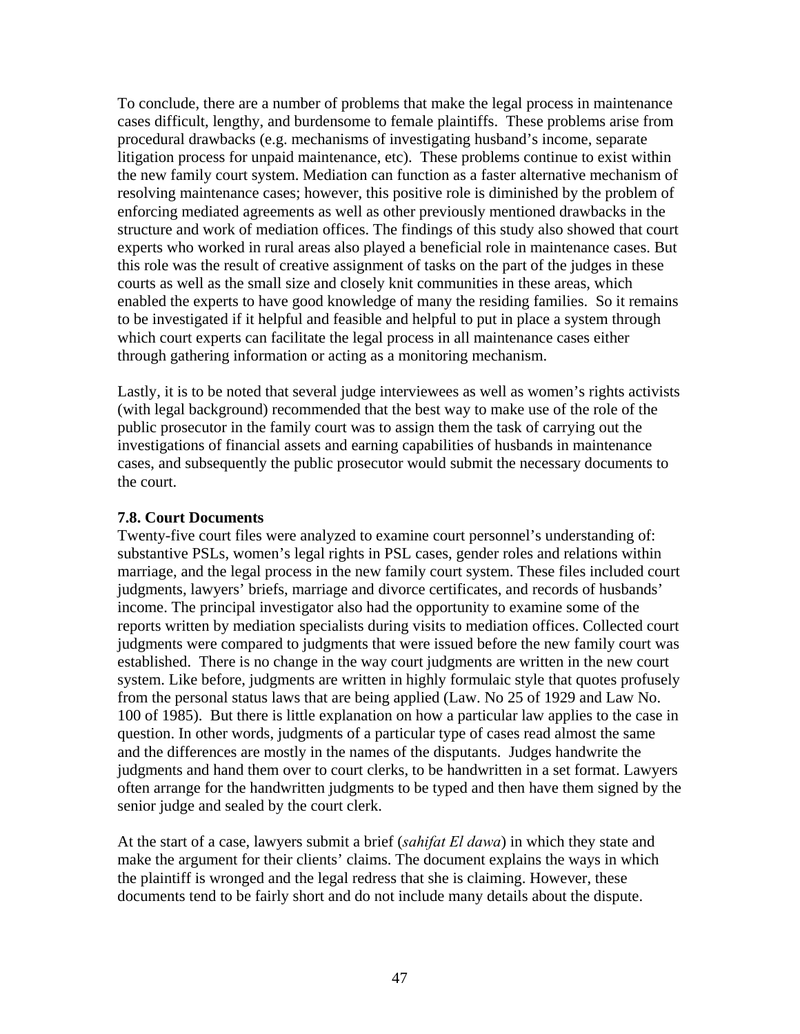To conclude, there are a number of problems that make the legal process in maintenance cases difficult, lengthy, and burdensome to female plaintiffs. These problems arise from procedural drawbacks (e.g. mechanisms of investigating husband's income, separate litigation process for unpaid maintenance, etc). These problems continue to exist within the new family court system. Mediation can function as a faster alternative mechanism of resolving maintenance cases; however, this positive role is diminished by the problem of enforcing mediated agreements as well as other previously mentioned drawbacks in the structure and work of mediation offices. The findings of this study also showed that court experts who worked in rural areas also played a beneficial role in maintenance cases. But this role was the result of creative assignment of tasks on the part of the judges in these courts as well as the small size and closely knit communities in these areas, which enabled the experts to have good knowledge of many the residing families. So it remains to be investigated if it helpful and feasible and helpful to put in place a system through which court experts can facilitate the legal process in all maintenance cases either through gathering information or acting as a monitoring mechanism.

Lastly, it is to be noted that several judge interviewees as well as women's rights activists (with legal background) recommended that the best way to make use of the role of the public prosecutor in the family court was to assign them the task of carrying out the investigations of financial assets and earning capabilities of husbands in maintenance cases, and subsequently the public prosecutor would submit the necessary documents to the court.

### 7.8. Court Documents

Twenty-five court files were analyzed to examine court personnel's understanding of: substantive PSLs, women's legal rights in PSL cases, gender roles and relations within marriage, and the legal process in the new family court system. These files included court judgments, lawyers' briefs, marriage and divorce certificates, and records of husbands' income. The principal investigator also had the opportunity to examine some of the reports written by mediation specialists during visits to mediation offices. Collected court judgments were compared to judgments that were issued before the new family court was established. There is no change in the way court judgments are written in the new court system. Like before, judgments are written in highly formulaic style that quotes profusely from the personal status laws that are being applied (Law. No 25 of 1929 and Law No. 100 of 1985). But there is little explanation on how a particular law applies to the case in question. In other words, judgments of a particular type of cases read almost the same and the differences are mostly in the names of the disputants. Judges handwrite the judgments and hand them over to court clerks, to be handwritten in a set format. Lawyers often arrange for the handwritten judgments to be typed and then have them signed by the senior judge and sealed by the court clerk.

At the start of a case, lawyers submit a brief (*sahifat El dawa*) in which they state and make the argument for their clients' claims. The document explains the ways in which the plaintiff is wronged and the legal redress that she is claiming. However, these documents tend to be fairly short and do not include many details about the dispute.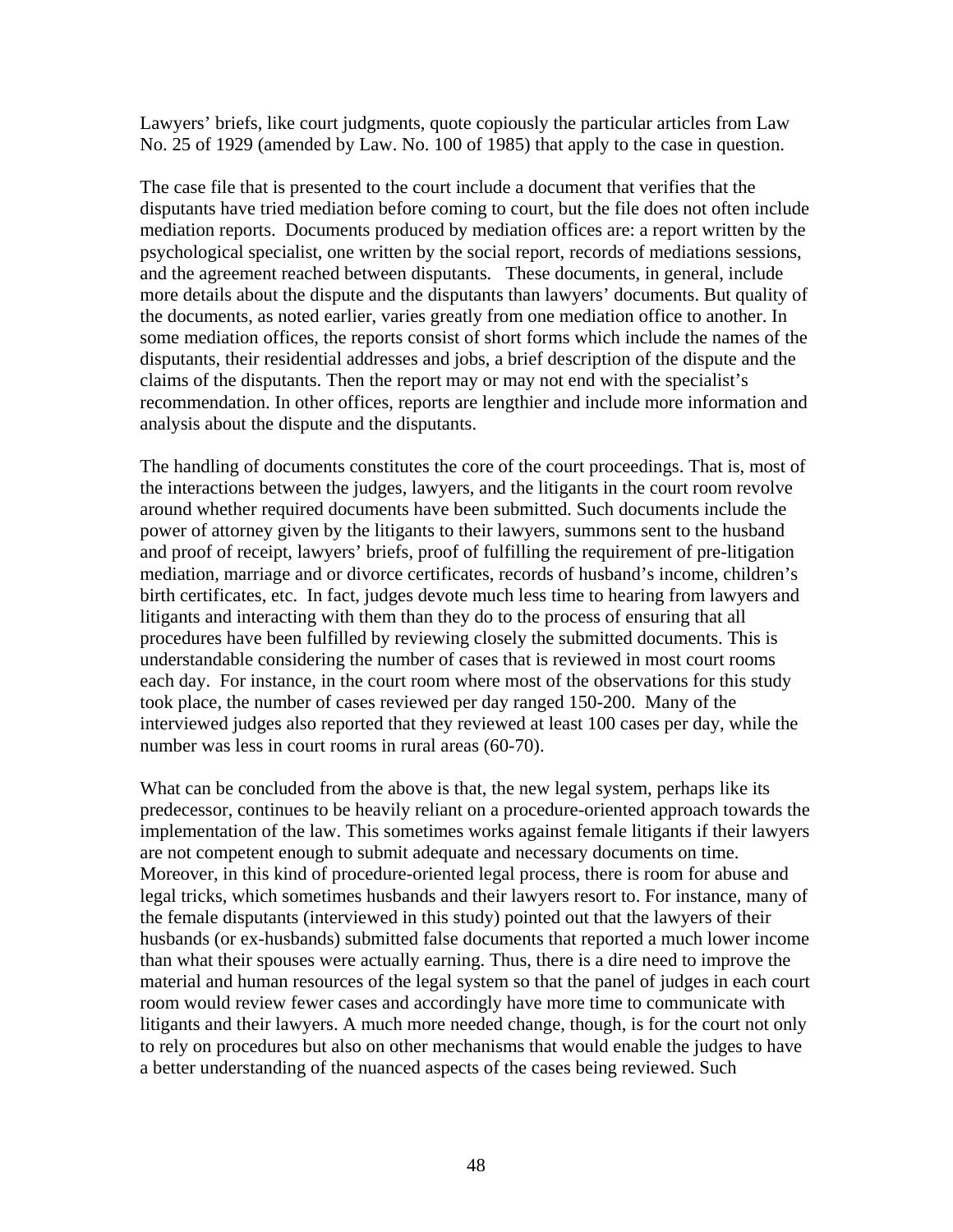Lawyers' briefs, like court judgments, quote copiously the particular articles from Law No. 25 of 1929 (amended by Law. No. 100 of 1985) that apply to the case in question.

The case file that is presented to the court include a document that verifies that the disputants have tried mediation before coming to court, but the file does not often include mediation reports. Documents produced by mediation offices are: a report written by the psychological specialist, one written by the social report, records of mediations sessions, and the agreement reached between disputants. These documents, in general, include more details about the dispute and the disputants than lawyers' documents. But quality of the documents, as noted earlier, varies greatly from one mediation office to another. In some mediation offices, the reports consist of short forms which include the names of the disputants, their residential addresses and jobs, a brief description of the dispute and the claims of the disputants. Then the report may or may not end with the specialist's recommendation. In other offices, reports are lengthier and include more information and analysis about the dispute and the disputants.

The handling of documents constitutes the core of the court proceedings. That is, most of the interactions between the judges, lawyers, and the litigants in the court room revolve around whether required documents have been submitted. Such documents include the power of attorney given by the litigants to their lawyers, summons sent to the husband and proof of receipt, lawyers' briefs, proof of fulfilling the requirement of pre-litigation mediation, marriage and or divorce certificates, records of husband's income, children's birth certificates, etc. In fact, judges devote much less time to hearing from lawyers and litigants and interacting with them than they do to the process of ensuring that all procedures have been fulfilled by reviewing closely the submitted documents. This is understandable considering the number of cases that is reviewed in most court rooms each day. For instance, in the court room where most of the observations for this study took place, the number of cases reviewed per day ranged 150-200. Many of the interviewed judges also reported that they reviewed at least 100 cases per day, while the number was less in court rooms in rural areas (60-70).

What can be concluded from the above is that, the new legal system, perhaps like its predecessor, continues to be heavily reliant on a procedure-oriented approach towards the implementation of the law. This sometimes works against female litigants if their lawyers are not competent enough to submit adequate and necessary documents on time. Moreover, in this kind of procedure-oriented legal process, there is room for abuse and legal tricks, which sometimes husbands and their lawyers resort to. For instance, many of the female disputants (interviewed in this study) pointed out that the lawyers of their husbands (or ex-husbands) submitted false documents that reported a much lower income than what their spouses were actually earning. Thus, there is a dire need to improve the material and human resources of the legal system so that the panel of judges in each court room would review fewer cases and accordingly have more time to communicate with litigants and their lawyers. A much more needed change, though, is for the court not only to rely on procedures but also on other mechanisms that would enable the judges to have a better understanding of the nuanced aspects of the cases being reviewed. Such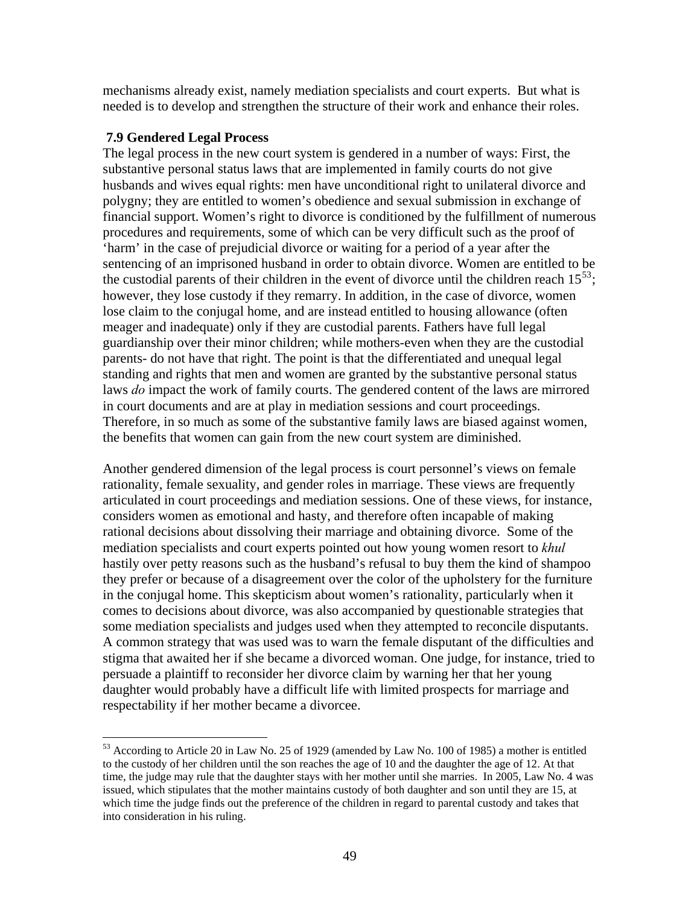mechanisms already exist, namely mediation specialists and court experts. But what is needed is to develop and strengthen the structure of their work and enhance their roles.

### 7.9 Gendered Legal Process

The legal process in the new court system is gendered in a number of ways: First, the substantive personal status laws that are implemented in family courts do not give husbands and wives equal rights: men have unconditional right to unilateral divorce and polygny; they are entitled to women's obedience and sexual submission in exchange of financial support. Women's right to divorce is conditioned by the fulfillment of numerous procedures and requirements, some of which can be very difficult such as the proof of 'harm' in the case of prejudicial divorce or waiting for a period of a year after the sentencing of an imprisoned husband in order to obtain divorce. Women are entitled to be the custodial parents of their children in the event of divorce until the children reach 15[53]; however, they lose custody if they remarry. In addition, in the case of divorce, women lose claim to the conjugal home, and are instead entitled to housing allowance (often meager and inadequate) only if they are custodial parents. Fathers have full legal guardianship over their minor children; while mothers-even when they are the custodial parents- do not have that right. The point is that the differentiated and unequal legal standing and rights that men and women are granted by the substantive personal status laws *do* impact the work of family courts. The gendered content of the laws are mirrored in court documents and are at play in mediation sessions and court proceedings. Therefore, in so much as some of the substantive family laws are biased against women, the benefits that women can gain from the new court system are diminished.

Another gendered dimension of the legal process is court personnel's views on female rationality, female sexuality, and gender roles in marriage. These views are frequently articulated in court proceedings and mediation sessions. One of these views, for instance, considers women as emotional and hasty, and therefore often incapable of making rational decisions about dissolving their marriage and obtaining divorce. Some of the mediation specialists and court experts pointed out how young women resort to *khul* hastily over petty reasons such as the husband's refusal to buy them the kind of shampoo they prefer or because of a disagreement over the color of the upholstery for the furniture in the conjugal home. This skepticism about women's rationality, particularly when it comes to decisions about divorce, was also accompanied by questionable strategies that some mediation specialists and judges used when they attempted to reconcile disputants. A common strategy that was used was to warn the female disputant of the difficulties and stigma that awaited her if she became a divorced woman. One judge, for instance, tried to persuade a plaintiff to reconsider her divorce claim by warning her that her young daughter would probably have a difficult life with limited prospects for marriage and respectability if her mother became a divorcee.

---

[53] According to Article 20 in Law No. 25 of 1929 (amended by Law No. 100 of 1985) a mother is entitled to the custody of her children until the son reaches the age of 10 and the daughter the age of 12. At that time, the judge may rule that the daughter stays with her mother until she marries. In 2005, Law No. 4 was issued, which stipulates that the mother maintains custody of both daughter and son until they are 15, at which time the judge finds out the preference of the children in regard to parental custody and takes that into consideration in his ruling.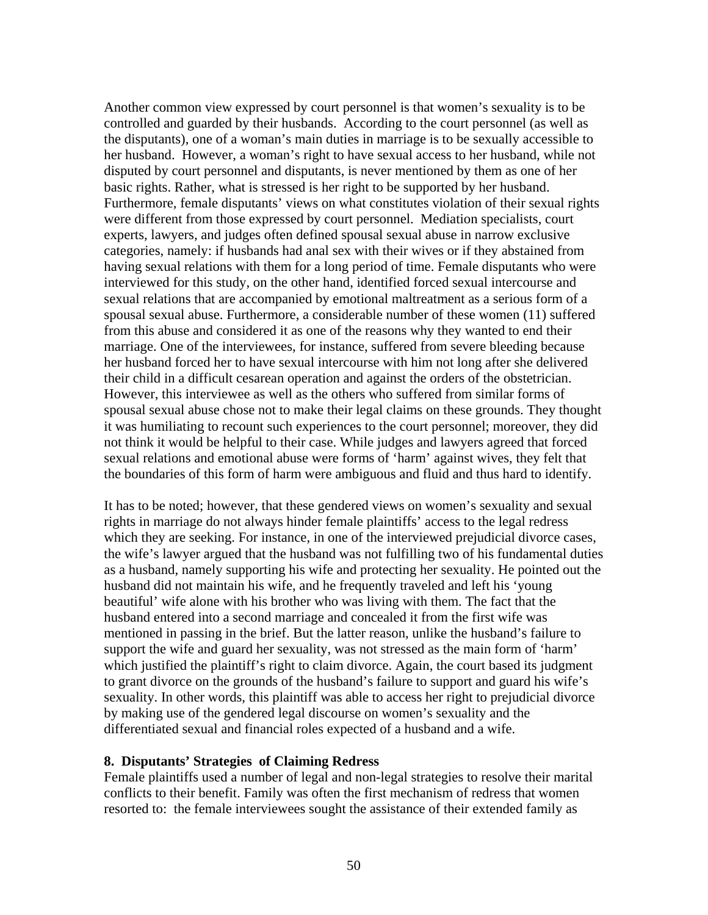Another common view expressed by court personnel is that women's sexuality is to be controlled and guarded by their husbands. According to the court personnel (as well as the disputants), one of a woman's main duties in marriage is to be sexually accessible to her husband. However, a woman's right to have sexual access to her husband, while not disputed by court personnel and disputants, is never mentioned by them as one of her basic rights. Rather, what is stressed is her right to be supported by her husband. Furthermore, female disputants' views on what constitutes violation of their sexual rights were different from those expressed by court personnel. Mediation specialists, court experts, lawyers, and judges often defined spousal sexual abuse in narrow exclusive categories, namely: if husbands had anal sex with their wives or if they abstained from having sexual relations with them for a long period of time. Female disputants who were interviewed for this study, on the other hand, identified forced sexual intercourse and sexual relations that are accompanied by emotional maltreatment as a serious form of a spousal sexual abuse. Furthermore, a considerable number of these women (11) suffered from this abuse and considered it as one of the reasons why they wanted to end their marriage. One of the interviewees, for instance, suffered from severe bleeding because her husband forced her to have sexual intercourse with him not long after she delivered their child in a difficult cesarean operation and against the orders of the obstetrician. However, this interviewee as well as the others who suffered from similar forms of spousal sexual abuse chose not to make their legal claims on these grounds. They thought it was humiliating to recount such experiences to the court personnel; moreover, they did not think it would be helpful to their case. While judges and lawyers agreed that forced sexual relations and emotional abuse were forms of 'harm' against wives, they felt that the boundaries of this form of harm were ambiguous and fluid and thus hard to identify.

It has to be noted; however, that these gendered views on women's sexuality and sexual rights in marriage do not always hinder female plaintiffs' access to the legal redress which they are seeking. For instance, in one of the interviewed prejudicial divorce cases, the wife's lawyer argued that the husband was not fulfilling two of his fundamental duties as a husband, namely supporting his wife and protecting her sexuality. He pointed out the husband did not maintain his wife, and he frequently traveled and left his 'young beautiful' wife alone with his brother who was living with them. The fact that the husband entered into a second marriage and concealed it from the first wife was mentioned in passing in the brief. But the latter reason, unlike the husband's failure to support the wife and guard her sexuality, was not stressed as the main form of 'harm' which justified the plaintiff's right to claim divorce. Again, the court based its judgment to grant divorce on the grounds of the husband's failure to support and guard his wife's sexuality. In other words, this plaintiff was able to access her right to prejudicial divorce by making use of the gendered legal discourse on women's sexuality and the differentiated sexual and financial roles expected of a husband and a wife.

## 8. Disputants' Strategies of Claiming Redress

Female plaintiffs used a number of legal and non-legal strategies to resolve their marital conflicts to their benefit. Family was often the first mechanism of redress that women resorted to: the female interviewees sought the assistance of their extended family as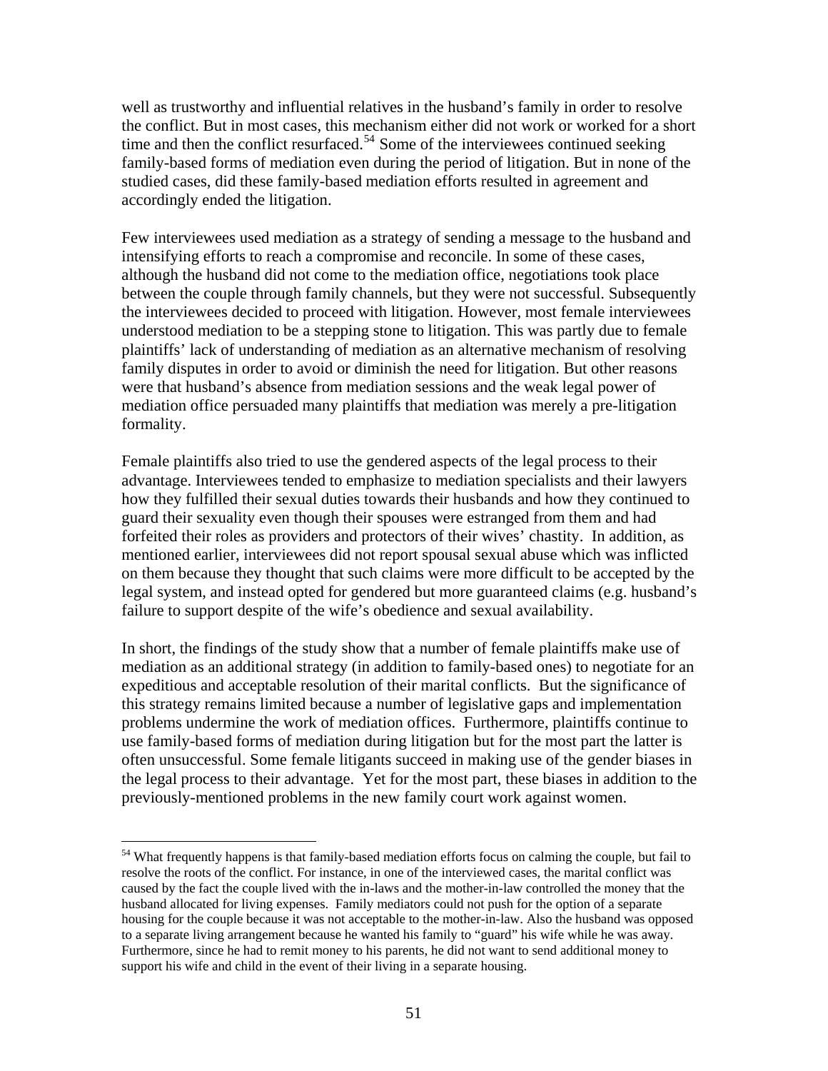well as trustworthy and influential relatives in the husband's family in order to resolve the conflict. But in most cases, this mechanism either did not work or worked for a short time and then the conflict resurfaced.[54] Some of the interviewees continued seeking family-based forms of mediation even during the period of litigation. But in none of the studied cases, did these family-based mediation efforts resulted in agreement and accordingly ended the litigation.

Few interviewees used mediation as a strategy of sending a message to the husband and intensifying efforts to reach a compromise and reconcile. In some of these cases, although the husband did not come to the mediation office, negotiations took place between the couple through family channels, but they were not successful. Subsequently the interviewees decided to proceed with litigation. However, most female interviewees understood mediation to be a stepping stone to litigation. This was partly due to female plaintiffs' lack of understanding of mediation as an alternative mechanism of resolving family disputes in order to avoid or diminish the need for litigation. But other reasons were that husband's absence from mediation sessions and the weak legal power of mediation office persuaded many plaintiffs that mediation was merely a pre-litigation formality.

Female plaintiffs also tried to use the gendered aspects of the legal process to their advantage. Interviewees tended to emphasize to mediation specialists and their lawyers how they fulfilled their sexual duties towards their husbands and how they continued to guard their sexuality even though their spouses were estranged from them and had forfeited their roles as providers and protectors of their wives' chastity. In addition, as mentioned earlier, interviewees did not report spousal sexual abuse which was inflicted on them because they thought that such claims were more difficult to be accepted by the legal system, and instead opted for gendered but more guaranteed claims (e.g. husband's failure to support despite of the wife's obedience and sexual availability.

In short, the findings of the study show that a number of female plaintiffs make use of mediation as an additional strategy (in addition to family-based ones) to negotiate for an expeditious and acceptable resolution of their marital conflicts. But the significance of this strategy remains limited because a number of legislative gaps and implementation problems undermine the work of mediation offices. Furthermore, plaintiffs continue to use family-based forms of mediation during litigation but for the most part the latter is often unsuccessful. Some female litigants succeed in making use of the gender biases in the legal process to their advantage. Yet for the most part, these biases in addition to the previously-mentioned problems in the new family court work against women.

---

[54] What frequently happens is that family-based mediation efforts focus on calming the couple, but fail to resolve the roots of the conflict. For instance, in one of the interviewed cases, the marital conflict was caused by the fact the couple lived with the in-laws and the mother-in-law controlled the money that the husband allocated for living expenses. Family mediators could not push for the option of a separate housing for the couple because it was not acceptable to the mother-in-law. Also the husband was opposed to a separate living arrangement because he wanted his family to "guard" his wife while he was away. Furthermore, since he had to remit money to his parents, he did not want to send additional money to support his wife and child in the event of their living in a separate housing.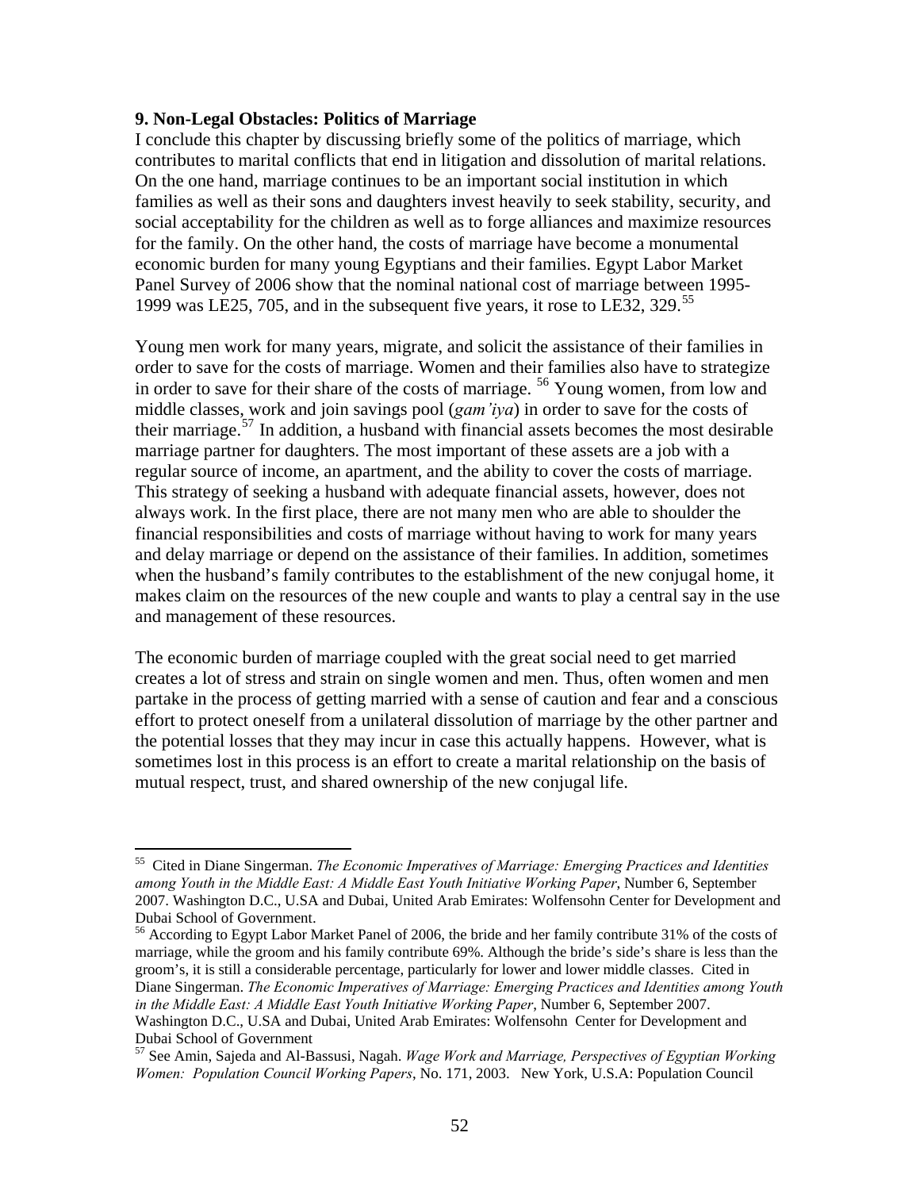## 9. Non-Legal Obstacles: Politics of Marriage

I conclude this chapter by discussing briefly some of the politics of marriage, which contributes to marital conflicts that end in litigation and dissolution of marital relations. On the one hand, marriage continues to be an important social institution in which families as well as their sons and daughters invest heavily to seek stability, security, and social acceptability for the children as well as to forge alliances and maximize resources for the family. On the other hand, the costs of marriage have become a monumental economic burden for many young Egyptians and their families. Egypt Labor Market Panel Survey of 2006 show that the nominal national cost of marriage between 1995-1999 was LE25, 705, and in the subsequent five years, it rose to LE32, 329.[55]

Young men work for many years, migrate, and solicit the assistance of their families in order to save for the costs of marriage. Women and their families also have to strategize in order to save for their share of the costs of marriage. [56] Young women, from low and middle classes, work and join savings pool (*gam'iya*) in order to save for the costs of their marriage.[57] In addition, a husband with financial assets becomes the most desirable marriage partner for daughters. The most important of these assets are a job with a regular source of income, an apartment, and the ability to cover the costs of marriage. This strategy of seeking a husband with adequate financial assets, however, does not always work. In the first place, there are not many men who are able to shoulder the financial responsibilities and costs of marriage without having to work for many years and delay marriage or depend on the assistance of their families. In addition, sometimes when the husband's family contributes to the establishment of the new conjugal home, it makes claim on the resources of the new couple and wants to play a central say in the use and management of these resources.

The economic burden of marriage coupled with the great social need to get married creates a lot of stress and strain on single women and men. Thus, often women and men partake in the process of getting married with a sense of caution and fear and a conscious effort to protect oneself from a unilateral dissolution of marriage by the other partner and the potential losses that they may incur in case this actually happens. However, what is sometimes lost in this process is an effort to create a marital relationship on the basis of mutual respect, trust, and shared ownership of the new conjugal life.

---

[55] Cited in Diane Singerman. *The Economic Imperatives of Marriage: Emerging Practices and Identities among Youth in the Middle East: A Middle East Youth Initiative Working Paper*, Number 6, September 2007. Washington D.C., U.SA and Dubai, United Arab Emirates: Wolfensohn Center for Development and Dubai School of Government.

[56] According to Egypt Labor Market Panel of 2006, the bride and her family contribute 31% of the costs of marriage, while the groom and his family contribute 69%. Although the bride's side's share is less than the groom's, it is still a considerable percentage, particularly for lower and lower middle classes. Cited in Diane Singerman. *The Economic Imperatives of Marriage: Emerging Practices and Identities among Youth in the Middle East: A Middle East Youth Initiative Working Paper*, Number 6, September 2007. Washington D.C., U.SA and Dubai, United Arab Emirates: Wolfensohn Center for Development and Dubai School of Government

[57] See Amin, Sajeda and Al-Bassusi, Nagah. *Wage Work and Marriage, Perspectives of Egyptian Working Women: Population Council Working Papers*, No. 171, 2003. New York, U.S.A: Population Council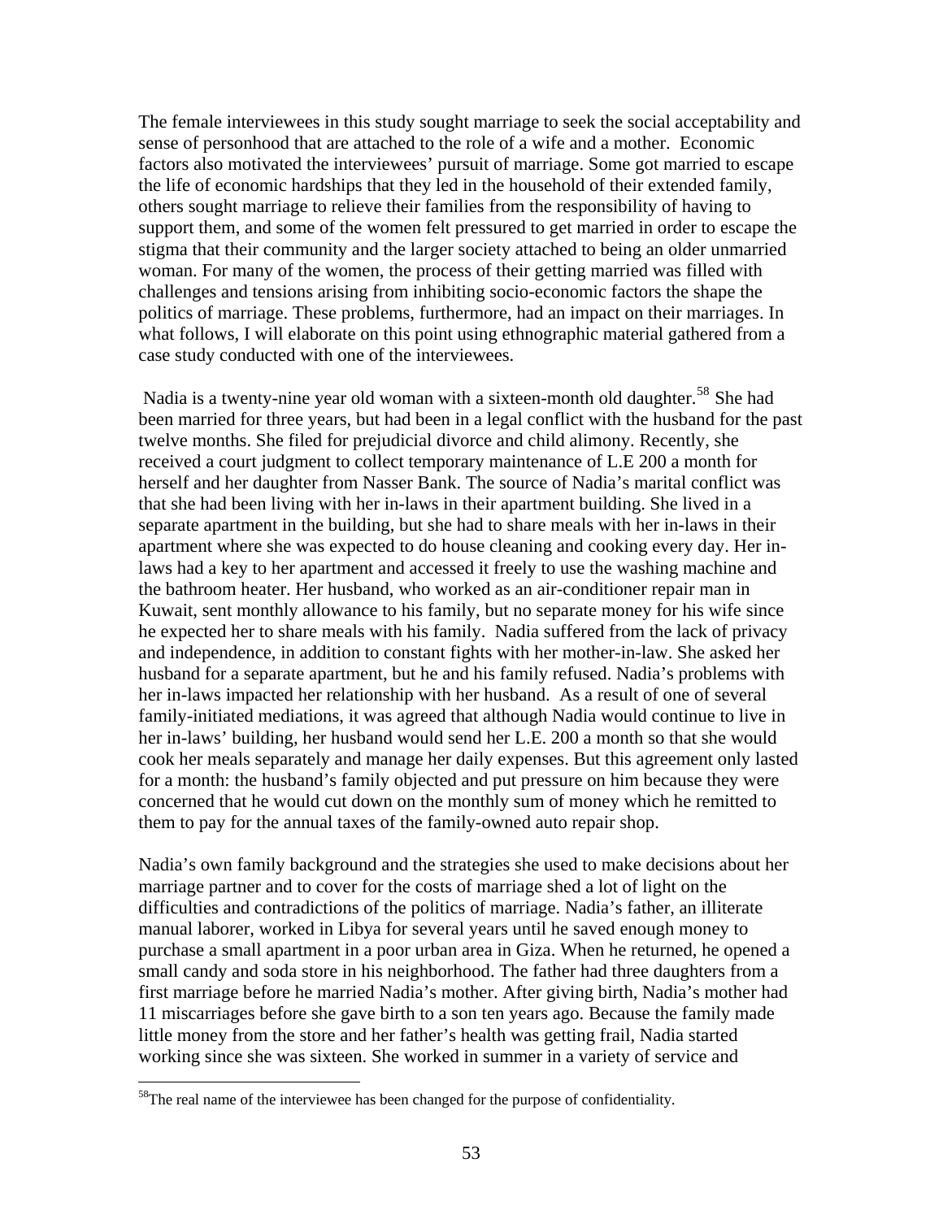The female interviewees in this study sought marriage to seek the social acceptability and sense of personhood that are attached to the role of a wife and a mother. Economic factors also motivated the interviewees' pursuit of marriage. Some got married to escape the life of economic hardships that they led in the household of their extended family, others sought marriage to relieve their families from the responsibility of having to support them, and some of the women felt pressured to get married in order to escape the stigma that their community and the larger society attached to being an older unmarried woman. For many of the women, the process of their getting married was filled with challenges and tensions arising from inhibiting socio-economic factors the shape the politics of marriage. These problems, furthermore, had an impact on their marriages. In what follows, I will elaborate on this point using ethnographic material gathered from a case study conducted with one of the interviewees.

Nadia is a twenty-nine year old woman with a sixteen-month old daughter.[58] She had been married for three years, but had been in a legal conflict with the husband for the past twelve months. She filed for prejudicial divorce and child alimony. Recently, she received a court judgment to collect temporary maintenance of L.E 200 a month for herself and her daughter from Nasser Bank. The source of Nadia's marital conflict was that she had been living with her in-laws in their apartment building. She lived in a separate apartment in the building, but she had to share meals with her in-laws in their apartment where she was expected to do house cleaning and cooking every day. Her in-laws had a key to her apartment and accessed it freely to use the washing machine and the bathroom heater. Her husband, who worked as an air-conditioner repair man in Kuwait, sent monthly allowance to his family, but no separate money for his wife since he expected her to share meals with his family. Nadia suffered from the lack of privacy and independence, in addition to constant fights with her mother-in-law. She asked her husband for a separate apartment, but he and his family refused. Nadia's problems with her in-laws impacted her relationship with her husband. As a result of one of several family-initiated mediations, it was agreed that although Nadia would continue to live in her in-laws' building, her husband would send her L.E. 200 a month so that she would cook her meals separately and manage her daily expenses. But this agreement only lasted for a month: the husband's family objected and put pressure on him because they were concerned that he would cut down on the monthly sum of money which he remitted to them to pay for the annual taxes of the family-owned auto repair shop.

Nadia's own family background and the strategies she used to make decisions about her marriage partner and to cover for the costs of marriage shed a lot of light on the difficulties and contradictions of the politics of marriage. Nadia's father, an illiterate manual laborer, worked in Libya for several years until he saved enough money to purchase a small apartment in a poor urban area in Giza. When he returned, he opened a small candy and soda store in his neighborhood. The father had three daughters from a first marriage before he married Nadia's mother. After giving birth, Nadia's mother had 11 miscarriages before she gave birth to a son ten years ago. Because the family made little money from the store and her father's health was getting frail, Nadia started working since she was sixteen. She worked in summer in a variety of service and

[58] The real name of the interviewee has been changed for the purpose of confidentiality.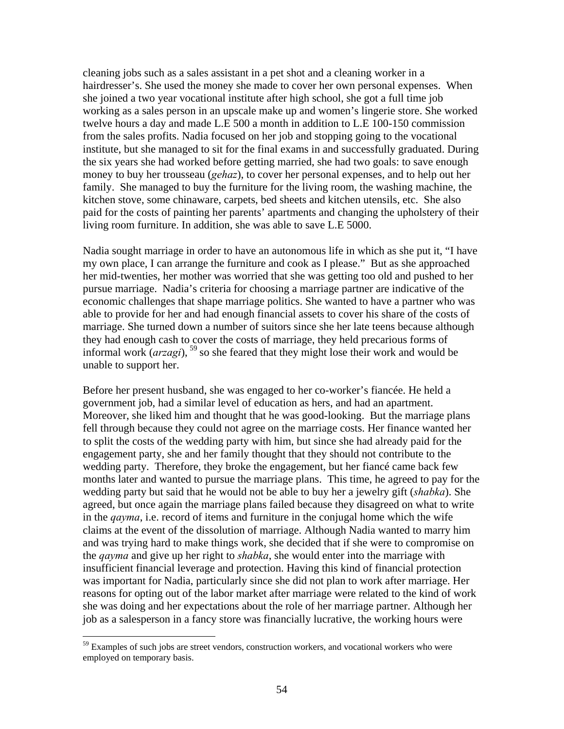cleaning jobs such as a sales assistant in a pet shot and a cleaning worker in a hairdresser's. She used the money she made to cover her own personal expenses. When she joined a two year vocational institute after high school, she got a full time job working as a sales person in an upscale make up and women's lingerie store. She worked twelve hours a day and made L.E 500 a month in addition to L.E 100-150 commission from the sales profits. Nadia focused on her job and stopping going to the vocational institute, but she managed to sit for the final exams in and successfully graduated. During the six years she had worked before getting married, she had two goals: to save enough money to buy her trousseau (*gehaz*), to cover her personal expenses, and to help out her family. She managed to buy the furniture for the living room, the washing machine, the kitchen stove, some chinaware, carpets, bed sheets and kitchen utensils, etc. She also paid for the costs of painting her parents' apartments and changing the upholstery of their living room furniture. In addition, she was able to save L.E 5000.

Nadia sought marriage in order to have an autonomous life in which as she put it, "I have my own place, I can arrange the furniture and cook as I please." But as she approached her mid-twenties, her mother was worried that she was getting too old and pushed to her pursue marriage. Nadia's criteria for choosing a marriage partner are indicative of the economic challenges that shape marriage politics. She wanted to have a partner who was able to provide for her and had enough financial assets to cover his share of the costs of marriage. She turned down a number of suitors since she her late teens because although they had enough cash to cover the costs of marriage, they held precarious forms of informal work (*arzagi*),[59] so she feared that they might lose their work and would be unable to support her.

Before her present husband, she was engaged to her co-worker's fiancée. He held a government job, had a similar level of education as hers, and had an apartment. Moreover, she liked him and thought that he was good-looking. But the marriage plans fell through because they could not agree on the marriage costs. Her finance wanted her to split the costs of the wedding party with him, but since she had already paid for the engagement party, she and her family thought that they should not contribute to the wedding party. Therefore, they broke the engagement, but her fiancé came back few months later and wanted to pursue the marriage plans. This time, he agreed to pay for the wedding party but said that he would not be able to buy her a jewelry gift (*shabka*). She agreed, but once again the marriage plans failed because they disagreed on what to write in the *qayma*, i.e. record of items and furniture in the conjugal home which the wife claims at the event of the dissolution of marriage. Although Nadia wanted to marry him and was trying hard to make things work, she decided that if she were to compromise on the *qayma* and give up her right to *shabka*, she would enter into the marriage with insufficient financial leverage and protection. Having this kind of financial protection was important for Nadia, particularly since she did not plan to work after marriage. Her reasons for opting out of the labor market after marriage were related to the kind of work she was doing and her expectations about the role of her marriage partner. Although her job as a salesperson in a fancy store was financially lucrative, the working hours were

[59] Examples of such jobs are street vendors, construction workers, and vocational workers who were employed on temporary basis.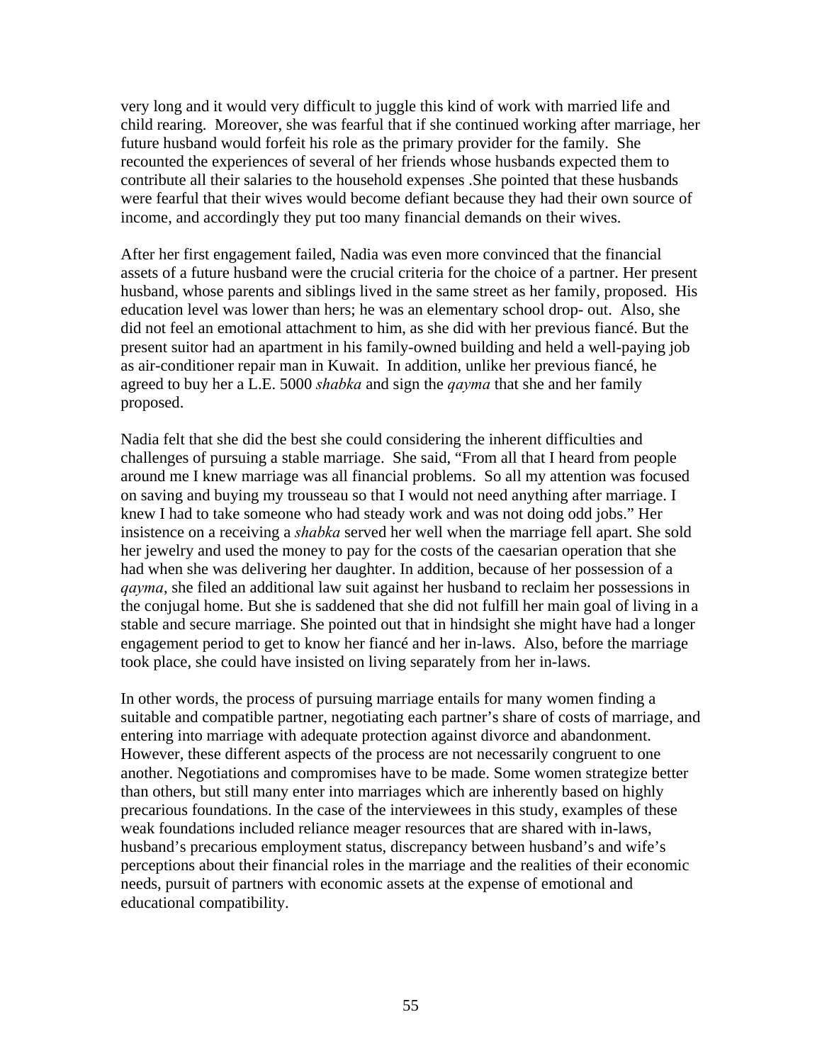very long and it would very difficult to juggle this kind of work with married life and child rearing. Moreover, she was fearful that if she continued working after marriage, her future husband would forfeit his role as the primary provider for the family. She recounted the experiences of several of her friends whose husbands expected them to contribute all their salaries to the household expenses .She pointed that these husbands were fearful that their wives would become defiant because they had their own source of income, and accordingly they put too many financial demands on their wives.

After her first engagement failed, Nadia was even more convinced that the financial assets of a future husband were the crucial criteria for the choice of a partner. Her present husband, whose parents and siblings lived in the same street as her family, proposed. His education level was lower than hers; he was an elementary school drop- out. Also, she did not feel an emotional attachment to him, as she did with her previous fiancé. But the present suitor had an apartment in his family-owned building and held a well-paying job as air-conditioner repair man in Kuwait. In addition, unlike her previous fiancé, he agreed to buy her a L.E. 5000 *shabka* and sign the *qayma* that she and her family proposed.

Nadia felt that she did the best she could considering the inherent difficulties and challenges of pursuing a stable marriage. She said, "From all that I heard from people around me I knew marriage was all financial problems. So all my attention was focused on saving and buying my trousseau so that I would not need anything after marriage. I knew I had to take someone who had steady work and was not doing odd jobs." Her insistence on a receiving a *shabka* served her well when the marriage fell apart. She sold her jewelry and used the money to pay for the costs of the caesarian operation that she had when she was delivering her daughter. In addition, because of her possession of a *qayma*, she filed an additional law suit against her husband to reclaim her possessions in the conjugal home. But she is saddened that she did not fulfill her main goal of living in a stable and secure marriage. She pointed out that in hindsight she might have had a longer engagement period to get to know her fiancé and her in-laws. Also, before the marriage took place, she could have insisted on living separately from her in-laws.

In other words, the process of pursuing marriage entails for many women finding a suitable and compatible partner, negotiating each partner's share of costs of marriage, and entering into marriage with adequate protection against divorce and abandonment. However, these different aspects of the process are not necessarily congruent to one another. Negotiations and compromises have to be made. Some women strategize better than others, but still many enter into marriages which are inherently based on highly precarious foundations. In the case of the interviewees in this study, examples of these weak foundations included reliance meager resources that are shared with in-laws, husband's precarious employment status, discrepancy between husband's and wife's perceptions about their financial roles in the marriage and the realities of their economic needs, pursuit of partners with economic assets at the expense of emotional and educational compatibility.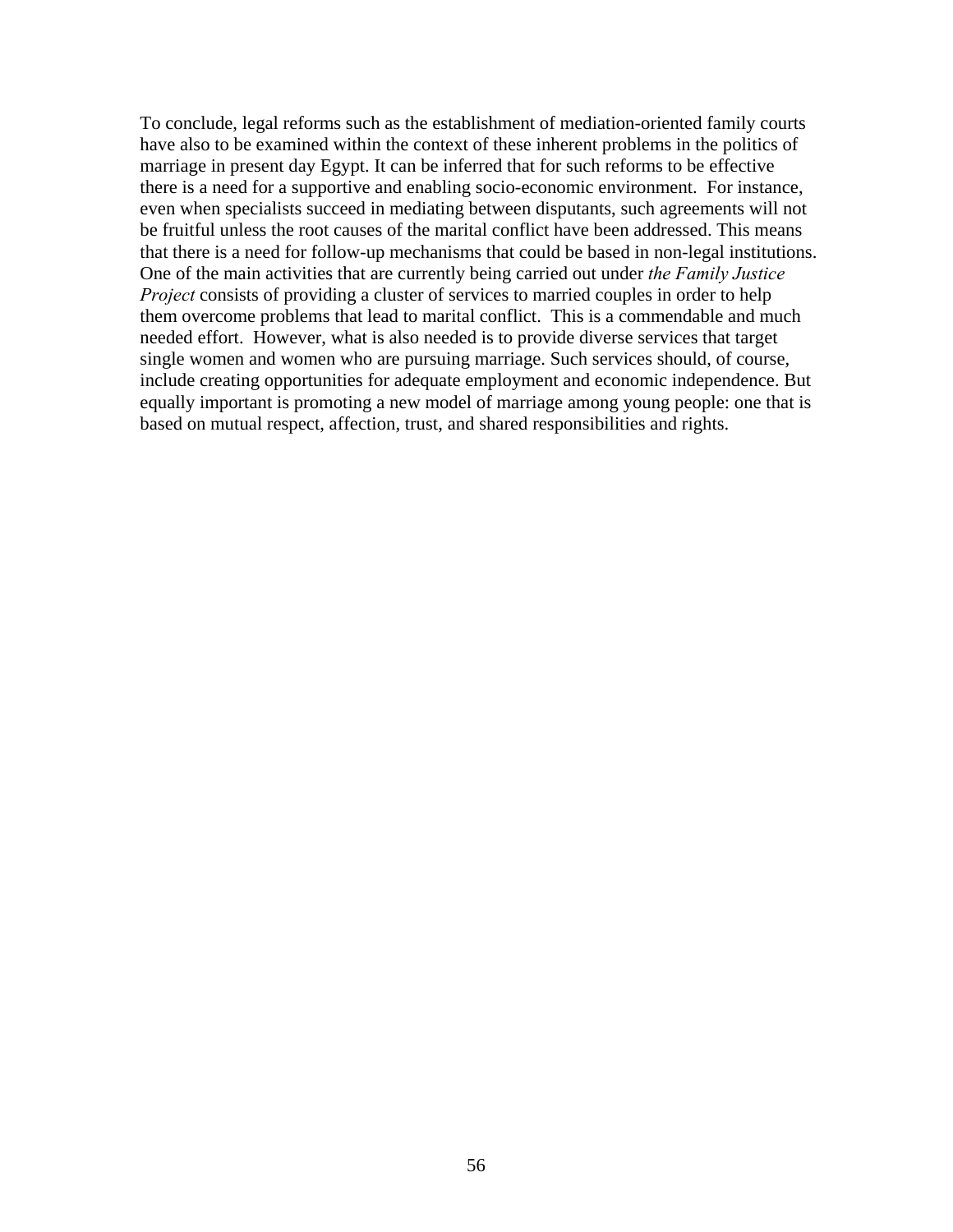To conclude, legal reforms such as the establishment of mediation-oriented family courts have also to be examined within the context of these inherent problems in the politics of marriage in present day Egypt. It can be inferred that for such reforms to be effective there is a need for a supportive and enabling socio-economic environment. For instance, even when specialists succeed in mediating between disputants, such agreements will not be fruitful unless the root causes of the marital conflict have been addressed. This means that there is a need for follow-up mechanisms that could be based in non-legal institutions. One of the main activities that are currently being carried out under *the Family Justice Project* consists of providing a cluster of services to married couples in order to help them overcome problems that lead to marital conflict. This is a commendable and much needed effort. However, what is also needed is to provide diverse services that target single women and women who are pursuing marriage. Such services should, of course, include creating opportunities for adequate employment and economic independence. But equally important is promoting a new model of marriage among young people: one that is based on mutual respect, affection, trust, and shared responsibilities and rights.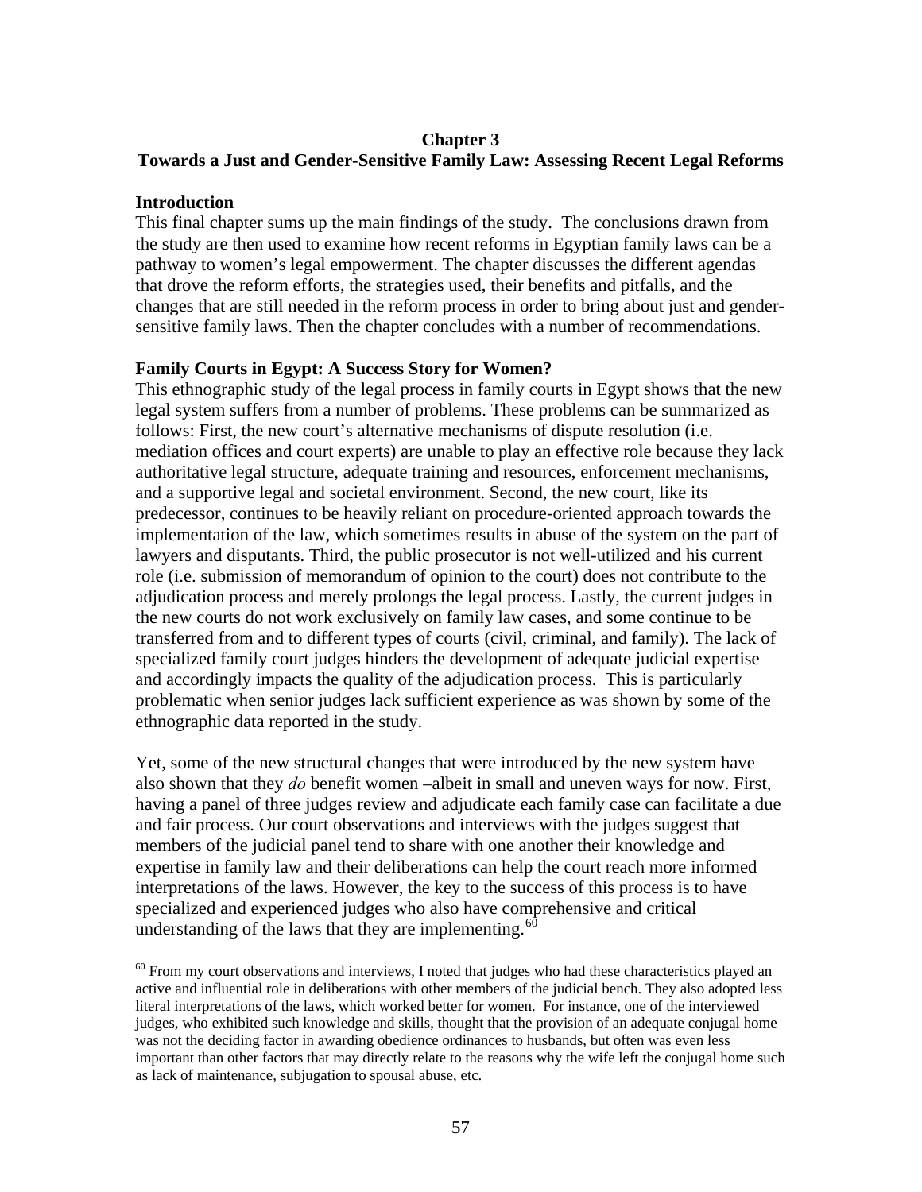## Chapter 3
## Towards a Just and Gender-Sensitive Family Law: Assessing Recent Legal Reforms

### Introduction

This final chapter sums up the main findings of the study. The conclusions drawn from the study are then used to examine how recent reforms in Egyptian family laws can be a pathway to women's legal empowerment. The chapter discusses the different agendas that drove the reform efforts, the strategies used, their benefits and pitfalls, and the changes that are still needed in the reform process in order to bring about just and gender-sensitive family laws. Then the chapter concludes with a number of recommendations.

### Family Courts in Egypt: A Success Story for Women?

This ethnographic study of the legal process in family courts in Egypt shows that the new legal system suffers from a number of problems. These problems can be summarized as follows: First, the new court's alternative mechanisms of dispute resolution (i.e. mediation offices and court experts) are unable to play an effective role because they lack authoritative legal structure, adequate training and resources, enforcement mechanisms, and a supportive legal and societal environment. Second, the new court, like its predecessor, continues to be heavily reliant on procedure-oriented approach towards the implementation of the law, which sometimes results in abuse of the system on the part of lawyers and disputants. Third, the public prosecutor is not well-utilized and his current role (i.e. submission of memorandum of opinion to the court) does not contribute to the adjudication process and merely prolongs the legal process. Lastly, the current judges in the new courts do not work exclusively on family law cases, and some continue to be transferred from and to different types of courts (civil, criminal, and family). The lack of specialized family court judges hinders the development of adequate judicial expertise and accordingly impacts the quality of the adjudication process. This is particularly problematic when senior judges lack sufficient experience as was shown by some of the ethnographic data reported in the study.

Yet, some of the new structural changes that were introduced by the new system have also shown that they *do* benefit women –albeit in small and uneven ways for now. First, having a panel of three judges review and adjudicate each family case can facilitate a due and fair process. Our court observations and interviews with the judges suggest that members of the judicial panel tend to share with one another their knowledge and expertise in family law and their deliberations can help the court reach more informed interpretations of the laws. However, the key to the success of this process is to have specialized and experienced judges who also have comprehensive and critical understanding of the laws that they are implementing.[60]

[60] From my court observations and interviews, I noted that judges who had these characteristics played an active and influential role in deliberations with other members of the judicial bench. They also adopted less literal interpretations of the laws, which worked better for women. For instance, one of the interviewed judges, who exhibited such knowledge and skills, thought that the provision of an adequate conjugal home was not the deciding factor in awarding obedience ordinances to husbands, but often was even less important than other factors that may directly relate to the reasons why the wife left the conjugal home such as lack of maintenance, subjugation to spousal abuse, etc.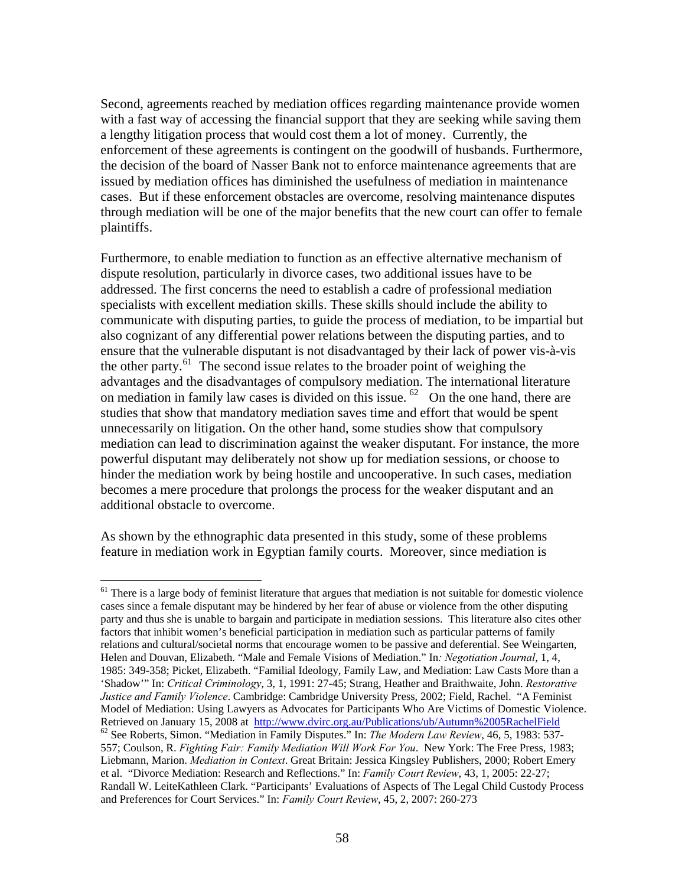Second, agreements reached by mediation offices regarding maintenance provide women with a fast way of accessing the financial support that they are seeking while saving them a lengthy litigation process that would cost them a lot of money. Currently, the enforcement of these agreements is contingent on the goodwill of husbands. Furthermore, the decision of the board of Nasser Bank not to enforce maintenance agreements that are issued by mediation offices has diminished the usefulness of mediation in maintenance cases. But if these enforcement obstacles are overcome, resolving maintenance disputes through mediation will be one of the major benefits that the new court can offer to female plaintiffs.

Furthermore, to enable mediation to function as an effective alternative mechanism of dispute resolution, particularly in divorce cases, two additional issues have to be addressed. The first concerns the need to establish a cadre of professional mediation specialists with excellent mediation skills. These skills should include the ability to communicate with disputing parties, to guide the process of mediation, to be impartial but also cognizant of any differential power relations between the disputing parties, and to ensure that the vulnerable disputant is not disadvantaged by their lack of power vis-à-vis the other party.[61] The second issue relates to the broader point of weighing the advantages and the disadvantages of compulsory mediation. The international literature on mediation in family law cases is divided on this issue.[62] On the one hand, there are studies that show that mandatory mediation saves time and effort that would be spent unnecessarily on litigation. On the other hand, some studies show that compulsory mediation can lead to discrimination against the weaker disputant. For instance, the more powerful disputant may deliberately not show up for mediation sessions, or choose to hinder the mediation work by being hostile and uncooperative. In such cases, mediation becomes a mere procedure that prolongs the process for the weaker disputant and an additional obstacle to overcome.

As shown by the ethnographic data presented in this study, some of these problems feature in mediation work in Egyptian family courts. Moreover, since mediation is

---

[61] There is a large body of feminist literature that argues that mediation is not suitable for domestic violence cases since a female disputant may be hindered by her fear of abuse or violence from the other disputing party and thus she is unable to bargain and participate in mediation sessions. This literature also cites other factors that inhibit women's beneficial participation in mediation such as particular patterns of family relations and cultural/societal norms that encourage women to be passive and deferential. See Weingarten, Helen and Douvan, Elizabeth. "Male and Female Visions of Mediation." In*: Negotiation Journal*, 1, 4, 1985: 349-358; Picket, Elizabeth. "Familial Ideology, Family Law, and Mediation: Law Casts More than a 'Shadow'" In: *Critical Criminology*, 3, 1, 1991: 27-45; Strang, Heather and Braithwaite, John. *Restorative Justice and Family Violence*. Cambridge: Cambridge University Press, 2002; Field, Rachel. "A Feminist Model of Mediation: Using Lawyers as Advocates for Participants Who Are Victims of Domestic Violence. Retrieved on January 15, 2008 at http://www.dvirc.org.au/Publications/ub/Autumn%2005RachelField

[62] See Roberts, Simon. "Mediation in Family Disputes." In: *The Modern Law Review*, 46, 5, 1983: 537-557; Coulson, R. *Fighting Fair: Family Mediation Will Work For You*. New York: The Free Press, 1983; Liebmann, Marion. *Mediation in Context*. Great Britain: Jessica Kingsley Publishers, 2000; Robert Emery et al. "Divorce Mediation: Research and Reflections." In: *Family Court Review*, 43, 1, 2005: 22-27; Randall W. LeiteKathleen Clark. "Participants' Evaluations of Aspects of The Legal Child Custody Process and Preferences for Court Services." In: *Family Court Review*, 45, 2, 2007: 260-273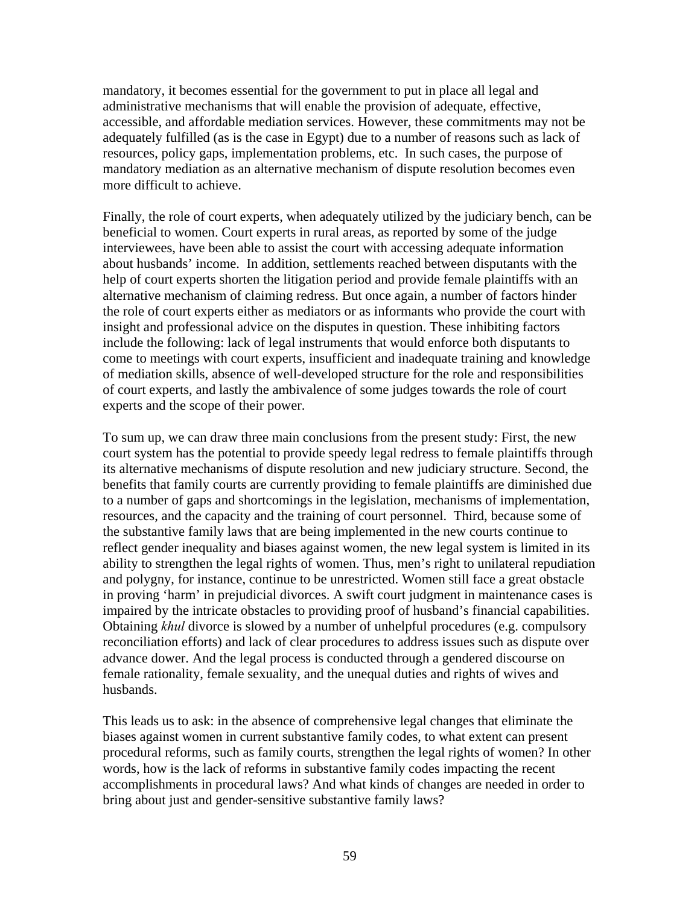mandatory, it becomes essential for the government to put in place all legal and administrative mechanisms that will enable the provision of adequate, effective, accessible, and affordable mediation services. However, these commitments may not be adequately fulfilled (as is the case in Egypt) due to a number of reasons such as lack of resources, policy gaps, implementation problems, etc. In such cases, the purpose of mandatory mediation as an alternative mechanism of dispute resolution becomes even more difficult to achieve.

Finally, the role of court experts, when adequately utilized by the judiciary bench, can be beneficial to women. Court experts in rural areas, as reported by some of the judge interviewees, have been able to assist the court with accessing adequate information about husbands' income. In addition, settlements reached between disputants with the help of court experts shorten the litigation period and provide female plaintiffs with an alternative mechanism of claiming redress. But once again, a number of factors hinder the role of court experts either as mediators or as informants who provide the court with insight and professional advice on the disputes in question. These inhibiting factors include the following: lack of legal instruments that would enforce both disputants to come to meetings with court experts, insufficient and inadequate training and knowledge of mediation skills, absence of well-developed structure for the role and responsibilities of court experts, and lastly the ambivalence of some judges towards the role of court experts and the scope of their power.

To sum up, we can draw three main conclusions from the present study: First, the new court system has the potential to provide speedy legal redress to female plaintiffs through its alternative mechanisms of dispute resolution and new judiciary structure. Second, the benefits that family courts are currently providing to female plaintiffs are diminished due to a number of gaps and shortcomings in the legislation, mechanisms of implementation, resources, and the capacity and the training of court personnel. Third, because some of the substantive family laws that are being implemented in the new courts continue to reflect gender inequality and biases against women, the new legal system is limited in its ability to strengthen the legal rights of women. Thus, men's right to unilateral repudiation and polygny, for instance, continue to be unrestricted. Women still face a great obstacle in proving 'harm' in prejudicial divorces. A swift court judgment in maintenance cases is impaired by the intricate obstacles to providing proof of husband's financial capabilities. Obtaining *khul* divorce is slowed by a number of unhelpful procedures (e.g. compulsory reconciliation efforts) and lack of clear procedures to address issues such as dispute over advance dower. And the legal process is conducted through a gendered discourse on female rationality, female sexuality, and the unequal duties and rights of wives and husbands.

This leads us to ask: in the absence of comprehensive legal changes that eliminate the biases against women in current substantive family codes, to what extent can present procedural reforms, such as family courts, strengthen the legal rights of women? In other words, how is the lack of reforms in substantive family codes impacting the recent accomplishments in procedural laws? And what kinds of changes are needed in order to bring about just and gender-sensitive substantive family laws?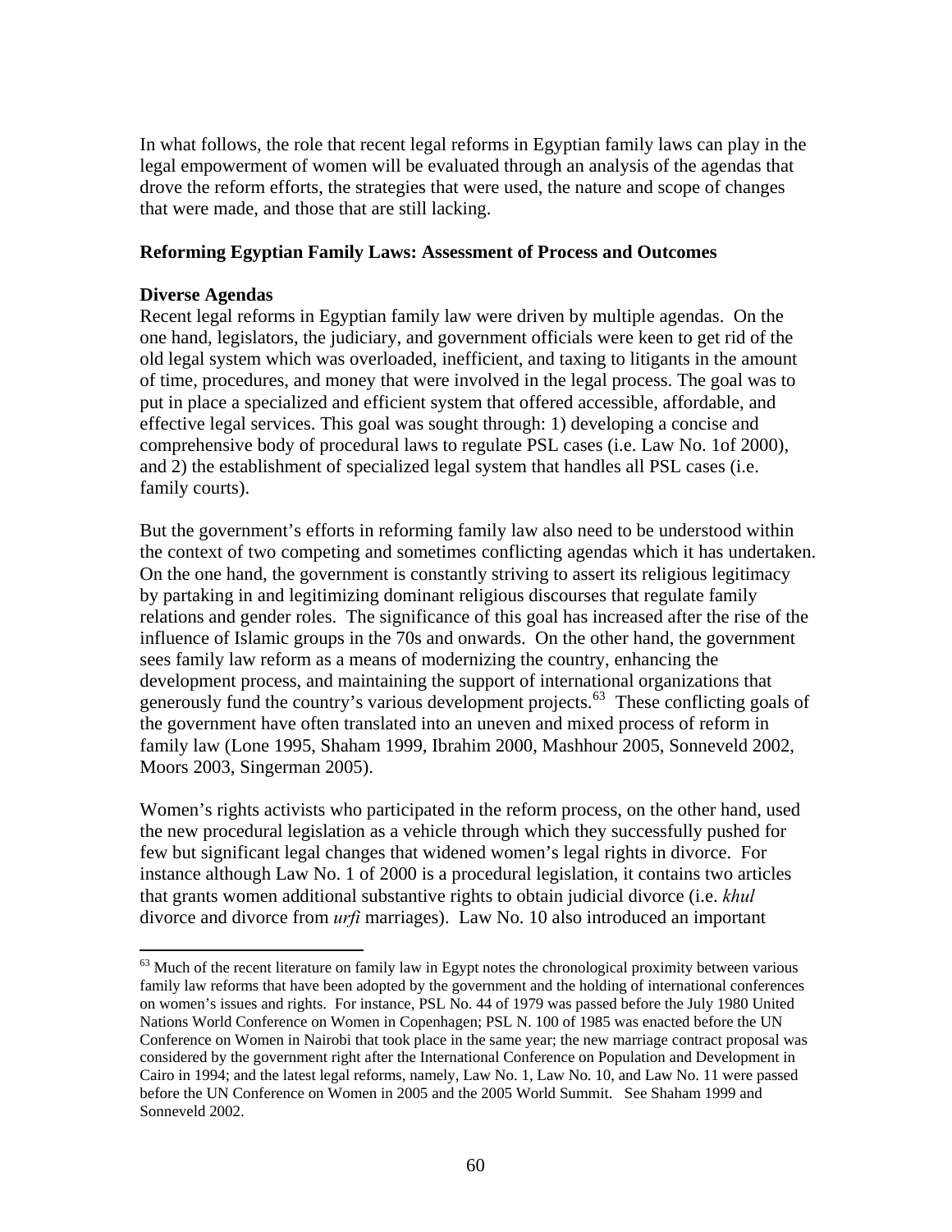In what follows, the role that recent legal reforms in Egyptian family laws can play in the legal empowerment of women will be evaluated through an analysis of the agendas that drove the reform efforts, the strategies that were used, the nature and scope of changes that were made, and those that are still lacking.

**Reforming Egyptian Family Laws: Assessment of Process and Outcomes**

**Diverse Agendas**

Recent legal reforms in Egyptian family law were driven by multiple agendas. On the one hand, legislators, the judiciary, and government officials were keen to get rid of the old legal system which was overloaded, inefficient, and taxing to litigants in the amount of time, procedures, and money that were involved in the legal process. The goal was to put in place a specialized and efficient system that offered accessible, affordable, and effective legal services. This goal was sought through: 1) developing a concise and comprehensive body of procedural laws to regulate PSL cases (i.e. Law No. 1of 2000), and 2) the establishment of specialized legal system that handles all PSL cases (i.e. family courts).

But the government's efforts in reforming family law also need to be understood within the context of two competing and sometimes conflicting agendas which it has undertaken. On the one hand, the government is constantly striving to assert its religious legitimacy by partaking in and legitimizing dominant religious discourses that regulate family relations and gender roles. The significance of this goal has increased after the rise of the influence of Islamic groups in the 70s and onwards. On the other hand, the government sees family law reform as a means of modernizing the country, enhancing the development process, and maintaining the support of international organizations that generously fund the country's various development projects.[63] These conflicting goals of the government have often translated into an uneven and mixed process of reform in family law (Lone 1995, Shaham 1999, Ibrahim 2000, Mashhour 2005, Sonneveld 2002, Moors 2003, Singerman 2005).

Women's rights activists who participated in the reform process, on the other hand, used the new procedural legislation as a vehicle through which they successfully pushed for few but significant legal changes that widened women's legal rights in divorce. For instance although Law No. 1 of 2000 is a procedural legislation, it contains two articles that grants women additional substantive rights to obtain judicial divorce (i.e. *khul* divorce and divorce from *urfi* marriages). Law No. 10 also introduced an important

---

[63] Much of the recent literature on family law in Egypt notes the chronological proximity between various family law reforms that have been adopted by the government and the holding of international conferences on women's issues and rights. For instance, PSL No. 44 of 1979 was passed before the July 1980 United Nations World Conference on Women in Copenhagen; PSL N. 100 of 1985 was enacted before the UN Conference on Women in Nairobi that took place in the same year; the new marriage contract proposal was considered by the government right after the International Conference on Population and Development in Cairo in 1994; and the latest legal reforms, namely, Law No. 1, Law No. 10, and Law No. 11 were passed before the UN Conference on Women in 2005 and the 2005 World Summit. See Shaham 1999 and Sonneveld 2002.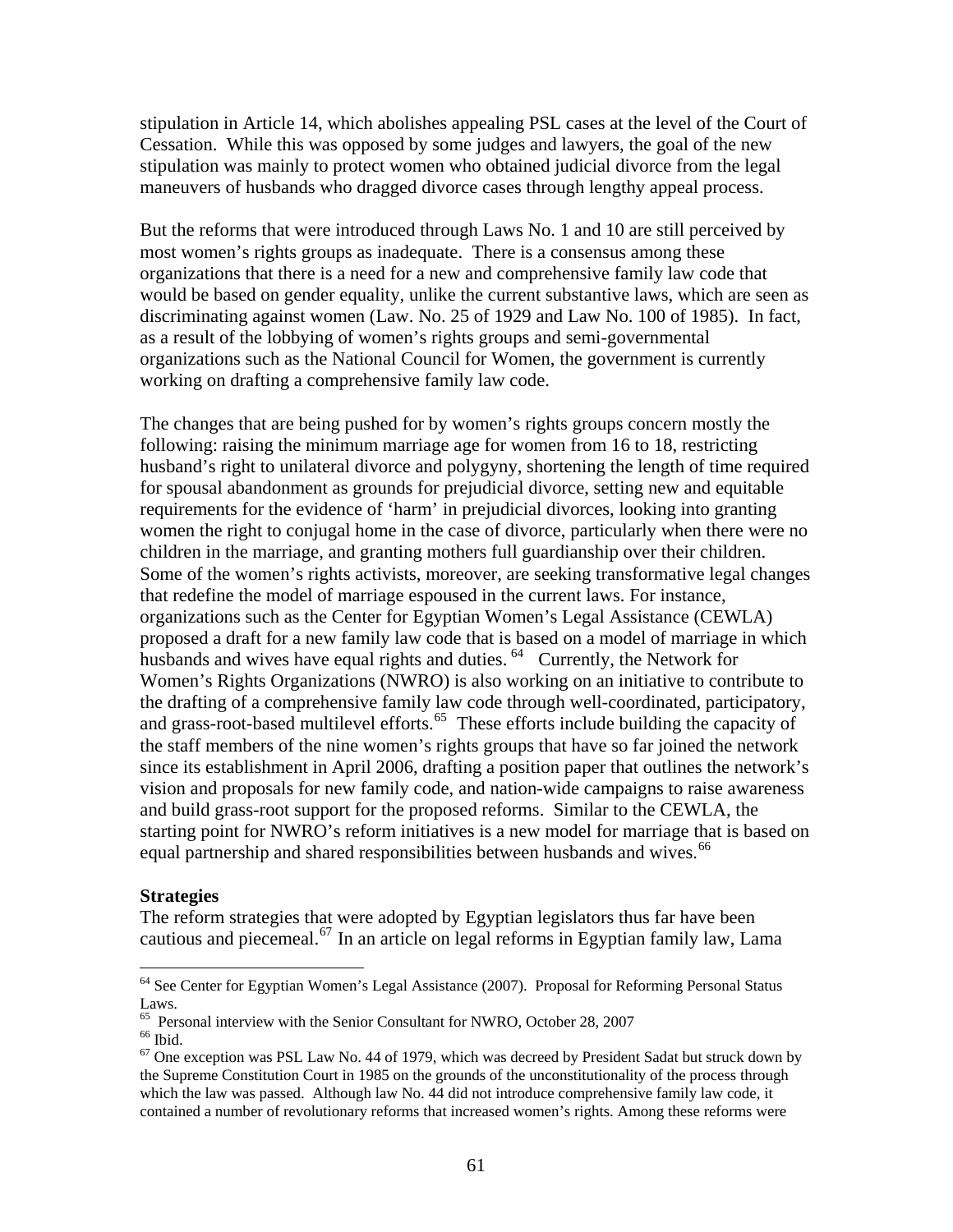stipulation in Article 14, which abolishes appealing PSL cases at the level of the Court of Cessation. While this was opposed by some judges and lawyers, the goal of the new stipulation was mainly to protect women who obtained judicial divorce from the legal maneuvers of husbands who dragged divorce cases through lengthy appeal process.

But the reforms that were introduced through Laws No. 1 and 10 are still perceived by most women's rights groups as inadequate. There is a consensus among these organizations that there is a need for a new and comprehensive family law code that would be based on gender equality, unlike the current substantive laws, which are seen as discriminating against women (Law. No. 25 of 1929 and Law No. 100 of 1985). In fact, as a result of the lobbying of women's rights groups and semi-governmental organizations such as the National Council for Women, the government is currently working on drafting a comprehensive family law code.

The changes that are being pushed for by women's rights groups concern mostly the following: raising the minimum marriage age for women from 16 to 18, restricting husband's right to unilateral divorce and polygyny, shortening the length of time required for spousal abandonment as grounds for prejudicial divorce, setting new and equitable requirements for the evidence of 'harm' in prejudicial divorces, looking into granting women the right to conjugal home in the case of divorce, particularly when there were no children in the marriage, and granting mothers full guardianship over their children. Some of the women's rights activists, moreover, are seeking transformative legal changes that redefine the model of marriage espoused in the current laws. For instance, organizations such as the Center for Egyptian Women's Legal Assistance (CEWLA) proposed a draft for a new family law code that is based on a model of marriage in which husbands and wives have equal rights and duties.[64] Currently, the Network for Women's Rights Organizations (NWRO) is also working on an initiative to contribute to the drafting of a comprehensive family law code through well-coordinated, participatory, and grass-root-based multilevel efforts.[65] These efforts include building the capacity of the staff members of the nine women's rights groups that have so far joined the network since its establishment in April 2006, drafting a position paper that outlines the network's vision and proposals for new family code, and nation-wide campaigns to raise awareness and build grass-root support for the proposed reforms. Similar to the CEWLA, the starting point for NWRO's reform initiatives is a new model for marriage that is based on equal partnership and shared responsibilities between husbands and wives.[66]

**Strategies**

The reform strategies that were adopted by Egyptian legislators thus far have been cautious and piecemeal.[67] In an article on legal reforms in Egyptian family law, Lama

---

[64] See Center for Egyptian Women's Legal Assistance (2007). Proposal for Reforming Personal Status Laws.

[65] Personal interview with the Senior Consultant for NWRO, October 28, 2007

[66] Ibid.

[67] One exception was PSL Law No. 44 of 1979, which was decreed by President Sadat but struck down by the Supreme Constitution Court in 1985 on the grounds of the unconstitutionality of the process through which the law was passed. Although law No. 44 did not introduce comprehensive family law code, it contained a number of revolutionary reforms that increased women's rights. Among these reforms were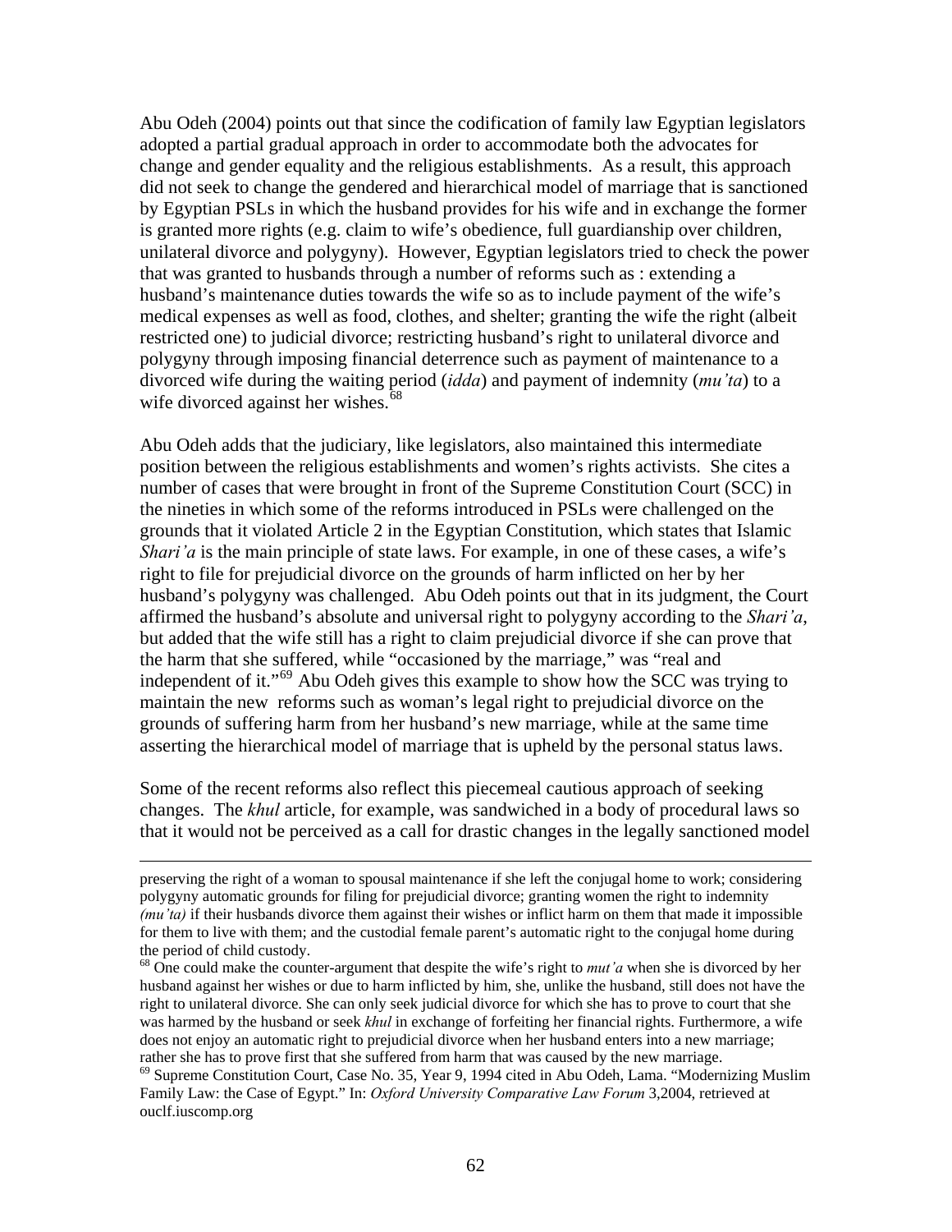Abu Odeh (2004) points out that since the codification of family law Egyptian legislators adopted a partial gradual approach in order to accommodate both the advocates for change and gender equality and the religious establishments. As a result, this approach did not seek to change the gendered and hierarchical model of marriage that is sanctioned by Egyptian PSLs in which the husband provides for his wife and in exchange the former is granted more rights (e.g. claim to wife's obedience, full guardianship over children, unilateral divorce and polygyny). However, Egyptian legislators tried to check the power that was granted to husbands through a number of reforms such as : extending a husband's maintenance duties towards the wife so as to include payment of the wife's medical expenses as well as food, clothes, and shelter; granting the wife the right (albeit restricted one) to judicial divorce; restricting husband's right to unilateral divorce and polygyny through imposing financial deterrence such as payment of maintenance to a divorced wife during the waiting period (*idda*) and payment of indemnity (*mu'ta*) to a wife divorced against her wishes.[68]

Abu Odeh adds that the judiciary, like legislators, also maintained this intermediate position between the religious establishments and women's rights activists. She cites a number of cases that were brought in front of the Supreme Constitution Court (SCC) in the nineties in which some of the reforms introduced in PSLs were challenged on the grounds that it violated Article 2 in the Egyptian Constitution, which states that Islamic *Shari'a* is the main principle of state laws. For example, in one of these cases, a wife's right to file for prejudicial divorce on the grounds of harm inflicted on her by her husband's polygyny was challenged. Abu Odeh points out that in its judgment, the Court affirmed the husband's absolute and universal right to polygyny according to the *Shari'a*, but added that the wife still has a right to claim prejudicial divorce if she can prove that the harm that she suffered, while "occasioned by the marriage," was "real and independent of it."[69] Abu Odeh gives this example to show how the SCC was trying to maintain the new reforms such as woman's legal right to prejudicial divorce on the grounds of suffering harm from her husband's new marriage, while at the same time asserting the hierarchical model of marriage that is upheld by the personal status laws.

Some of the recent reforms also reflect this piecemeal cautious approach of seeking changes. The *khul* article, for example, was sandwiched in a body of procedural laws so that it would not be perceived as a call for drastic changes in the legally sanctioned model

---

preserving the right of a woman to spousal maintenance if she left the conjugal home to work; considering polygyny automatic grounds for filing for prejudicial divorce; granting women the right to indemnity *(mu'ta)* if their husbands divorce them against their wishes or inflict harm on them that made it impossible for them to live with them; and the custodial female parent's automatic right to the conjugal home during the period of child custody.

[68] One could make the counter-argument that despite the wife's right to *mut'a* when she is divorced by her husband against her wishes or due to harm inflicted by him, she, unlike the husband, still does not have the right to unilateral divorce. She can only seek judicial divorce for which she has to prove to court that she was harmed by the husband or seek *khul* in exchange of forfeiting her financial rights. Furthermore, a wife does not enjoy an automatic right to prejudicial divorce when her husband enters into a new marriage; rather she has to prove first that she suffered from harm that was caused by the new marriage.

[69] Supreme Constitution Court, Case No. 35, Year 9, 1994 cited in Abu Odeh, Lama. "Modernizing Muslim Family Law: the Case of Egypt." In: *Oxford University Comparative Law Forum* 3,2004, retrieved at ouclf.iuscomp.org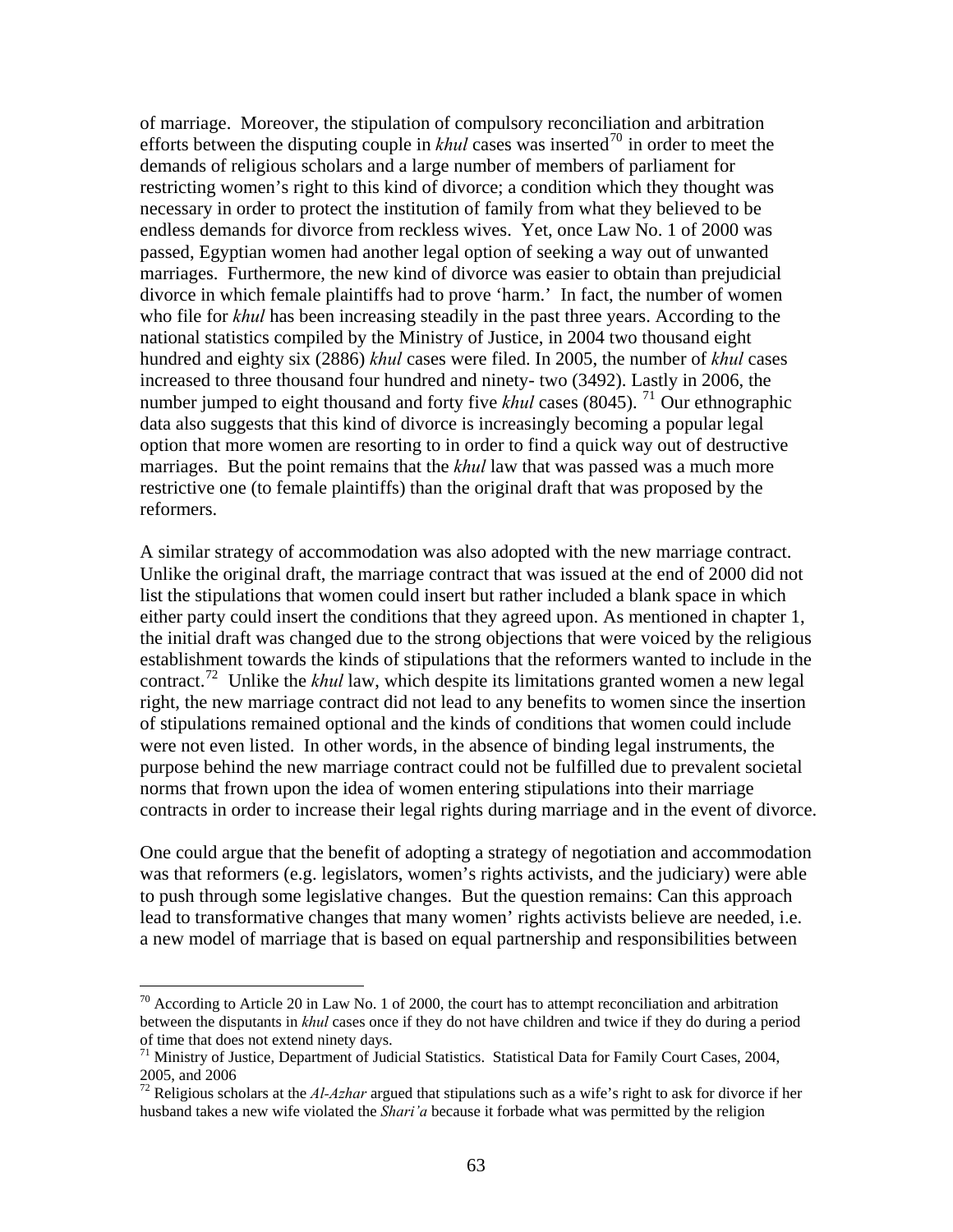of marriage. Moreover, the stipulation of compulsory reconciliation and arbitration efforts between the disputing couple in *khul* cases was inserted[70] in order to meet the demands of religious scholars and a large number of members of parliament for restricting women's right to this kind of divorce; a condition which they thought was necessary in order to protect the institution of family from what they believed to be endless demands for divorce from reckless wives. Yet, once Law No. 1 of 2000 was passed, Egyptian women had another legal option of seeking a way out of unwanted marriages. Furthermore, the new kind of divorce was easier to obtain than prejudicial divorce in which female plaintiffs had to prove 'harm.' In fact, the number of women who file for *khul* has been increasing steadily in the past three years. According to the national statistics compiled by the Ministry of Justice, in 2004 two thousand eight hundred and eighty six (2886) *khul* cases were filed. In 2005, the number of *khul* cases increased to three thousand four hundred and ninety- two (3492). Lastly in 2006, the number jumped to eight thousand and forty five *khul* cases (8045). [71] Our ethnographic data also suggests that this kind of divorce is increasingly becoming a popular legal option that more women are resorting to in order to find a quick way out of destructive marriages. But the point remains that the *khul* law that was passed was a much more restrictive one (to female plaintiffs) than the original draft that was proposed by the reformers.

A similar strategy of accommodation was also adopted with the new marriage contract. Unlike the original draft, the marriage contract that was issued at the end of 2000 did not list the stipulations that women could insert but rather included a blank space in which either party could insert the conditions that they agreed upon. As mentioned in chapter 1, the initial draft was changed due to the strong objections that were voiced by the religious establishment towards the kinds of stipulations that the reformers wanted to include in the contract.[72] Unlike the *khul* law, which despite its limitations granted women a new legal right, the new marriage contract did not lead to any benefits to women since the insertion of stipulations remained optional and the kinds of conditions that women could include were not even listed. In other words, in the absence of binding legal instruments, the purpose behind the new marriage contract could not be fulfilled due to prevalent societal norms that frown upon the idea of women entering stipulations into their marriage contracts in order to increase their legal rights during marriage and in the event of divorce.

One could argue that the benefit of adopting a strategy of negotiation and accommodation was that reformers (e.g. legislators, women's rights activists, and the judiciary) were able to push through some legislative changes. But the question remains: Can this approach lead to transformative changes that many women' rights activists believe are needed, i.e. a new model of marriage that is based on equal partnership and responsibilities between

---

[70] According to Article 20 in Law No. 1 of 2000, the court has to attempt reconciliation and arbitration between the disputants in *khul* cases once if they do not have children and twice if they do during a period of time that does not extend ninety days.

[71] Ministry of Justice, Department of Judicial Statistics. Statistical Data for Family Court Cases, 2004, 2005, and 2006

[72] Religious scholars at the *Al-Azhar* argued that stipulations such as a wife's right to ask for divorce if her husband takes a new wife violated the *Shari'a* because it forbade what was permitted by the religion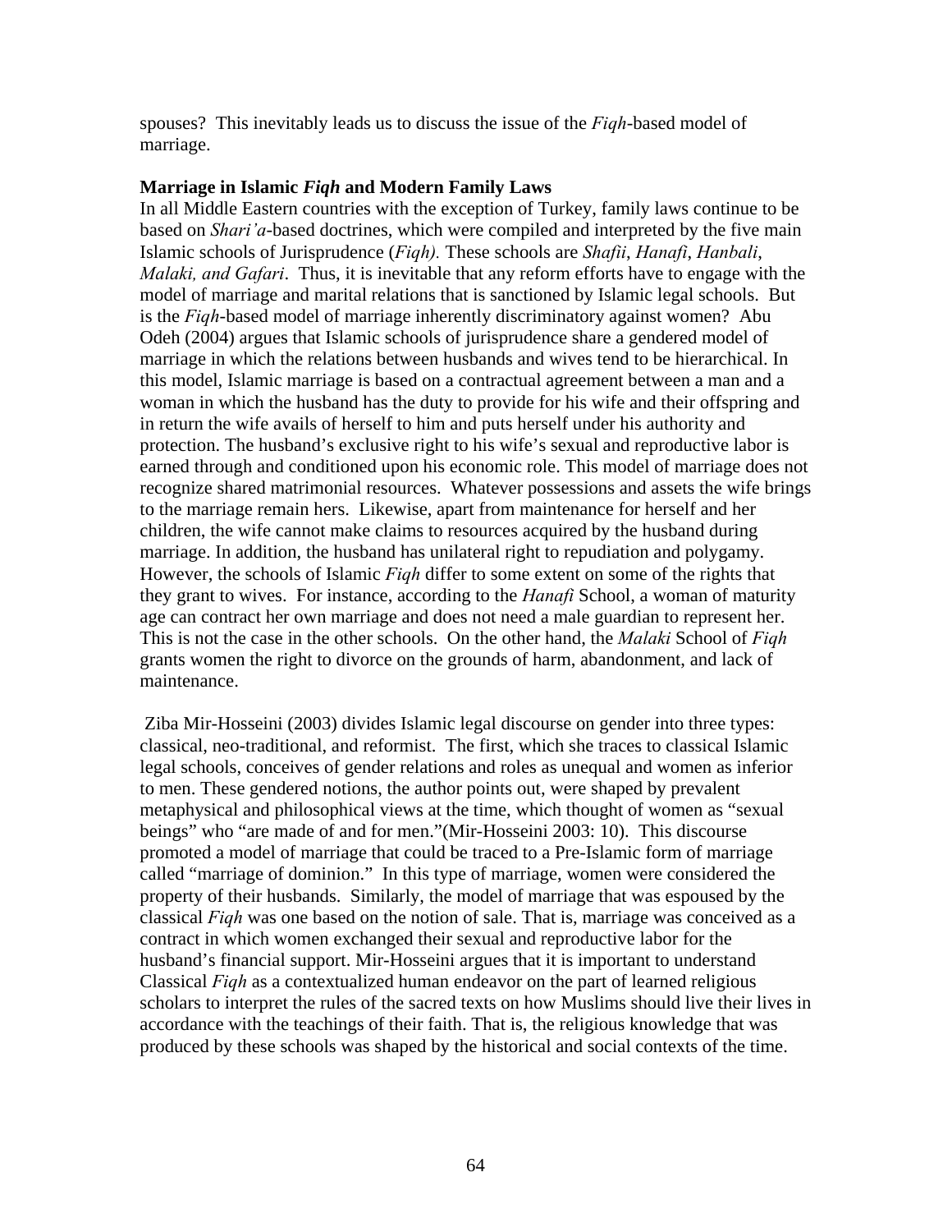spouses? This inevitably leads us to discuss the issue of the *Fiqh*-based model of marriage.

**Marriage in Islamic *Fiqh* and Modern Family Laws**

In all Middle Eastern countries with the exception of Turkey, family laws continue to be based on *Shari'a*-based doctrines, which were compiled and interpreted by the five main Islamic schools of Jurisprudence (*Fiqh).* These schools are *Shafii*, *Hanafi*, *Hanbali*, *Malaki, and Gafari*. Thus, it is inevitable that any reform efforts have to engage with the model of marriage and marital relations that is sanctioned by Islamic legal schools. But is the *Fiqh*-based model of marriage inherently discriminatory against women? Abu Odeh (2004) argues that Islamic schools of jurisprudence share a gendered model of marriage in which the relations between husbands and wives tend to be hierarchical. In this model, Islamic marriage is based on a contractual agreement between a man and a woman in which the husband has the duty to provide for his wife and their offspring and in return the wife avails of herself to him and puts herself under his authority and protection. The husband's exclusive right to his wife's sexual and reproductive labor is earned through and conditioned upon his economic role. This model of marriage does not recognize shared matrimonial resources. Whatever possessions and assets the wife brings to the marriage remain hers. Likewise, apart from maintenance for herself and her children, the wife cannot make claims to resources acquired by the husband during marriage. In addition, the husband has unilateral right to repudiation and polygamy. However, the schools of Islamic *Fiqh* differ to some extent on some of the rights that they grant to wives. For instance, according to the *Hanafi* School, a woman of maturity age can contract her own marriage and does not need a male guardian to represent her. This is not the case in the other schools. On the other hand, the *Malaki* School of *Fiqh* grants women the right to divorce on the grounds of harm, abandonment, and lack of maintenance.

Ziba Mir-Hosseini (2003) divides Islamic legal discourse on gender into three types: classical, neo-traditional, and reformist. The first, which she traces to classical Islamic legal schools, conceives of gender relations and roles as unequal and women as inferior to men. These gendered notions, the author points out, were shaped by prevalent metaphysical and philosophical views at the time, which thought of women as "sexual beings" who "are made of and for men."(Mir-Hosseini 2003: 10). This discourse promoted a model of marriage that could be traced to a Pre-Islamic form of marriage called "marriage of dominion." In this type of marriage, women were considered the property of their husbands. Similarly, the model of marriage that was espoused by the classical *Fiqh* was one based on the notion of sale. That is, marriage was conceived as a contract in which women exchanged their sexual and reproductive labor for the husband's financial support. Mir-Hosseini argues that it is important to understand Classical *Fiqh* as a contextualized human endeavor on the part of learned religious scholars to interpret the rules of the sacred texts on how Muslims should live their lives in accordance with the teachings of their faith. That is, the religious knowledge that was produced by these schools was shaped by the historical and social contexts of the time.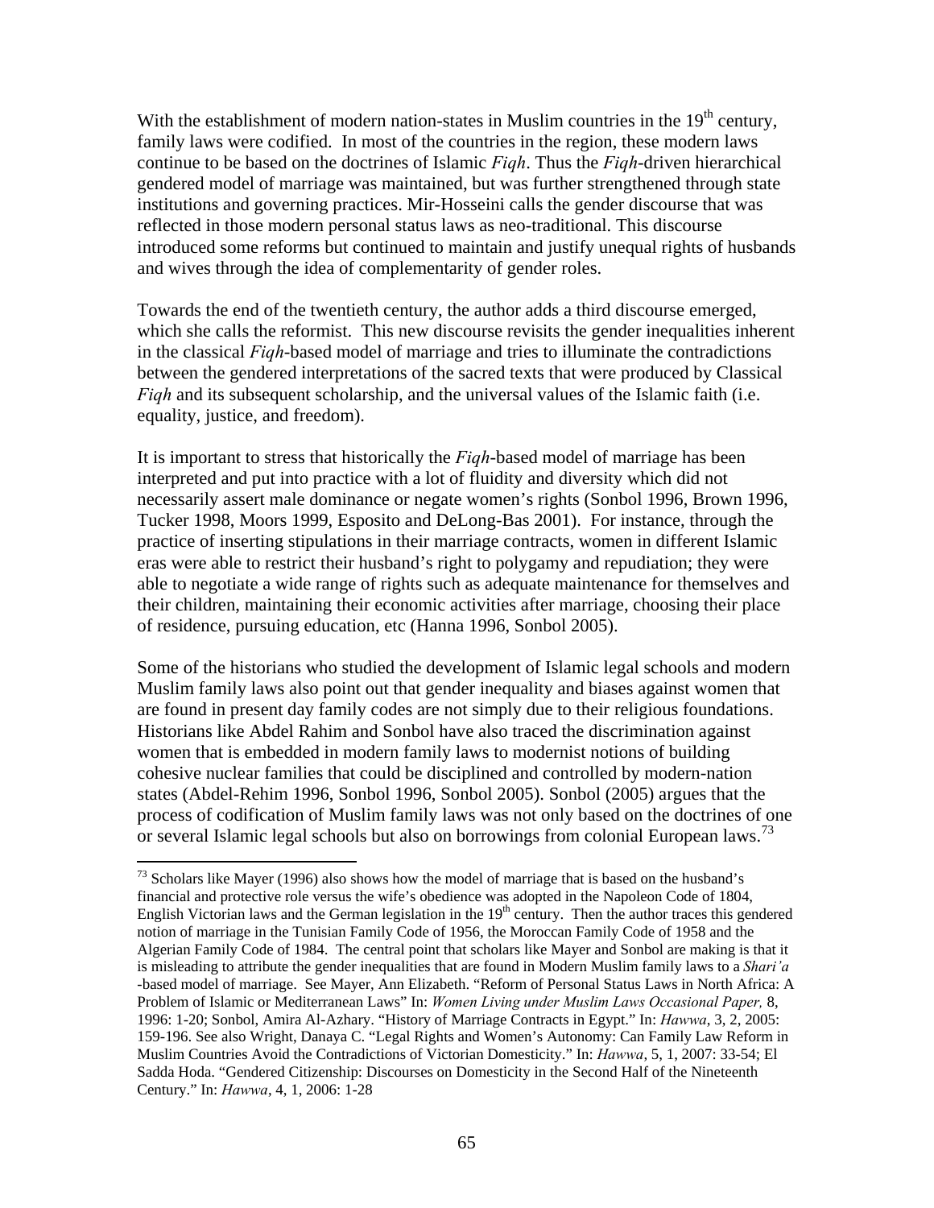With the establishment of modern nation-states in Muslim countries in the 19th century, family laws were codified. In most of the countries in the region, these modern laws continue to be based on the doctrines of Islamic *Fiqh*. Thus the *Fiqh*-driven hierarchical gendered model of marriage was maintained, but was further strengthened through state institutions and governing practices. Mir-Hosseini calls the gender discourse that was reflected in those modern personal status laws as neo-traditional. This discourse introduced some reforms but continued to maintain and justify unequal rights of husbands and wives through the idea of complementarity of gender roles.

Towards the end of the twentieth century, the author adds a third discourse emerged, which she calls the reformist. This new discourse revisits the gender inequalities inherent in the classical *Fiqh*-based model of marriage and tries to illuminate the contradictions between the gendered interpretations of the sacred texts that were produced by Classical *Fiqh* and its subsequent scholarship, and the universal values of the Islamic faith (i.e. equality, justice, and freedom).

It is important to stress that historically the *Fiqh*-based model of marriage has been interpreted and put into practice with a lot of fluidity and diversity which did not necessarily assert male dominance or negate women's rights (Sonbol 1996, Brown 1996, Tucker 1998, Moors 1999, Esposito and DeLong-Bas 2001). For instance, through the practice of inserting stipulations in their marriage contracts, women in different Islamic eras were able to restrict their husband's right to polygamy and repudiation; they were able to negotiate a wide range of rights such as adequate maintenance for themselves and their children, maintaining their economic activities after marriage, choosing their place of residence, pursuing education, etc (Hanna 1996, Sonbol 2005).

Some of the historians who studied the development of Islamic legal schools and modern Muslim family laws also point out that gender inequality and biases against women that are found in present day family codes are not simply due to their religious foundations. Historians like Abdel Rahim and Sonbol have also traced the discrimination against women that is embedded in modern family laws to modernist notions of building cohesive nuclear families that could be disciplined and controlled by modern-nation states (Abdel-Rehim 1996, Sonbol 1996, Sonbol 2005). Sonbol (2005) argues that the process of codification of Muslim family laws was not only based on the doctrines of one or several Islamic legal schools but also on borrowings from colonial European laws.[73]

---

[73] Scholars like Mayer (1996) also shows how the model of marriage that is based on the husband's financial and protective role versus the wife's obedience was adopted in the Napoleon Code of 1804, English Victorian laws and the German legislation in the 19th century. Then the author traces this gendered notion of marriage in the Tunisian Family Code of 1956, the Moroccan Family Code of 1958 and the Algerian Family Code of 1984. The central point that scholars like Mayer and Sonbol are making is that it is misleading to attribute the gender inequalities that are found in Modern Muslim family laws to a *Shari'a* -based model of marriage. See Mayer, Ann Elizabeth. "Reform of Personal Status Laws in North Africa: A Problem of Islamic or Mediterranean Laws" In: *Women Living under Muslim Laws Occasional Paper,* 8, 1996: 1-20; Sonbol, Amira Al-Azhary. "History of Marriage Contracts in Egypt." In: *Hawwa*, 3, 2, 2005: 159-196. See also Wright, Danaya C. "Legal Rights and Women's Autonomy: Can Family Law Reform in Muslim Countries Avoid the Contradictions of Victorian Domesticity." In: *Hawwa*, 5, 1, 2007: 33-54; El Sadda Hoda. "Gendered Citizenship: Discourses on Domesticity in the Second Half of the Nineteenth Century." In: *Hawwa*, 4, 1, 2006: 1-28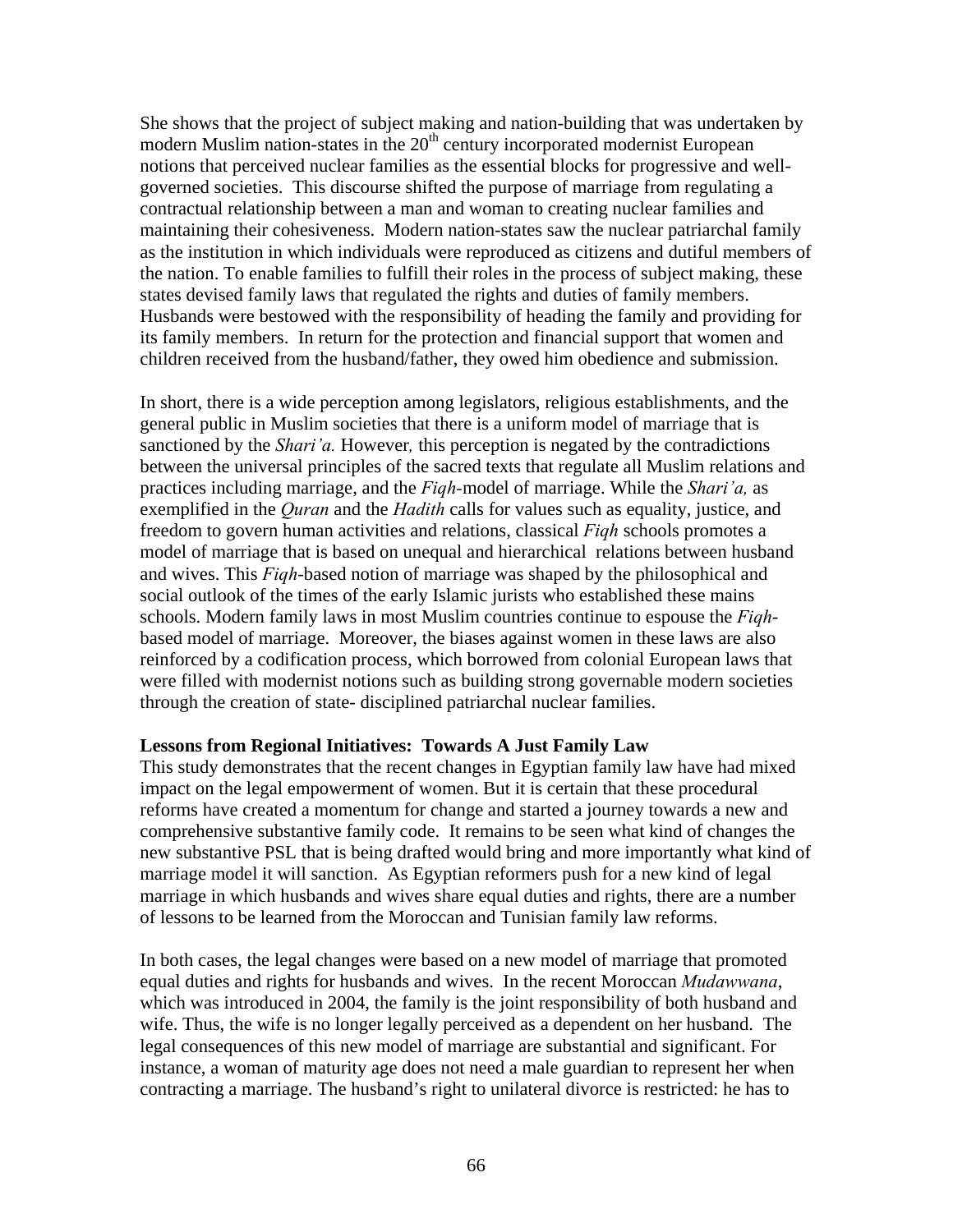She shows that the project of subject making and nation-building that was undertaken by modern Muslim nation-states in the 20th century incorporated modernist European notions that perceived nuclear families as the essential blocks for progressive and well-governed societies. This discourse shifted the purpose of marriage from regulating a contractual relationship between a man and woman to creating nuclear families and maintaining their cohesiveness. Modern nation-states saw the nuclear patriarchal family as the institution in which individuals were reproduced as citizens and dutiful members of the nation. To enable families to fulfill their roles in the process of subject making, these states devised family laws that regulated the rights and duties of family members. Husbands were bestowed with the responsibility of heading the family and providing for its family members. In return for the protection and financial support that women and children received from the husband/father, they owed him obedience and submission.

In short, there is a wide perception among legislators, religious establishments, and the general public in Muslim societies that there is a uniform model of marriage that is sanctioned by the *Shari'a.* However*,* this perception is negated by the contradictions between the universal principles of the sacred texts that regulate all Muslim relations and practices including marriage, and the *Fiqh*-model of marriage. While the *Shari'a,* as exemplified in the *Quran* and the *Hadith* calls for values such as equality, justice, and freedom to govern human activities and relations, classical *Fiqh* schools promotes a model of marriage that is based on unequal and hierarchical relations between husband and wives. This *Fiqh*-based notion of marriage was shaped by the philosophical and social outlook of the times of the early Islamic jurists who established these mains schools. Modern family laws in most Muslim countries continue to espouse the *Fiqh*-based model of marriage. Moreover, the biases against women in these laws are also reinforced by a codification process, which borrowed from colonial European laws that were filled with modernist notions such as building strong governable modern societies through the creation of state- disciplined patriarchal nuclear families.

**Lessons from Regional Initiatives: Towards A Just Family Law**

This study demonstrates that the recent changes in Egyptian family law have had mixed impact on the legal empowerment of women. But it is certain that these procedural reforms have created a momentum for change and started a journey towards a new and comprehensive substantive family code. It remains to be seen what kind of changes the new substantive PSL that is being drafted would bring and more importantly what kind of marriage model it will sanction. As Egyptian reformers push for a new kind of legal marriage in which husbands and wives share equal duties and rights, there are a number of lessons to be learned from the Moroccan and Tunisian family law reforms.

In both cases, the legal changes were based on a new model of marriage that promoted equal duties and rights for husbands and wives. In the recent Moroccan *Mudawwana*, which was introduced in 2004, the family is the joint responsibility of both husband and wife. Thus, the wife is no longer legally perceived as a dependent on her husband. The legal consequences of this new model of marriage are substantial and significant. For instance, a woman of maturity age does not need a male guardian to represent her when contracting a marriage. The husband's right to unilateral divorce is restricted: he has to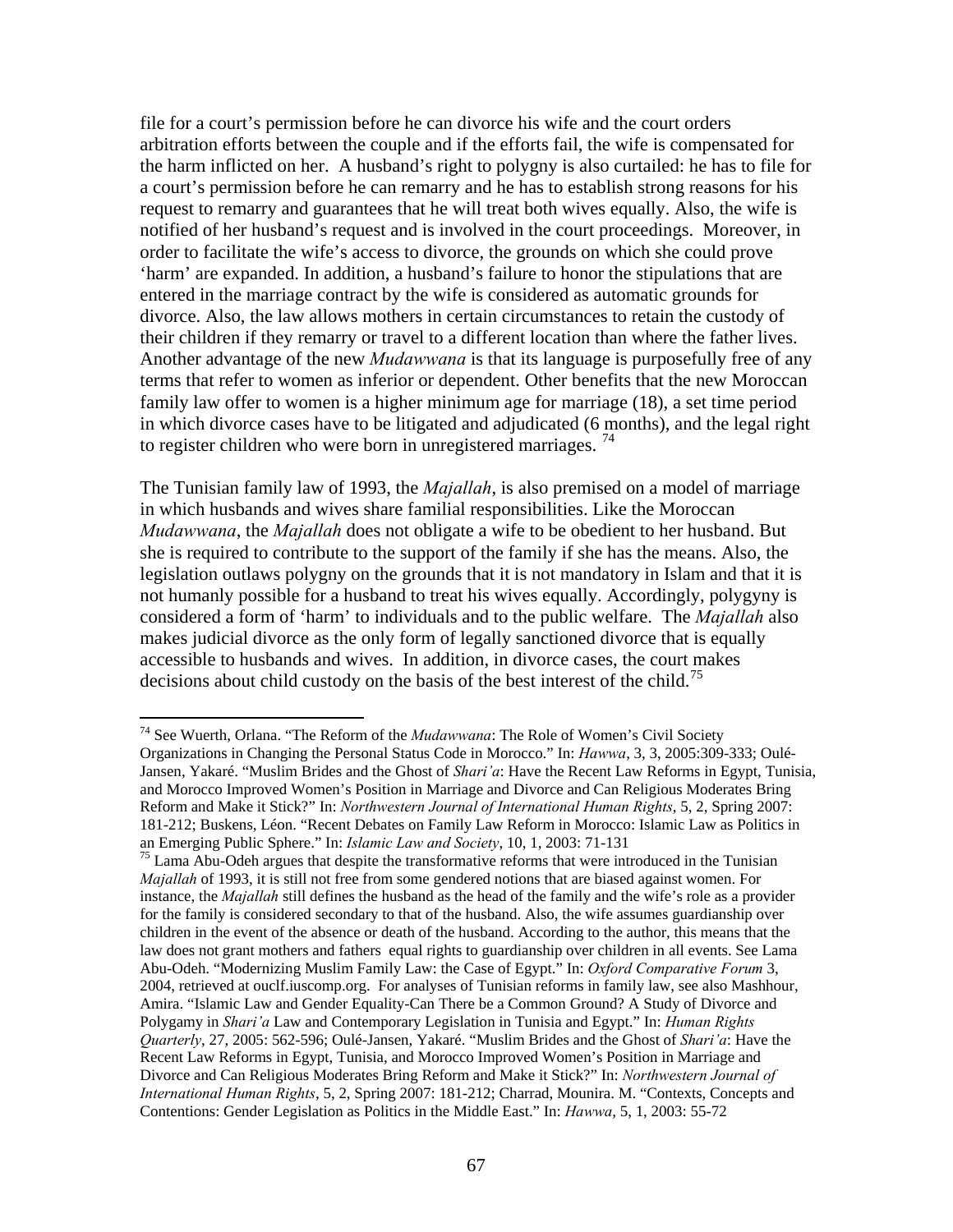file for a court's permission before he can divorce his wife and the court orders arbitration efforts between the couple and if the efforts fail, the wife is compensated for the harm inflicted on her. A husband's right to polygny is also curtailed: he has to file for a court's permission before he can remarry and he has to establish strong reasons for his request to remarry and guarantees that he will treat both wives equally. Also, the wife is notified of her husband's request and is involved in the court proceedings. Moreover, in order to facilitate the wife's access to divorce, the grounds on which she could prove 'harm' are expanded. In addition, a husband's failure to honor the stipulations that are entered in the marriage contract by the wife is considered as automatic grounds for divorce. Also, the law allows mothers in certain circumstances to retain the custody of their children if they remarry or travel to a different location than where the father lives. Another advantage of the new *Mudawwana* is that its language is purposefully free of any terms that refer to women as inferior or dependent. Other benefits that the new Moroccan family law offer to women is a higher minimum age for marriage (18), a set time period in which divorce cases have to be litigated and adjudicated (6 months), and the legal right to register children who were born in unregistered marriages. [74]

The Tunisian family law of 1993, the *Majallah*, is also premised on a model of marriage in which husbands and wives share familial responsibilities. Like the Moroccan *Mudawwana*, the *Majallah* does not obligate a wife to be obedient to her husband. But she is required to contribute to the support of the family if she has the means. Also, the legislation outlaws polygny on the grounds that it is not mandatory in Islam and that it is not humanly possible for a husband to treat his wives equally. Accordingly, polygyny is considered a form of 'harm' to individuals and to the public welfare. The *Majallah* also makes judicial divorce as the only form of legally sanctioned divorce that is equally accessible to husbands and wives. In addition, in divorce cases, the court makes decisions about child custody on the basis of the best interest of the child.[75]

---

[74] See Wuerth, Orlana. "The Reform of the *Mudawwana*: The Role of Women's Civil Society Organizations in Changing the Personal Status Code in Morocco." In: *Hawwa*, 3, 3, 2005:309-333; Oulé-Jansen, Yakaré. "Muslim Brides and the Ghost of *Shari'a*: Have the Recent Law Reforms in Egypt, Tunisia, and Morocco Improved Women's Position in Marriage and Divorce and Can Religious Moderates Bring Reform and Make it Stick?" In: *Northwestern Journal of International Human Rights*, 5, 2, Spring 2007: 181-212; Buskens, Léon. "Recent Debates on Family Law Reform in Morocco: Islamic Law as Politics in an Emerging Public Sphere." In: *Islamic Law and Society*, 10, 1, 2003: 71-131

[75] Lama Abu-Odeh argues that despite the transformative reforms that were introduced in the Tunisian *Majallah* of 1993, it is still not free from some gendered notions that are biased against women. For instance, the *Majallah* still defines the husband as the head of the family and the wife's role as a provider for the family is considered secondary to that of the husband. Also, the wife assumes guardianship over children in the event of the absence or death of the husband. According to the author, this means that the law does not grant mothers and fathers equal rights to guardianship over children in all events. See Lama Abu-Odeh. "Modernizing Muslim Family Law: the Case of Egypt." In: *Oxford Comparative Forum* 3, 2004, retrieved at ouclf.iuscomp.org. For analyses of Tunisian reforms in family law, see also Mashhour, Amira. "Islamic Law and Gender Equality-Can There be a Common Ground? A Study of Divorce and Polygamy in *Shari'a* Law and Contemporary Legislation in Tunisia and Egypt." In: *Human Rights Quarterly*, 27, 2005: 562-596; Oulé-Jansen, Yakaré. "Muslim Brides and the Ghost of *Shari'a*: Have the Recent Law Reforms in Egypt, Tunisia, and Morocco Improved Women's Position in Marriage and Divorce and Can Religious Moderates Bring Reform and Make it Stick?" In: *Northwestern Journal of International Human Rights*, 5, 2, Spring 2007: 181-212; Charrad, Mounira. M. "Contexts, Concepts and Contentions: Gender Legislation as Politics in the Middle East." In: *Hawwa*, 5, 1, 2003: 55-72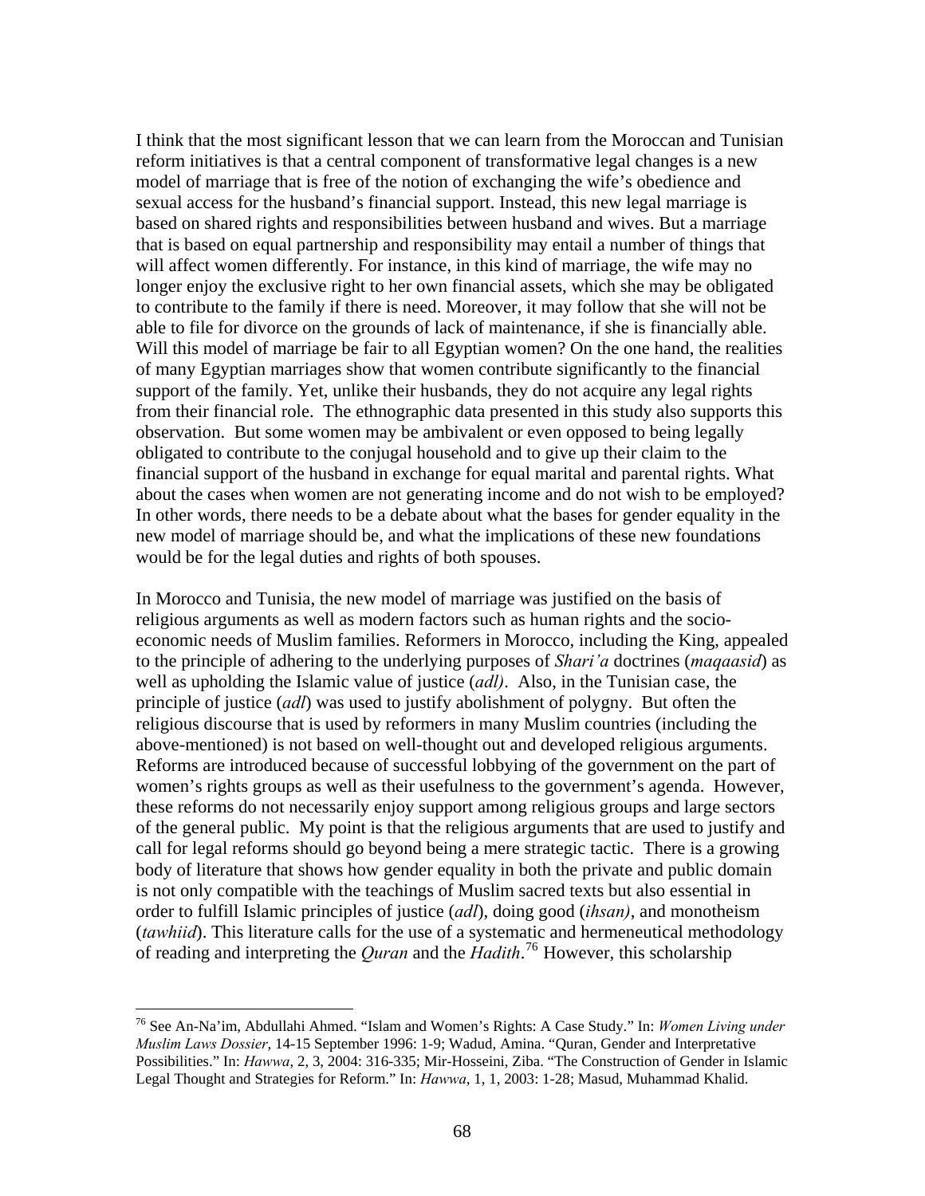I think that the most significant lesson that we can learn from the Moroccan and Tunisian reform initiatives is that a central component of transformative legal changes is a new model of marriage that is free of the notion of exchanging the wife's obedience and sexual access for the husband's financial support. Instead, this new legal marriage is based on shared rights and responsibilities between husband and wives. But a marriage that is based on equal partnership and responsibility may entail a number of things that will affect women differently. For instance, in this kind of marriage, the wife may no longer enjoy the exclusive right to her own financial assets, which she may be obligated to contribute to the family if there is need. Moreover, it may follow that she will not be able to file for divorce on the grounds of lack of maintenance, if she is financially able. Will this model of marriage be fair to all Egyptian women? On the one hand, the realities of many Egyptian marriages show that women contribute significantly to the financial support of the family. Yet, unlike their husbands, they do not acquire any legal rights from their financial role. The ethnographic data presented in this study also supports this observation. But some women may be ambivalent or even opposed to being legally obligated to contribute to the conjugal household and to give up their claim to the financial support of the husband in exchange for equal marital and parental rights. What about the cases when women are not generating income and do not wish to be employed? In other words, there needs to be a debate about what the bases for gender equality in the new model of marriage should be, and what the implications of these new foundations would be for the legal duties and rights of both spouses.

In Morocco and Tunisia, the new model of marriage was justified on the basis of religious arguments as well as modern factors such as human rights and the socio-economic needs of Muslim families. Reformers in Morocco, including the King, appealed to the principle of adhering to the underlying purposes of *Shari'a* doctrines (*maqaasid*) as well as upholding the Islamic value of justice (*adl)*. Also, in the Tunisian case, the principle of justice (*adl*) was used to justify abolishment of polygny. But often the religious discourse that is used by reformers in many Muslim countries (including the above-mentioned) is not based on well-thought out and developed religious arguments. Reforms are introduced because of successful lobbying of the government on the part of women's rights groups as well as their usefulness to the government's agenda. However, these reforms do not necessarily enjoy support among religious groups and large sectors of the general public. My point is that the religious arguments that are used to justify and call for legal reforms should go beyond being a mere strategic tactic. There is a growing body of literature that shows how gender equality in both the private and public domain is not only compatible with the teachings of Muslim sacred texts but also essential in order to fulfill Islamic principles of justice (*adl*), doing good (*ihsan)*, and monotheism (*tawhiid*). This literature calls for the use of a systematic and hermeneutical methodology of reading and interpreting the *Quran* and the *Hadith*.[76] However, this scholarship

---

[76] See An-Na'im, Abdullahi Ahmed. "Islam and Women's Rights: A Case Study." In: *Women Living under Muslim Laws Dossier*, 14-15 September 1996: 1-9; Wadud, Amina. "Quran, Gender and Interpretative Possibilities." In: *Hawwa*, 2, 3, 2004: 316-335; Mir-Hosseini, Ziba. "The Construction of Gender in Islamic Legal Thought and Strategies for Reform." In: *Hawwa*, 1, 1, 2003: 1-28; Masud, Muhammad Khalid.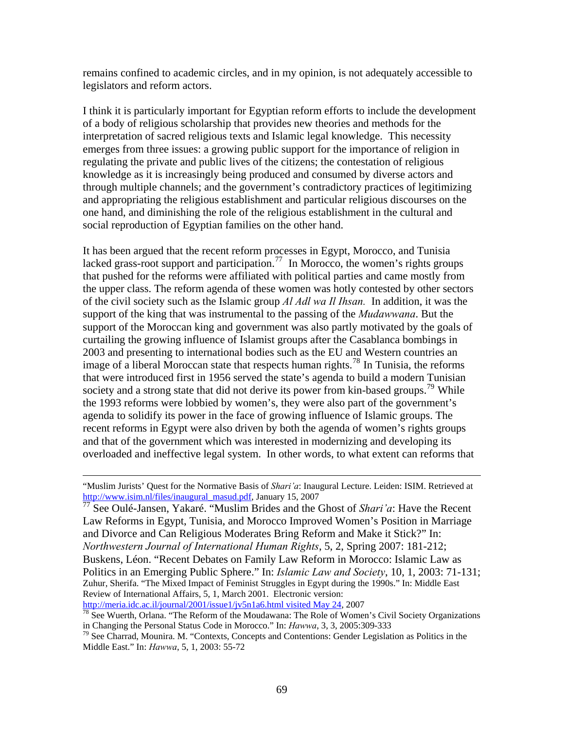remains confined to academic circles, and in my opinion, is not adequately accessible to legislators and reform actors.

I think it is particularly important for Egyptian reform efforts to include the development of a body of religious scholarship that provides new theories and methods for the interpretation of sacred religious texts and Islamic legal knowledge. This necessity emerges from three issues: a growing public support for the importance of religion in regulating the private and public lives of the citizens; the contestation of religious knowledge as it is increasingly being produced and consumed by diverse actors and through multiple channels; and the government's contradictory practices of legitimizing and appropriating the religious establishment and particular religious discourses on the one hand, and diminishing the role of the religious establishment in the cultural and social reproduction of Egyptian families on the other hand.

It has been argued that the recent reform processes in Egypt, Morocco, and Tunisia lacked grass-root support and participation.[77] In Morocco, the women's rights groups that pushed for the reforms were affiliated with political parties and came mostly from the upper class. The reform agenda of these women was hotly contested by other sectors of the civil society such as the Islamic group *Al Adl wa Il Ihsan.* In addition, it was the support of the king that was instrumental to the passing of the *Mudawwana*. But the support of the Moroccan king and government was also partly motivated by the goals of curtailing the growing influence of Islamist groups after the Casablanca bombings in 2003 and presenting to international bodies such as the EU and Western countries an image of a liberal Moroccan state that respects human rights.[78] In Tunisia, the reforms that were introduced first in 1956 served the state's agenda to build a modern Tunisian society and a strong state that did not derive its power from kin-based groups.[79] While the 1993 reforms were lobbied by women's, they were also part of the government's agenda to solidify its power in the face of growing influence of Islamic groups. The recent reforms in Egypt were also driven by both the agenda of women's rights groups and that of the government which was interested in modernizing and developing its overloaded and ineffective legal system. In other words, to what extent can reforms that

---

"Muslim Jurists' Quest for the Normative Basis of *Shari'a*: Inaugural Lecture. Leiden: ISIM. Retrieved at http://www.isim.nl/files/inaugural_masud.pdf, January 15, 2007

[77] See Oulé-Jansen, Yakaré. "Muslim Brides and the Ghost of *Shari'a*: Have the Recent Law Reforms in Egypt, Tunisia, and Morocco Improved Women's Position in Marriage and Divorce and Can Religious Moderates Bring Reform and Make it Stick?" In: *Northwestern Journal of International Human Rights*, 5, 2, Spring 2007: 181-212; Buskens, Léon. "Recent Debates on Family Law Reform in Morocco: Islamic Law as Politics in an Emerging Public Sphere." In: *Islamic Law and Society*, 10, 1, 2003: 71-131; Zuhur, Sherifa. "The Mixed Impact of Feminist Struggles in Egypt during the 1990s." In: Middle East Review of International Affairs, 5, 1, March 2001. Electronic version: http://meria.idc.ac.il/journal/2001/issue1/jv5n1a6.html visited May 24, 2007

[78] See Wuerth, Orlana. "The Reform of the Moudawana: The Role of Women's Civil Society Organizations in Changing the Personal Status Code in Morocco." In: *Hawwa*, 3, 3, 2005:309-333

[79] See Charrad, Mounira. M. "Contexts, Concepts and Contentions: Gender Legislation as Politics in the Middle East." In: *Hawwa*, 5, 1, 2003: 55-72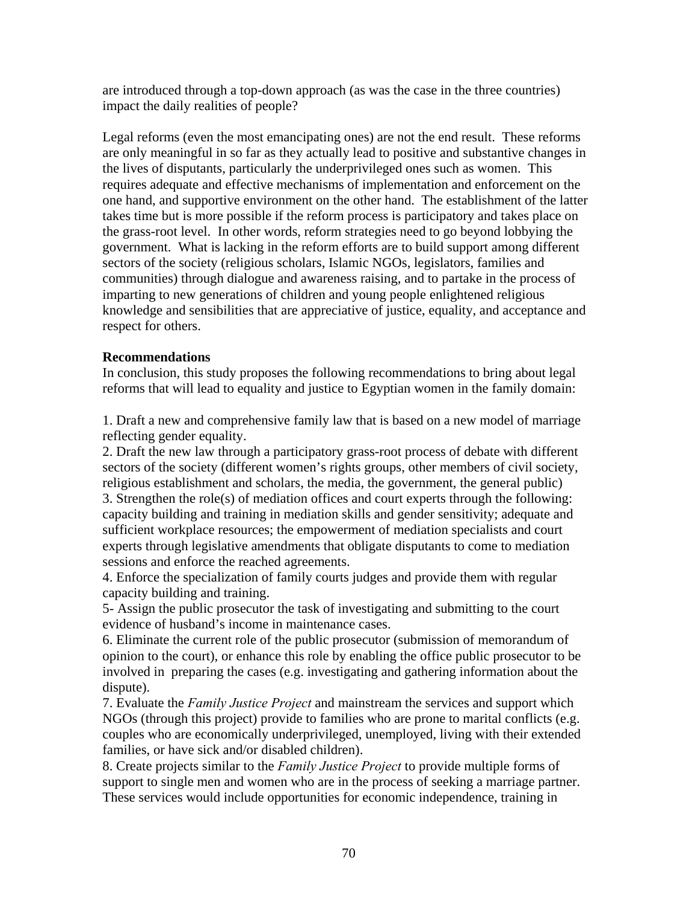are introduced through a top-down approach (as was the case in the three countries) impact the daily realities of people?

Legal reforms (even the most emancipating ones) are not the end result. These reforms are only meaningful in so far as they actually lead to positive and substantive changes in the lives of disputants, particularly the underprivileged ones such as women. This requires adequate and effective mechanisms of implementation and enforcement on the one hand, and supportive environment on the other hand. The establishment of the latter takes time but is more possible if the reform process is participatory and takes place on the grass-root level. In other words, reform strategies need to go beyond lobbying the government. What is lacking in the reform efforts are to build support among different sectors of the society (religious scholars, Islamic NGOs, legislators, families and communities) through dialogue and awareness raising, and to partake in the process of imparting to new generations of children and young people enlightened religious knowledge and sensibilities that are appreciative of justice, equality, and acceptance and respect for others.

**Recommendations**

In conclusion, this study proposes the following recommendations to bring about legal reforms that will lead to equality and justice to Egyptian women in the family domain:

1. Draft a new and comprehensive family law that is based on a new model of marriage reflecting gender equality.
2. Draft the new law through a participatory grass-root process of debate with different sectors of the society (different women's rights groups, other members of civil society, religious establishment and scholars, the media, the government, the general public)
3. Strengthen the role(s) of mediation offices and court experts through the following: capacity building and training in mediation skills and gender sensitivity; adequate and sufficient workplace resources; the empowerment of mediation specialists and court experts through legislative amendments that obligate disputants to come to mediation sessions and enforce the reached agreements.
4. Enforce the specialization of family courts judges and provide them with regular capacity building and training.

5- Assign the public prosecutor the task of investigating and submitting to the court evidence of husband's income in maintenance cases.

6. Eliminate the current role of the public prosecutor (submission of memorandum of opinion to the court), or enhance this role by enabling the office public prosecutor to be involved in preparing the cases (e.g. investigating and gathering information about the dispute).
7. Evaluate the *Family Justice Project* and mainstream the services and support which NGOs (through this project) provide to families who are prone to marital conflicts (e.g. couples who are economically underprivileged, unemployed, living with their extended families, or have sick and/or disabled children).
8. Create projects similar to the *Family Justice Project* to provide multiple forms of support to single men and women who are in the process of seeking a marriage partner. These services would include opportunities for economic independence, training in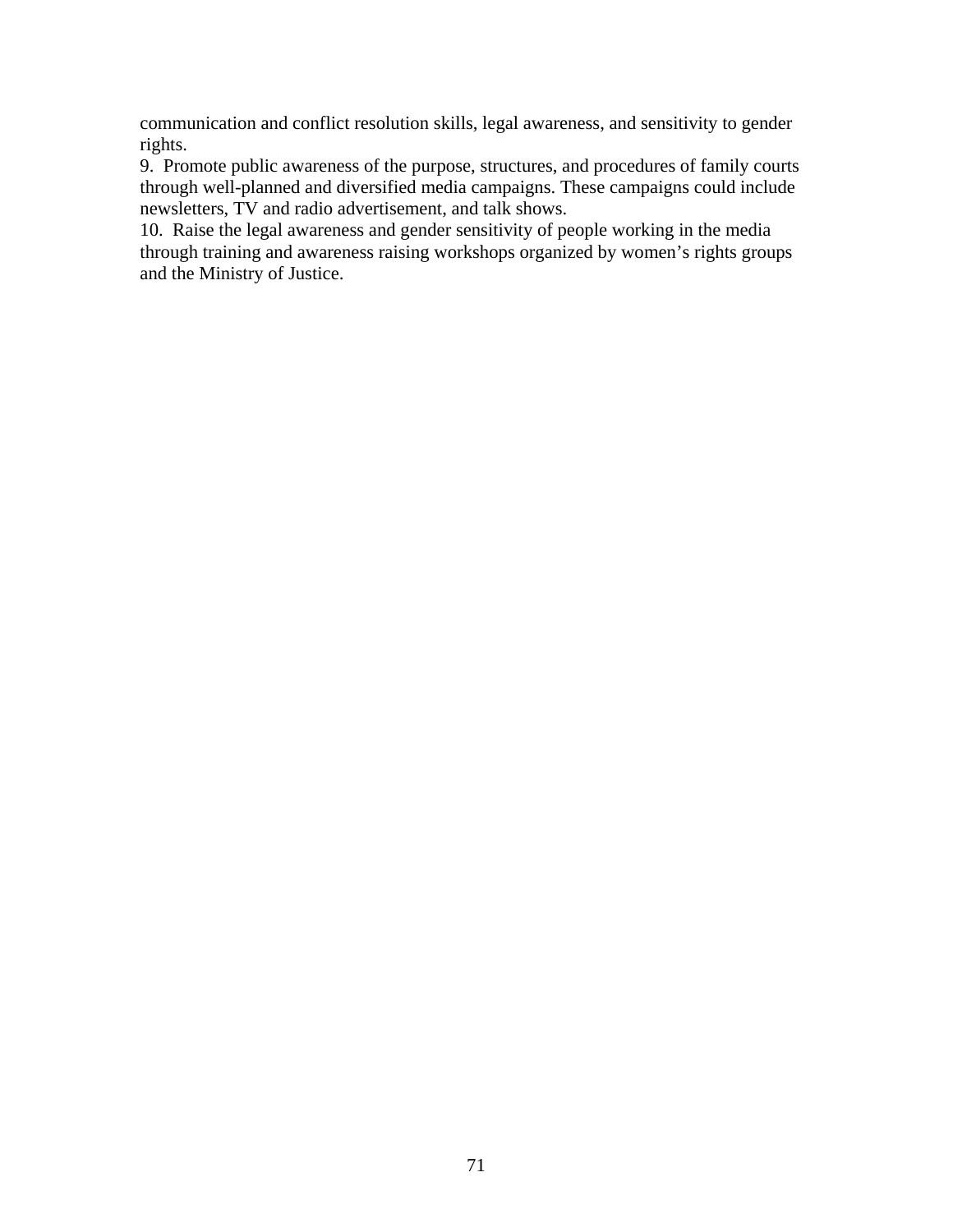communication and conflict resolution skills, legal awareness, and sensitivity to gender rights.

9. Promote public awareness of the purpose, structures, and procedures of family courts through well-planned and diversified media campaigns. These campaigns could include newsletters, TV and radio advertisement, and talk shows.

10. Raise the legal awareness and gender sensitivity of people working in the media through training and awareness raising workshops organized by women's rights groups and the Ministry of Justice.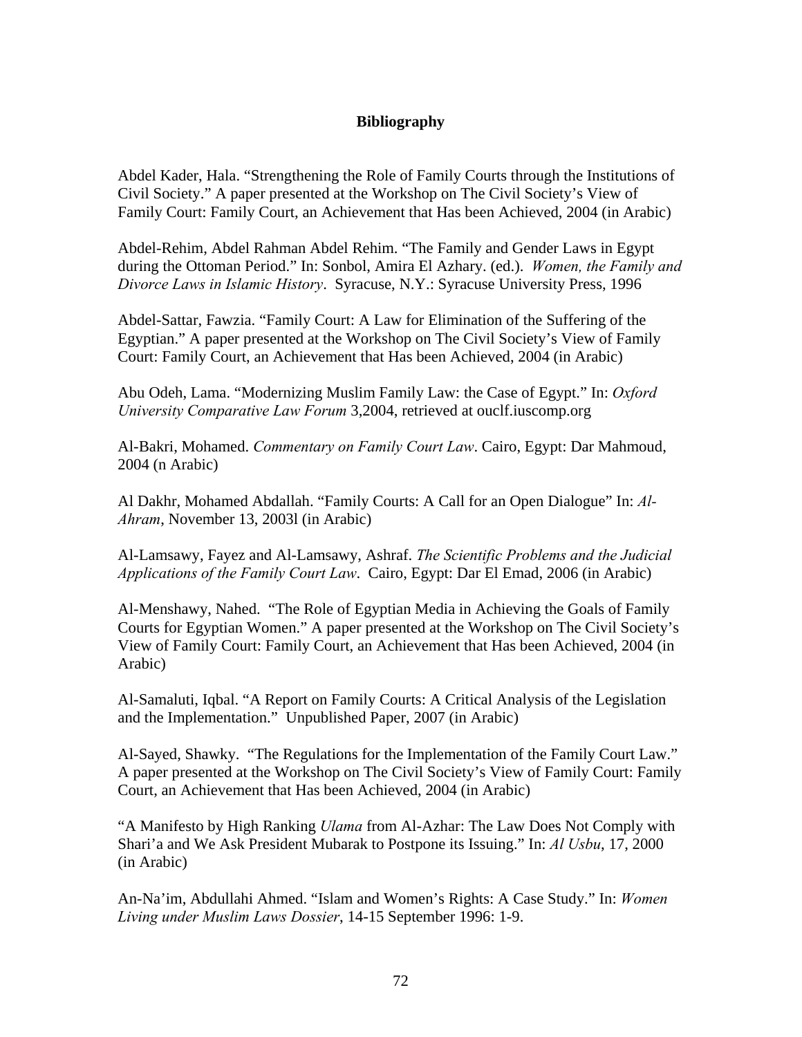**Bibliography**

Abdel Kader, Hala. "Strengthening the Role of Family Courts through the Institutions of Civil Society." A paper presented at the Workshop on The Civil Society's View of Family Court: Family Court, an Achievement that Has been Achieved, 2004 (in Arabic)

Abdel-Rehim, Abdel Rahman Abdel Rehim. "The Family and Gender Laws in Egypt during the Ottoman Period." In: Sonbol, Amira El Azhary. (ed.). *Women, the Family and Divorce Laws in Islamic History*. Syracuse, N.Y.: Syracuse University Press, 1996

Abdel-Sattar, Fawzia. "Family Court: A Law for Elimination of the Suffering of the Egyptian." A paper presented at the Workshop on The Civil Society's View of Family Court: Family Court, an Achievement that Has been Achieved, 2004 (in Arabic)

Abu Odeh, Lama. "Modernizing Muslim Family Law: the Case of Egypt." In: *Oxford University Comparative Law Forum* 3,2004, retrieved at ouclf.iuscomp.org

Al-Bakri, Mohamed. *Commentary on Family Court Law*. Cairo, Egypt: Dar Mahmoud, 2004 (n Arabic)

Al Dakhr, Mohamed Abdallah. "Family Courts: A Call for an Open Dialogue" In: *Al-Ahram*, November 13, 2003l (in Arabic)

Al-Lamsawy, Fayez and Al-Lamsawy, Ashraf. *The Scientific Problems and the Judicial Applications of the Family Court Law*. Cairo, Egypt: Dar El Emad, 2006 (in Arabic)

Al-Menshawy, Nahed. "The Role of Egyptian Media in Achieving the Goals of Family Courts for Egyptian Women." A paper presented at the Workshop on The Civil Society's View of Family Court: Family Court, an Achievement that Has been Achieved, 2004 (in Arabic)

Al-Samaluti, Iqbal. "A Report on Family Courts: A Critical Analysis of the Legislation and the Implementation." Unpublished Paper, 2007 (in Arabic)

Al-Sayed, Shawky. "The Regulations for the Implementation of the Family Court Law." A paper presented at the Workshop on The Civil Society's View of Family Court: Family Court, an Achievement that Has been Achieved, 2004 (in Arabic)

"A Manifesto by High Ranking *Ulama* from Al-Azhar: The Law Does Not Comply with Shari'a and We Ask President Mubarak to Postpone its Issuing." In: *Al Usbu*, 17, 2000 (in Arabic)

An-Na'im, Abdullahi Ahmed. "Islam and Women's Rights: A Case Study." In: *Women Living under Muslim Laws Dossier*, 14-15 September 1996: 1-9.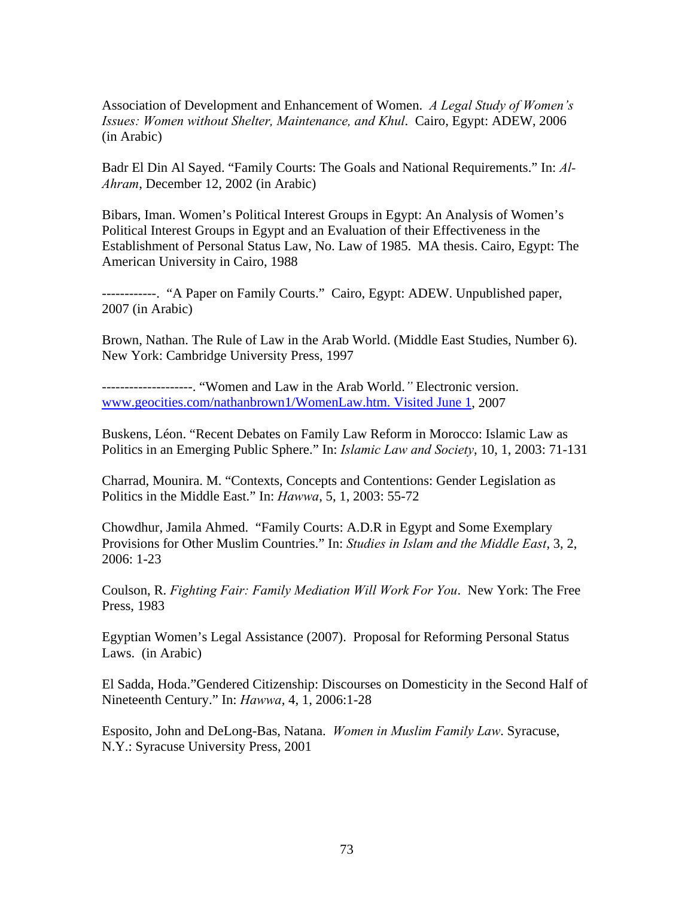Association of Development and Enhancement of Women. *A Legal Study of Women's Issues: Women without Shelter, Maintenance, and Khul*. Cairo, Egypt: ADEW, 2006 (in Arabic)

Badr El Din Al Sayed. "Family Courts: The Goals and National Requirements." In: *Al-Ahram*, December 12, 2002 (in Arabic)

Bibars, Iman. Women's Political Interest Groups in Egypt: An Analysis of Women's Political Interest Groups in Egypt and an Evaluation of their Effectiveness in the Establishment of Personal Status Law, No. Law of 1985. MA thesis. Cairo, Egypt: The American University in Cairo, 1988

------------. "A Paper on Family Courts." Cairo, Egypt: ADEW. Unpublished paper, 2007 (in Arabic)

Brown, Nathan. The Rule of Law in the Arab World. (Middle East Studies, Number 6). New York: Cambridge University Press, 1997

--------------------. "Women and Law in the Arab World." Electronic version. [www.geocities.com/nathanbrown1/WomenLaw.htm. Visited June 1](www.geocities.com/nathanbrown1/WomenLaw.htm), 2007

Buskens, Léon. "Recent Debates on Family Law Reform in Morocco: Islamic Law as Politics in an Emerging Public Sphere." In: *Islamic Law and Society*, 10, 1, 2003: 71-131

Charrad, Mounira. M. "Contexts, Concepts and Contentions: Gender Legislation as Politics in the Middle East." In: *Hawwa*, 5, 1, 2003: 55-72

Chowdhur, Jamila Ahmed. "Family Courts: A.D.R in Egypt and Some Exemplary Provisions for Other Muslim Countries." In: *Studies in Islam and the Middle East*, 3, 2, 2006: 1-23

Coulson, R. *Fighting Fair: Family Mediation Will Work For You*. New York: The Free Press, 1983

Egyptian Women's Legal Assistance (2007). Proposal for Reforming Personal Status Laws. (in Arabic)

El Sadda, Hoda."Gendered Citizenship: Discourses on Domesticity in the Second Half of Nineteenth Century." In: *Hawwa*, 4, 1, 2006:1-28

Esposito, John and DeLong-Bas, Natana. *Women in Muslim Family Law*. Syracuse, N.Y.: Syracuse University Press, 2001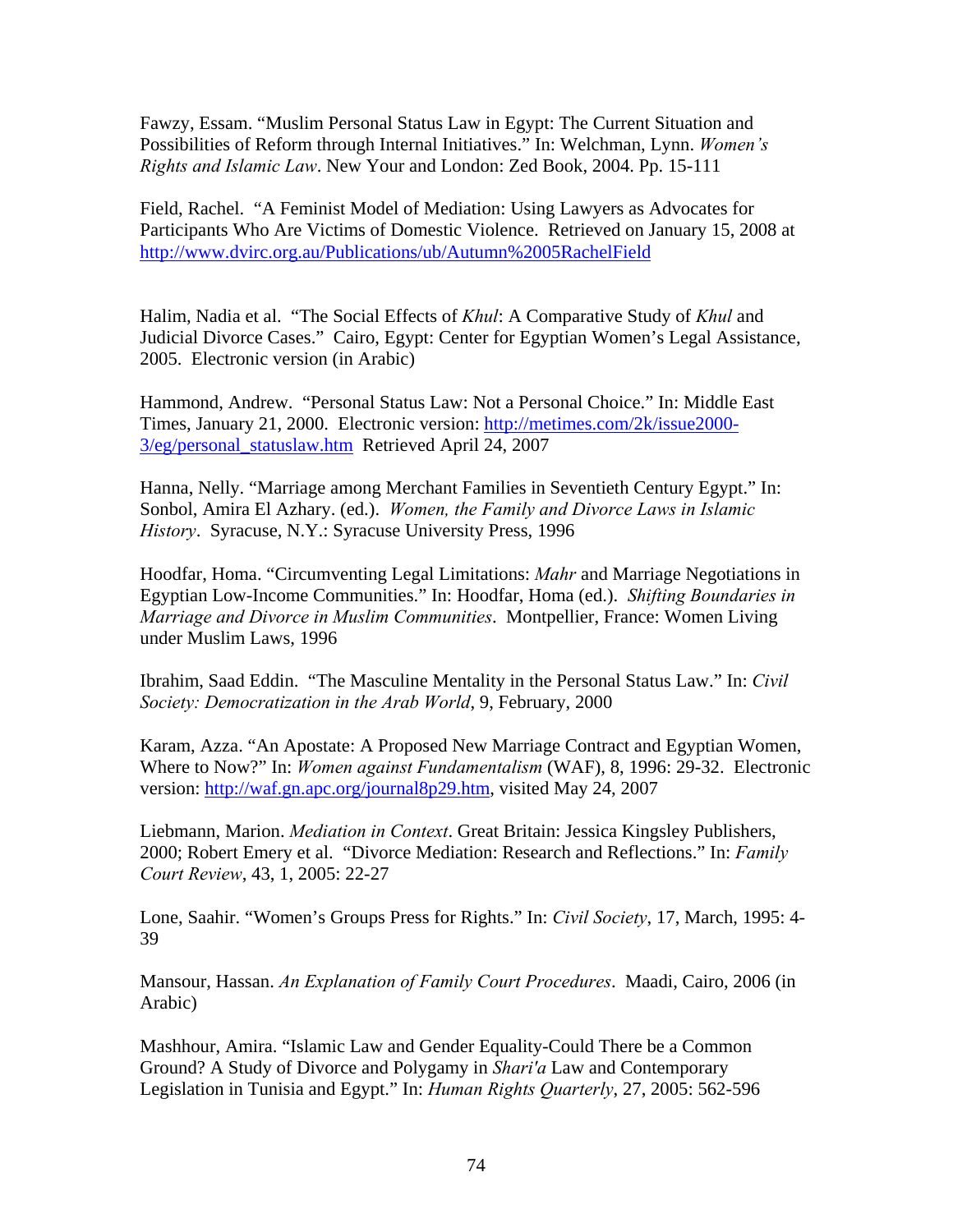Fawzy, Essam. "Muslim Personal Status Law in Egypt: The Current Situation and Possibilities of Reform through Internal Initiatives." In: Welchman, Lynn. *Women's Rights and Islamic Law*. New Your and London: Zed Book, 2004. Pp. 15-111

Field, Rachel. "A Feminist Model of Mediation: Using Lawyers as Advocates for Participants Who Are Victims of Domestic Violence. Retrieved on January 15, 2008 at http://www.dvirc.org.au/Publications/ub/Autumn%2005RachelField

Halim, Nadia et al. "The Social Effects of *Khul*: A Comparative Study of *Khul* and Judicial Divorce Cases." Cairo, Egypt: Center for Egyptian Women's Legal Assistance, 2005. Electronic version (in Arabic)

Hammond, Andrew. "Personal Status Law: Not a Personal Choice." In: Middle East Times, January 21, 2000. Electronic version: http://metimes.com/2k/issue2000-3/eg/personal_statuslaw.htm Retrieved April 24, 2007

Hanna, Nelly. "Marriage among Merchant Families in Seventieth Century Egypt." In: Sonbol, Amira El Azhary. (ed.). *Women, the Family and Divorce Laws in Islamic History*. Syracuse, N.Y.: Syracuse University Press, 1996

Hoodfar, Homa. "Circumventing Legal Limitations: *Mahr* and Marriage Negotiations in Egyptian Low-Income Communities." In: Hoodfar, Homa (ed.). *Shifting Boundaries in Marriage and Divorce in Muslim Communities*. Montpellier, France: Women Living under Muslim Laws, 1996

Ibrahim, Saad Eddin. "The Masculine Mentality in the Personal Status Law." In: *Civil Society: Democratization in the Arab World*, 9, February, 2000

Karam, Azza. "An Apostate: A Proposed New Marriage Contract and Egyptian Women, Where to Now?" In: *Women against Fundamentalism* (WAF), 8, 1996: 29-32. Electronic version: http://waf.gn.apc.org/journal8p29.htm, visited May 24, 2007

Liebmann, Marion. *Mediation in Context*. Great Britain: Jessica Kingsley Publishers, 2000; Robert Emery et al. "Divorce Mediation: Research and Reflections." In: *Family Court Review*, 43, 1, 2005: 22-27

Lone, Saahir. "Women's Groups Press for Rights." In: *Civil Society*, 17, March, 1995: 4-39

Mansour, Hassan. *An Explanation of Family Court Procedures*. Maadi, Cairo, 2006 (in Arabic)

Mashhour, Amira. "Islamic Law and Gender Equality-Could There be a Common Ground? A Study of Divorce and Polygamy in *Shari'a* Law and Contemporary Legislation in Tunisia and Egypt." In: *Human Rights Quarterly*, 27, 2005: 562-596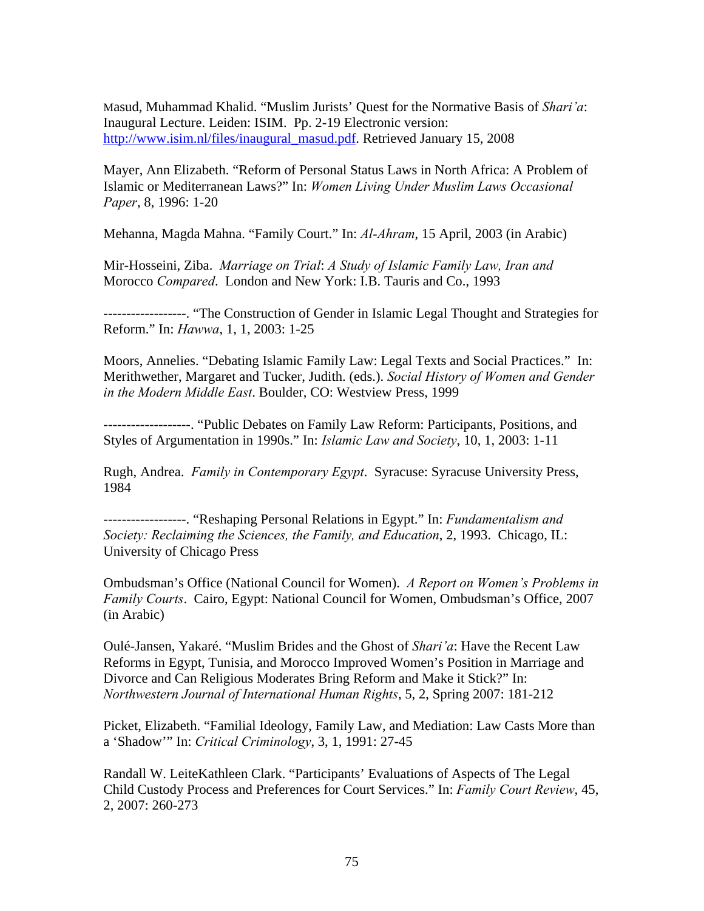Masud, Muhammad Khalid. “Muslim Jurists’ Quest for the Normative Basis of *Shari’a*: Inaugural Lecture. Leiden: ISIM. Pp. 2-19 Electronic version: [http://www.isim.nl/files/inaugural_masud.pdf](http://www.isim.nl/files/inaugural_masud.pdf). Retrieved January 15, 2008

Mayer, Ann Elizabeth. “Reform of Personal Status Laws in North Africa: A Problem of Islamic or Mediterranean Laws?” In: *Women Living Under Muslim Laws Occasional Paper*, 8, 1996: 1-20

Mehanna, Magda Mahna. “Family Court.” In: *Al-Ahram*, 15 April, 2003 (in Arabic)

Mir-Hosseini, Ziba. *Marriage on Trial*: *A Study of Islamic Family Law, Iran and* Morocco *Compared*. London and New York: I.B. Tauris and Co., 1993

------------------. “The Construction of Gender in Islamic Legal Thought and Strategies for Reform.” In: *Hawwa*, 1, 1, 2003: 1-25

Moors, Annelies. “Debating Islamic Family Law: Legal Texts and Social Practices.” In: Merithwether, Margaret and Tucker, Judith. (eds.). *Social History of Women and Gender in the Modern Middle East*. Boulder, CO: Westview Press, 1999

-------------------. “Public Debates on Family Law Reform: Participants, Positions, and Styles of Argumentation in 1990s.” In: *Islamic Law and Society*, 10, 1, 2003: 1-11

Rugh, Andrea. *Family in Contemporary Egypt*. Syracuse: Syracuse University Press, 1984

------------------. “Reshaping Personal Relations in Egypt.” In: *Fundamentalism and Society: Reclaiming the Sciences, the Family, and Education*, 2, 1993. Chicago, IL: University of Chicago Press

Ombudsman’s Office (National Council for Women). *A Report on Women’s Problems in Family Courts*. Cairo, Egypt: National Council for Women, Ombudsman’s Office, 2007 (in Arabic)

Oulé-Jansen, Yakaré. “Muslim Brides and the Ghost of *Shari’a*: Have the Recent Law Reforms in Egypt, Tunisia, and Morocco Improved Women’s Position in Marriage and Divorce and Can Religious Moderates Bring Reform and Make it Stick?” In: *Northwestern Journal of International Human Rights*, 5, 2, Spring 2007: 181-212

Picket, Elizabeth. “Familial Ideology, Family Law, and Mediation: Law Casts More than a ‘Shadow’” In: *Critical Criminology*, 3, 1, 1991: 27-45

Randall W. LeiteKathleen Clark. “Participants’ Evaluations of Aspects of The Legal Child Custody Process and Preferences for Court Services.” In: *Family Court Review*, 45, 2, 2007: 260-273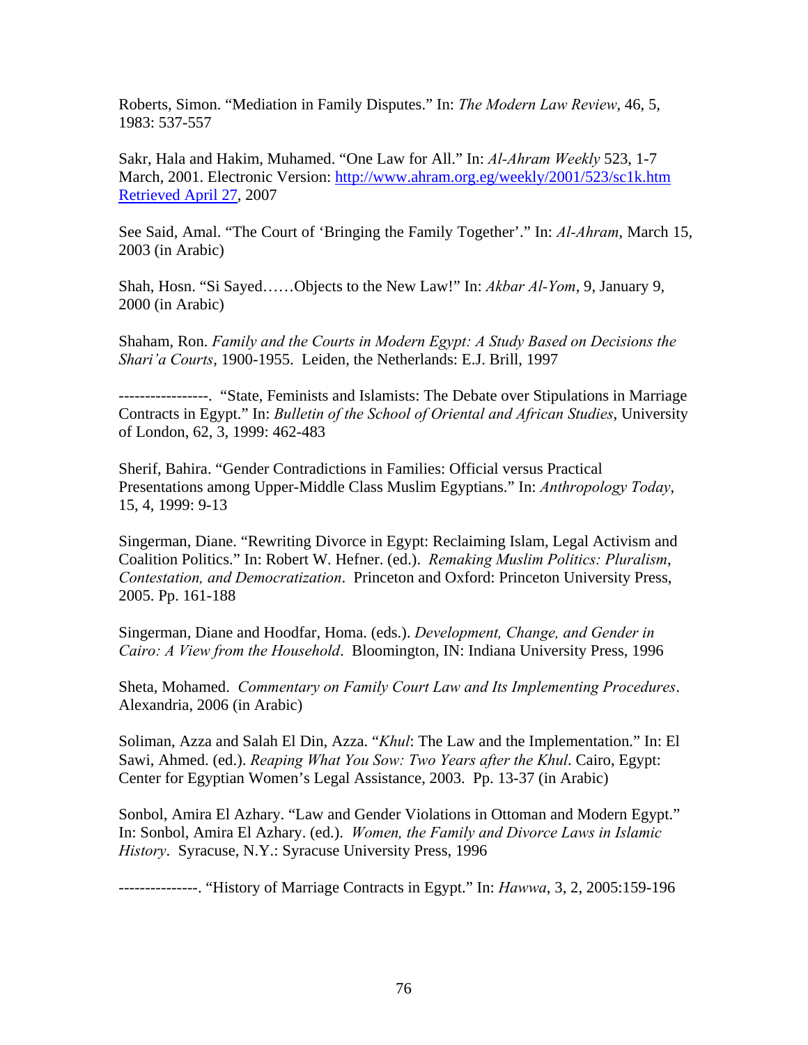Roberts, Simon. "Mediation in Family Disputes." In: *The Modern Law Review*, 46, 5, 1983: 537-557

Sakr, Hala and Hakim, Muhamed. "One Law for All." In: *Al-Ahram Weekly* 523, 1-7 March, 2001. Electronic Version: http://www.ahram.org.eg/weekly/2001/523/sc1k.htm Retrieved April 27, 2007

See Said, Amal. "The Court of 'Bringing the Family Together'." In: *Al-Ahram*, March 15, 2003 (in Arabic)

Shah, Hosn. "Si Sayed……Objects to the New Law!" In: *Akbar Al-Yom*, 9, January 9, 2000 (in Arabic)

Shaham, Ron. *Family and the Courts in Modern Egypt: A Study Based on Decisions the Shari'a Courts*, 1900-1955. Leiden, the Netherlands: E.J. Brill, 1997

-----------------. "State, Feminists and Islamists: The Debate over Stipulations in Marriage Contracts in Egypt." In: *Bulletin of the School of Oriental and African Studies*, University of London, 62, 3, 1999: 462-483

Sherif, Bahira. "Gender Contradictions in Families: Official versus Practical Presentations among Upper-Middle Class Muslim Egyptians." In: *Anthropology Today*, 15, 4, 1999: 9-13

Singerman, Diane. "Rewriting Divorce in Egypt: Reclaiming Islam, Legal Activism and Coalition Politics." In: Robert W. Hefner. (ed.). *Remaking Muslim Politics: Pluralism, Contestation, and Democratization*. Princeton and Oxford: Princeton University Press, 2005. Pp. 161-188

Singerman, Diane and Hoodfar, Homa. (eds.). *Development, Change, and Gender in Cairo: A View from the Household*. Bloomington, IN: Indiana University Press, 1996

Sheta, Mohamed. *Commentary on Family Court Law and Its Implementing Procedures*. Alexandria, 2006 (in Arabic)

Soliman, Azza and Salah El Din, Azza. "*Khul*: The Law and the Implementation." In: El Sawi, Ahmed. (ed.). *Reaping What You Sow: Two Years after the Khul*. Cairo, Egypt: Center for Egyptian Women's Legal Assistance, 2003. Pp. 13-37 (in Arabic)

Sonbol, Amira El Azhary. "Law and Gender Violations in Ottoman and Modern Egypt." In: Sonbol, Amira El Azhary. (ed.). *Women, the Family and Divorce Laws in Islamic History*. Syracuse, N.Y.: Syracuse University Press, 1996

---------------. "History of Marriage Contracts in Egypt." In: *Hawwa*, 3, 2, 2005:159-196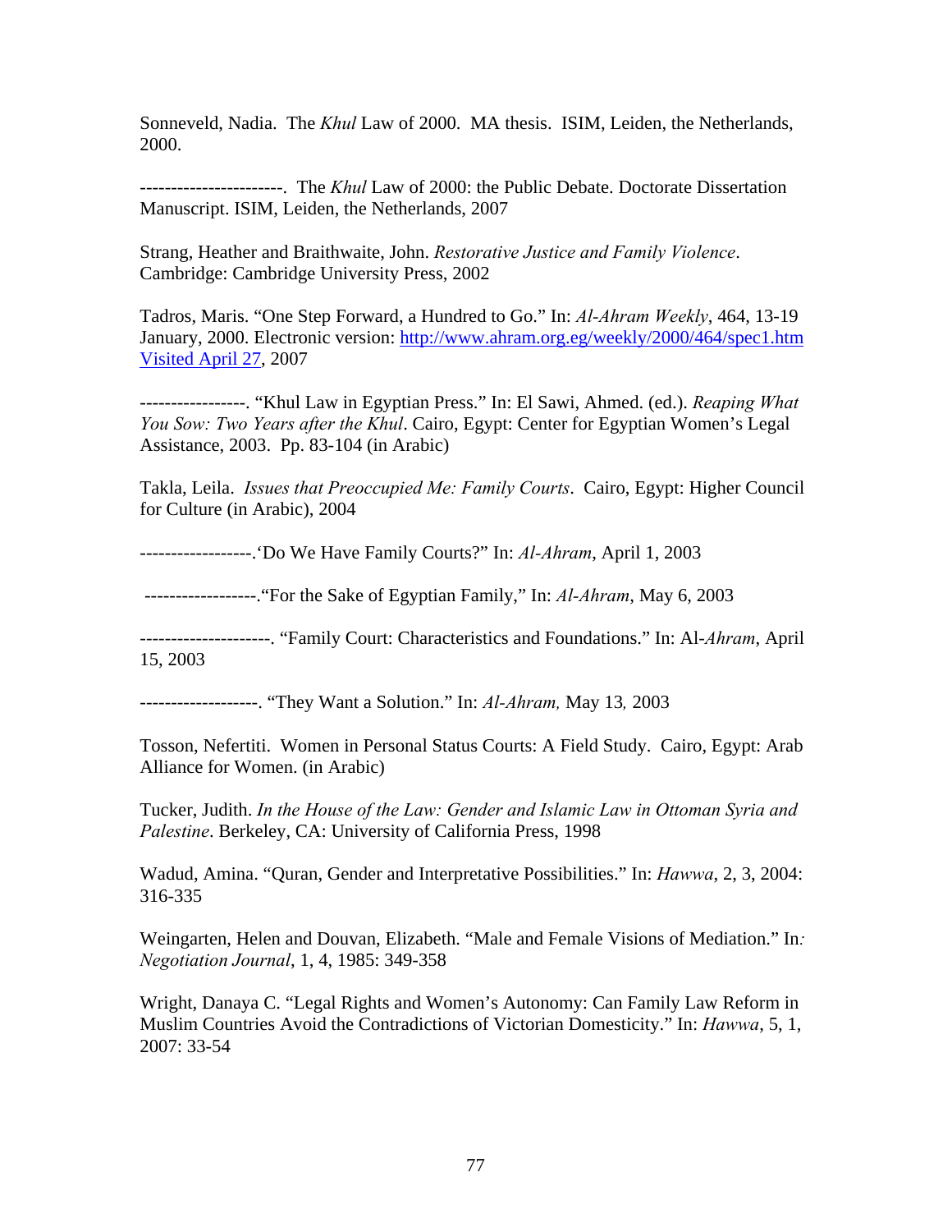Sonneveld, Nadia. The *Khul* Law of 2000. MA thesis. ISIM, Leiden, the Netherlands, 2000.

-----------------------. The *Khul* Law of 2000: the Public Debate. Doctorate Dissertation Manuscript. ISIM, Leiden, the Netherlands, 2007

Strang, Heather and Braithwaite, John. *Restorative Justice and Family Violence*. Cambridge: Cambridge University Press, 2002

Tadros, Maris. "One Step Forward, a Hundred to Go." In: *Al-Ahram Weekly*, 464, 13-19 January, 2000. Electronic version: [http://www.ahram.org.eg/weekly/2000/464/spec1.htm Visited April 27](http://www.ahram.org.eg/weekly/2000/464/spec1.htm), 2007

-----------------. "Khul Law in Egyptian Press." In: El Sawi, Ahmed. (ed.). *Reaping What You Sow: Two Years after the Khul*. Cairo, Egypt: Center for Egyptian Women's Legal Assistance, 2003. Pp. 83-104 (in Arabic)

Takla, Leila. *Issues that Preoccupied Me: Family Courts*. Cairo, Egypt: Higher Council for Culture (in Arabic), 2004

------------------.'Do We Have Family Courts?" In: *Al-Ahram*, April 1, 2003

------------------."For the Sake of Egyptian Family," In: *Al-Ahram*, May 6, 2003

---------------------. "Family Court: Characteristics and Foundations." In: Al-*Ahram*, April 15, 2003

-------------------. "They Want a Solution." In: *Al-Ahram,* May 13*,* 2003

Tosson, Nefertiti. Women in Personal Status Courts: A Field Study. Cairo, Egypt: Arab Alliance for Women. (in Arabic)

Tucker, Judith. *In the House of the Law: Gender and Islamic Law in Ottoman Syria and Palestine*. Berkeley, CA: University of California Press, 1998

Wadud, Amina. "Quran, Gender and Interpretative Possibilities." In: *Hawwa*, 2, 3, 2004: 316-335

Weingarten, Helen and Douvan, Elizabeth. "Male and Female Visions of Mediation." In*: Negotiation Journal*, 1, 4, 1985: 349-358

Wright, Danaya C. "Legal Rights and Women's Autonomy: Can Family Law Reform in Muslim Countries Avoid the Contradictions of Victorian Domesticity." In: *Hawwa*, 5, 1, 2007: 33-54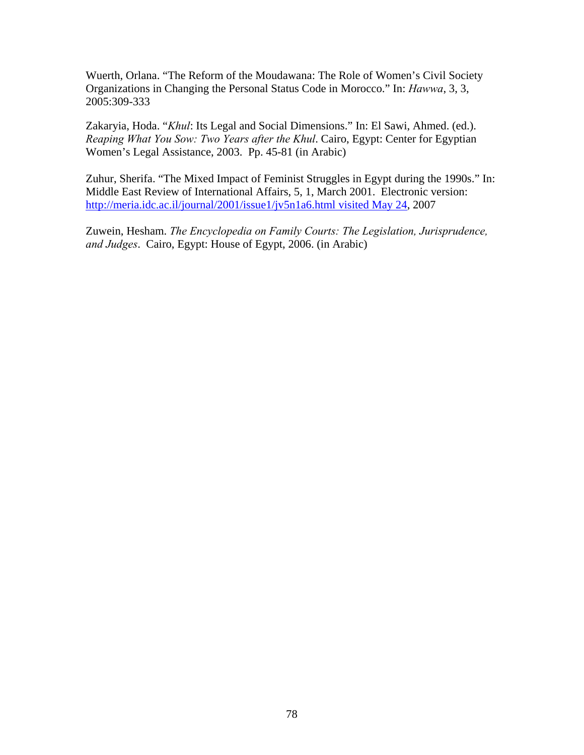Wuerth, Orlana. "The Reform of the Moudawana: The Role of Women's Civil Society Organizations in Changing the Personal Status Code in Morocco." In: *Hawwa*, 3, 3, 2005:309-333

Zakaryia, Hoda. "*Khul*: Its Legal and Social Dimensions." In: El Sawi, Ahmed. (ed.). *Reaping What You Sow: Two Years after the Khul*. Cairo, Egypt: Center for Egyptian Women's Legal Assistance, 2003. Pp. 45-81 (in Arabic)

Zuhur, Sherifa. "The Mixed Impact of Feminist Struggles in Egypt during the 1990s." In: Middle East Review of International Affairs, 5, 1, March 2001. Electronic version: http://meria.idc.ac.il/journal/2001/issue1/jv5n1a6.html visited May 24, 2007

Zuwein, Hesham. *The Encyclopedia on Family Courts: The Legislation, Jurisprudence, and Judges*. Cairo, Egypt: House of Egypt, 2006. (in Arabic)